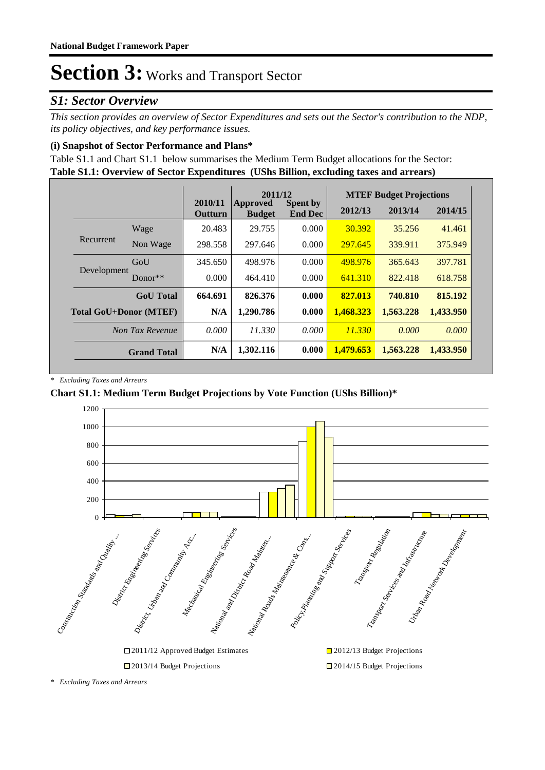**National Budget Framework Paper**

# Section 3: Works and Transport Sector

## S1: Sector Overview

*This section provides an overview of Sector Expenditures and sets out the Sector's contribution to the NDP, its policy objectives, and key performance issues.*

### (i) Snapshot of Sector Performance and Plans*

Table S1.1 and Chart S1.1 below summarises the Medium Term Budget allocations for the Sector:

**Table S1.1: Overview of Sector Expenditures (UShs Billion, excluding taxes and arrears)**

| | | 2010/11 | 2011/12 | | MTEF Budget Projections | | |
|---|---|---|---|---|---|---|---|
| | | Outturn | Approved Budget | Spent by End Dec | 2012/13 | 2013/14 | 2014/15 |
| Recurrent | Wage | 20.483 | 29.755 | 0.000 | 30.392 | 35.256 | 41.461 |
| | Non Wage | 298.558 | 297.646 | 0.000 | 297.645 | 339.911 | 375.949 |
| Development | GoU | 345.650 | 498.976 | 0.000 | 498.976 | 365.643 | 397.781 |
| | Donor** | 0.000 | 464.410 | 0.000 | 641.310 | 822.418 | 618.758 |
| | **GoU Total** | **664.691** | **826.376** | **0.000** | **827.013** | **740.810** | **815.192** |
| **Total GoU+Donor (MTEF)** | | **N/A** | **1,290.786** | **0.000** | **1,468.323** | **1,563.228** | **1,433.950** |
| | *Non Tax Revenue* | *0.000* | *11.330* | *0.000* | *11.330* | *0.000* | *0.000* |
| | **Grand Total** | **N/A** | **1,302.116** | **0.000** | **1,479.653** | **1,563.228** | **1,433.950** |

*\* Excluding Taxes and Arrears*

**Chart S1.1: Medium Term Budget Projections by Vote Function (UShs Billion)***

*\* Excluding Taxes and Arrears*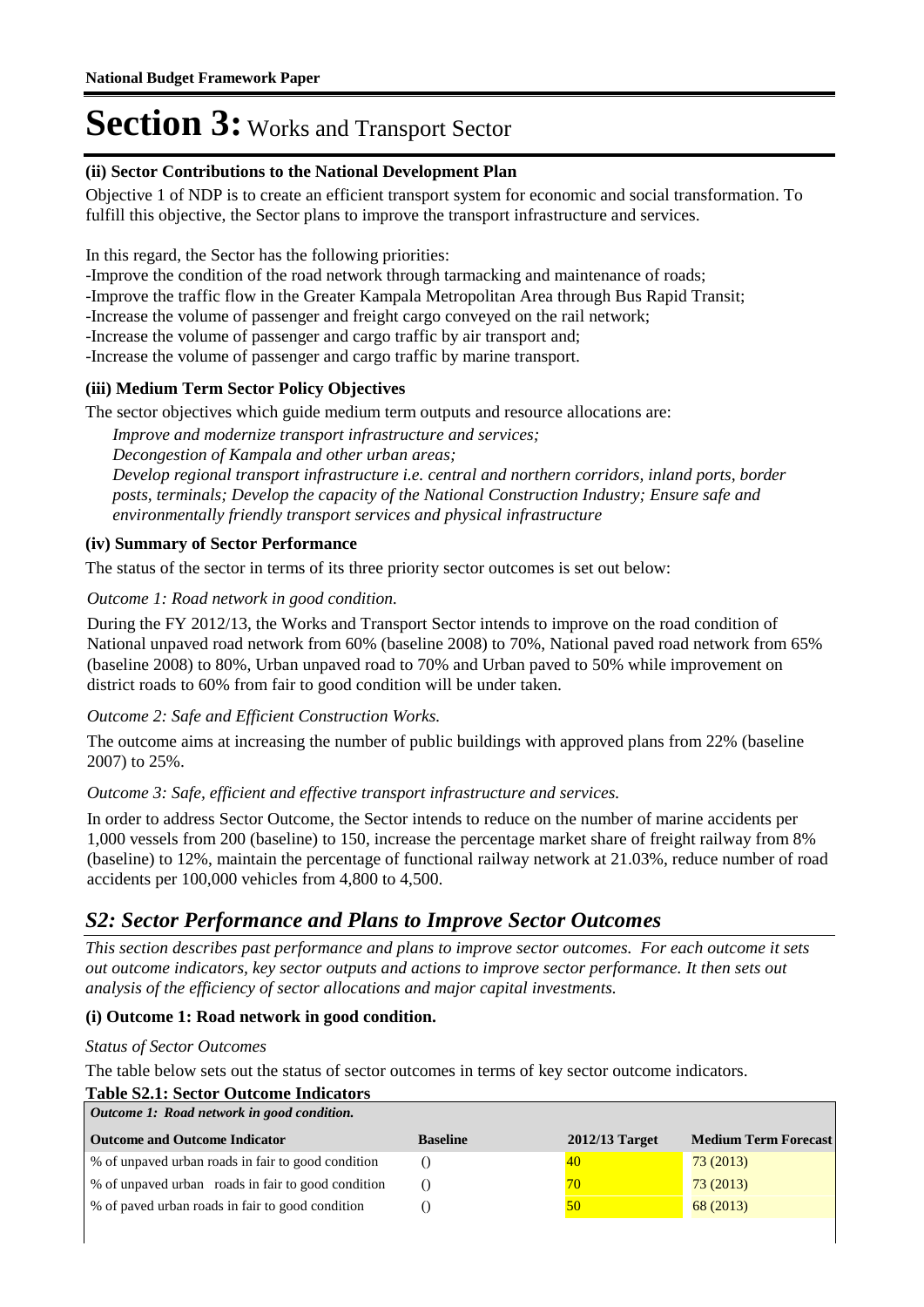# Section 3: Works and Transport Sector

### (ii) Sector Contributions to the National Development Plan

Objective 1 of NDP is to create an efficient transport system for economic and social transformation. To fulfill this objective, the Sector plans to improve the transport infrastructure and services.

In this regard, the Sector has the following priorities:
-Improve the condition of the road network through tarmacking and maintenance of roads;
-Improve the traffic flow in the Greater Kampala Metropolitan Area through Bus Rapid Transit;
-Increase the volume of passenger and freight cargo conveyed on the rail network;
-Increase the volume of passenger and cargo traffic by air transport and;
-Increase the volume of passenger and cargo traffic by marine transport.

### (iii) Medium Term Sector Policy Objectives

The sector objectives which guide medium term outputs and resource allocations are:

*Improve and modernize transport infrastructure and services;*
*Decongestion of Kampala and other urban areas;*
*Develop regional transport infrastructure i.e. central and northern corridors, inland ports, border posts, terminals; Develop the capacity of the National Construction Industry; Ensure safe and environmentally friendly transport services and physical infrastructure*

### (iv) Summary of Sector Performance

The status of the sector in terms of its three priority sector outcomes is set out below:

*Outcome 1: Road network in good condition.*

During the FY 2012/13, the Works and Transport Sector intends to improve on the road condition of National unpaved road network from 60% (baseline 2008) to 70%, National paved road network from 65% (baseline 2008) to 80%, Urban unpaved road to 70% and Urban paved to 50% while improvement on district roads to 60% from fair to good condition will be under taken.

*Outcome 2: Safe and Efficient Construction Works.*

The outcome aims at increasing the number of public buildings with approved plans from 22% (baseline 2007) to 25%.

*Outcome 3: Safe, efficient and effective transport infrastructure and services.*

In order to address Sector Outcome, the Sector intends to reduce on the number of marine accidents per 1,000 vessels from 200 (baseline) to 150, increase the percentage market share of freight railway from 8% (baseline) to 12%, maintain the percentage of functional railway network at 21.03%, reduce number of road accidents per 100,000 vehicles from 4,800 to 4,500.

## *S2: Sector Performance and Plans to Improve Sector Outcomes*

*This section describes past performance and plans to improve sector outcomes. For each outcome it sets out outcome indicators, key sector outputs and actions to improve sector performance. It then sets out analysis of the efficiency of sector allocations and major capital investments.*

### (i) Outcome 1: Road network in good condition.

*Status of Sector Outcomes*

The table below sets out the status of sector outcomes in terms of key sector outcome indicators.

**Table S2.1: Sector Outcome Indicators**

| *Outcome 1: Road network in good condition.* | | | |
|---|---|---|---|
| **Outcome and Outcome Indicator** | **Baseline** | **2012/13 Target** | **Medium Term Forecast** |
| % of unpaved urban roads in fair to good condition | () | 40 | 73 (2013) |
| % of unpaved urban roads in fair to good condition | () | 70 | 73 (2013) |
| % of paved urban roads in fair to good condition | () | 50 | 68 (2013) |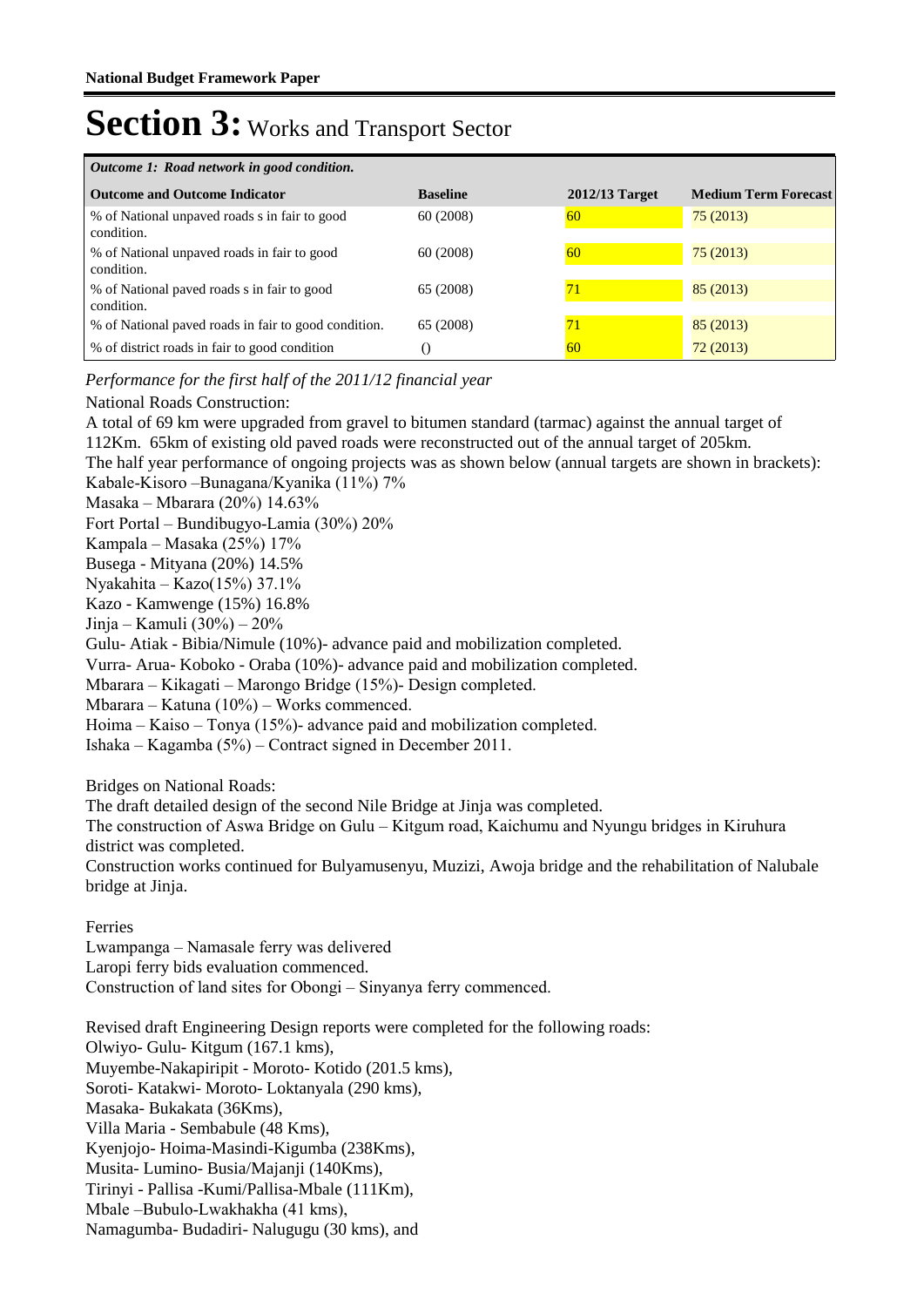# Section 3: Works and Transport Sector

| *Outcome 1: Road network in good condition.* | | | |
|---|---|---|---|
| **Outcome and Outcome Indicator** | **Baseline** | **2012/13 Target** | **Medium Term Forecast** |
| % of National unpaved roads s in fair to good condition. | 60 (2008) | 60 | 75 (2013) |
| % of National unpaved roads in fair to good condition. | 60 (2008) | 60 | 75 (2013) |
| % of National paved roads s in fair to good condition. | 65 (2008) | 71 | 85 (2013) |
| % of National paved roads in fair to good condition. | 65 (2008) | 71 | 85 (2013) |
| % of district roads in fair to good condition | () | 60 | 72 (2013) |

*Performance for the first half of the 2011/12 financial year*

National Roads Construction:

A total of 69 km were upgraded from gravel to bitumen standard (tarmac) against the annual target of 112Km. 65km of existing old paved roads were reconstructed out of the annual target of 205km.

The half year performance of ongoing projects was as shown below (annual targets are shown in brackets):

Kabale-Kisoro –Bunagana/Kyanika (11%) 7%

Masaka – Mbarara (20%) 14.63%

Fort Portal – Bundibugyo-Lamia (30%) 20%

Kampala – Masaka (25%) 17%

Busega - Mityana (20%) 14.5%

Nyakahita – Kazo(15%) 37.1%

Kazo - Kamwenge (15%) 16.8%

Jinja – Kamuli (30%) – 20%

Gulu- Atiak - Bibia/Nimule (10%)- advance paid and mobilization completed.

Vurra- Arua- Koboko - Oraba (10%)- advance paid and mobilization completed.

Mbarara – Kikagati – Marongo Bridge (15%)- Design completed.

Mbarara – Katuna (10%) – Works commenced.

Hoima – Kaiso – Tonya (15%)- advance paid and mobilization completed.

Ishaka – Kagamba (5%) – Contract signed in December 2011.

Bridges on National Roads:

The draft detailed design of the second Nile Bridge at Jinja was completed.

The construction of Aswa Bridge on Gulu – Kitgum road, Kaichumu and Nyungu bridges in Kiruhura district was completed.

Construction works continued for Bulyamusenyu, Muzizi, Awoja bridge and the rehabilitation of Nalubale bridge at Jinja.

Ferries

Lwampanga – Namasale ferry was delivered

Laropi ferry bids evaluation commenced.

Construction of land sites for Obongi – Sinyanya ferry commenced.

Revised draft Engineering Design reports were completed for the following roads:

Olwiyo- Gulu- Kitgum (167.1 kms),

Muyembe-Nakapiripit - Moroto- Kotido (201.5 kms),

Soroti- Katakwi- Moroto- Loktanyala (290 kms),

Masaka- Bukakata (36Kms),

Villa Maria - Sembabule (48 Kms),

Kyenjojo- Hoima-Masindi-Kigumba (238Kms),

Musita- Lumino- Busia/Majanji (140Kms),

Tirinyi - Pallisa -Kumi/Pallisa-Mbale (111Km),

Mbale –Bubulo-Lwakhakha (41 kms),

Namagumba- Budadiri- Nalugugu (30 kms), and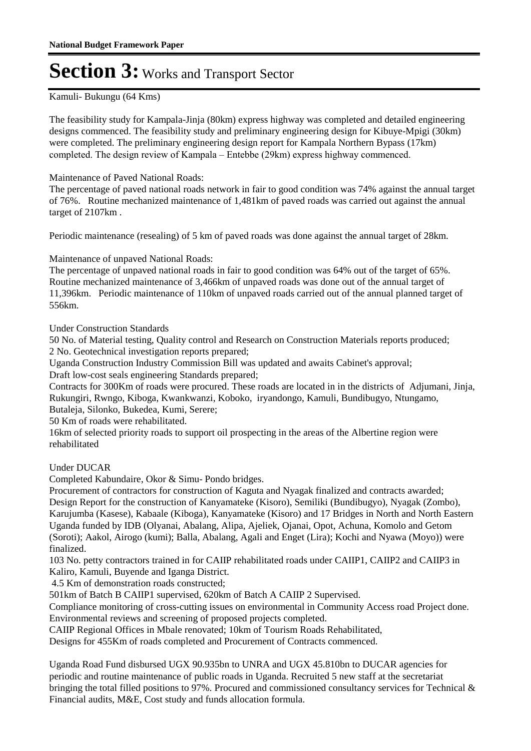Kamuli- Bukungu (64 Kms)

The feasibility study for Kampala-Jinja (80km) express highway was completed and detailed engineering designs commenced. The feasibility study and preliminary engineering design for Kibuye-Mpigi (30km) were completed. The preliminary engineering design report for Kampala Northern Bypass (17km) completed. The design review of Kampala – Entebbe (29km) express highway commenced.

Maintenance of Paved National Roads:
The percentage of paved national roads network in fair to good condition was 74% against the annual target of 76%. Routine mechanized maintenance of 1,481km of paved roads was carried out against the annual target of 2107km .

Periodic maintenance (resealing) of 5 km of paved roads was done against the annual target of 28km.

Maintenance of unpaved National Roads:
The percentage of unpaved national roads in fair to good condition was 64% out of the target of 65%. Routine mechanized maintenance of 3,466km of unpaved roads was done out of the annual target of 11,396km. Periodic maintenance of 110km of unpaved roads carried out of the annual planned target of 556km.

Under Construction Standards
50 No. of Material testing, Quality control and Research on Construction Materials reports produced;
2 No. Geotechnical investigation reports prepared;
Uganda Construction Industry Commission Bill was updated and awaits Cabinet's approval;
Draft low-cost seals engineering Standards prepared;
Contracts for 300Km of roads were procured. These roads are located in in the districts of Adjumani, Jinja, Rukungiri, Rwngo, Kiboga, Kwankwanzi, Koboko, iryandongo, Kamuli, Bundibugyo, Ntungamo, Butaleja, Silonko, Bukedea, Kumi, Serere;
50 Km of roads were rehabilitated.
16km of selected priority roads to support oil prospecting in the areas of the Albertine region were rehabilitated

Under DUCAR
Completed Kabundaire, Okor & Simu- Pondo bridges.
Procurement of contractors for construction of Kaguta and Nyagak finalized and contracts awarded;
Design Report for the construction of Kanyamateke (Kisoro), Semiliki (Bundibugyo), Nyagak (Zombo), Karujumba (Kasese), Kabaale (Kiboga), Kanyamateke (Kisoro) and 17 Bridges in North and North Eastern Uganda funded by IDB (Olyanai, Abalang, Alipa, Ajeliek, Ojanai, Opot, Achuna, Komolo and Getom (Soroti); Aakol, Airogo (kumi); Balla, Abalang, Agali and Enget (Lira); Kochi and Nyawa (Moyo)) were finalized.
103 No. petty contractors trained in for CAIIP rehabilitated roads under CAIIP1, CAIIP2 and CAIIP3 in Kaliro, Kamuli, Buyende and Iganga District.
4.5 Km of demonstration roads constructed;
501km of Batch B CAIIP1 supervised, 620km of Batch A CAIIP 2 Supervised.
Compliance monitoring of cross-cutting issues on environmental in Community Access road Project done.
Environmental reviews and screening of proposed projects completed.
CAIIP Regional Offices in Mbale renovated; 10km of Tourism Roads Rehabilitated,
Designs for 455Km of roads completed and Procurement of Contracts commenced.

Uganda Road Fund disbursed UGX 90.935bn to UNRA and UGX 45.810bn to DUCAR agencies for periodic and routine maintenance of public roads in Uganda. Recruited 5 new staff at the secretariat bringing the total filled positions to 97%. Procured and commissioned consultancy services for Technical & Financial audits, M&E, Cost study and funds allocation formula.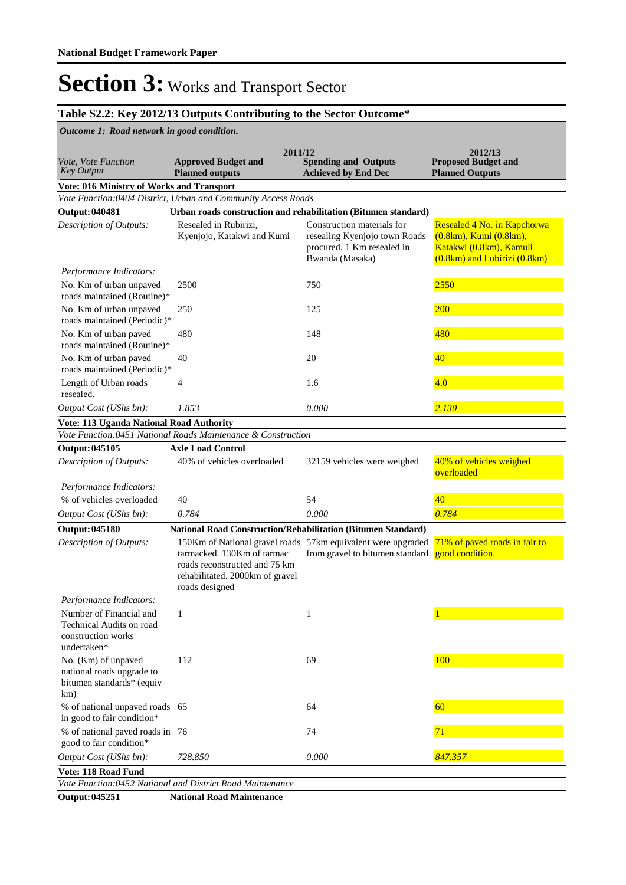**National Budget Framework Paper**

# Section 3: Works and Transport Sector

## Table S2.2: Key 2012/13 Outputs Contributing to the Sector Outcome*

*Outcome 1: Road network in good condition.*

| *Vote, Vote Function Key Output* | 2011/12 Approved Budget and Planned outputs | 2011/12 Spending and Outputs Achieved by End Dec | 2012/13 Proposed Budget and Planned Outputs |
|---|---|---|---|
| **Vote: 016 Ministry of Works and Transport** | | | |
| *Vote Function:0404 District, Urban and Community Access Roads* | | | |
| **Output: 040481** | **Urban roads construction and rehabilitation (Bitumen standard)** | | |
| *Description of Outputs:* | Resealed in Rubirizi, Kyenjojo, Katakwi and Kumi | Construction materials for resealing Kyenjojo town Roads procured. 1 Km resealed in Bwanda (Masaka) | Resealed 4 No. in Kapchorwa (0.8km), Kumi (0.8km), Katakwi (0.8km), Kamuli (0.8km) and Lubirizi (0.8km) |
| *Performance Indicators:* | | | |
| No. Km of urban unpaved roads maintained (Routine)* | 2500 | 750 | 2550 |
| No. Km of urban unpaved roads maintained (Periodic)* | 250 | 125 | 200 |
| No. Km of urban paved roads maintained (Routine)* | 480 | 148 | 480 |
| No. Km of urban paved roads maintained (Periodic)* | 40 | 20 | 40 |
| Length of Urban roads resealed. | 4 | 1.6 | 4.0 |
| *Output Cost (UShs bn):* | *1.853* | *0.000* | *2.130* |
| **Vote: 113 Uganda National Road Authority** | | | |
| *Vote Function:0451 National Roads Maintenance & Construction* | | | |
| **Output: 045105** | **Axle Load Control** | | |
| *Description of Outputs:* | 40% of vehicles overloaded | 32159 vehicles were weighed | 40% of vehicles weighed overloaded |
| *Performance Indicators:* | | | |
| % of vehicles overloaded | 40 | 54 | 40 |
| *Output Cost (UShs bn):* | *0.784* | *0.000* | *0.784* |
| **Output: 045180** | **National Road Construction/Rehabilitation (Bitumen Standard)** | | |
| *Description of Outputs:* | 150Km of National gravel roads tarmacked. 130Km of tarmac roads reconstructed and 75 km rehabilitated. 2000km of gravel roads designed | 57km equivalent were upgraded from gravel to bitumen standard. | 71% of paved roads in fair to good condition. |
| *Performance Indicators:* | | | |
| Number of Financial and Technical Audits on road construction works undertaken* | 1 | 1 | 1 |
| No. (Km) of unpaved national roads upgrade to bitumen standards* (equiv km) | 112 | 69 | 100 |
| % of national unpaved roads in good to fair condition* | 65 | 64 | 60 |
| % of national paved roads in good to fair condition* | 76 | 74 | 71 |
| *Output Cost (UShs bn):* | *728.850* | *0.000* | *847.357* |
| **Vote: 118 Road Fund** | | | |
| *Vote Function:0452 National and District Road Maintenance* | | | |
| **Output: 045251** | **National Road Maintenance** | | |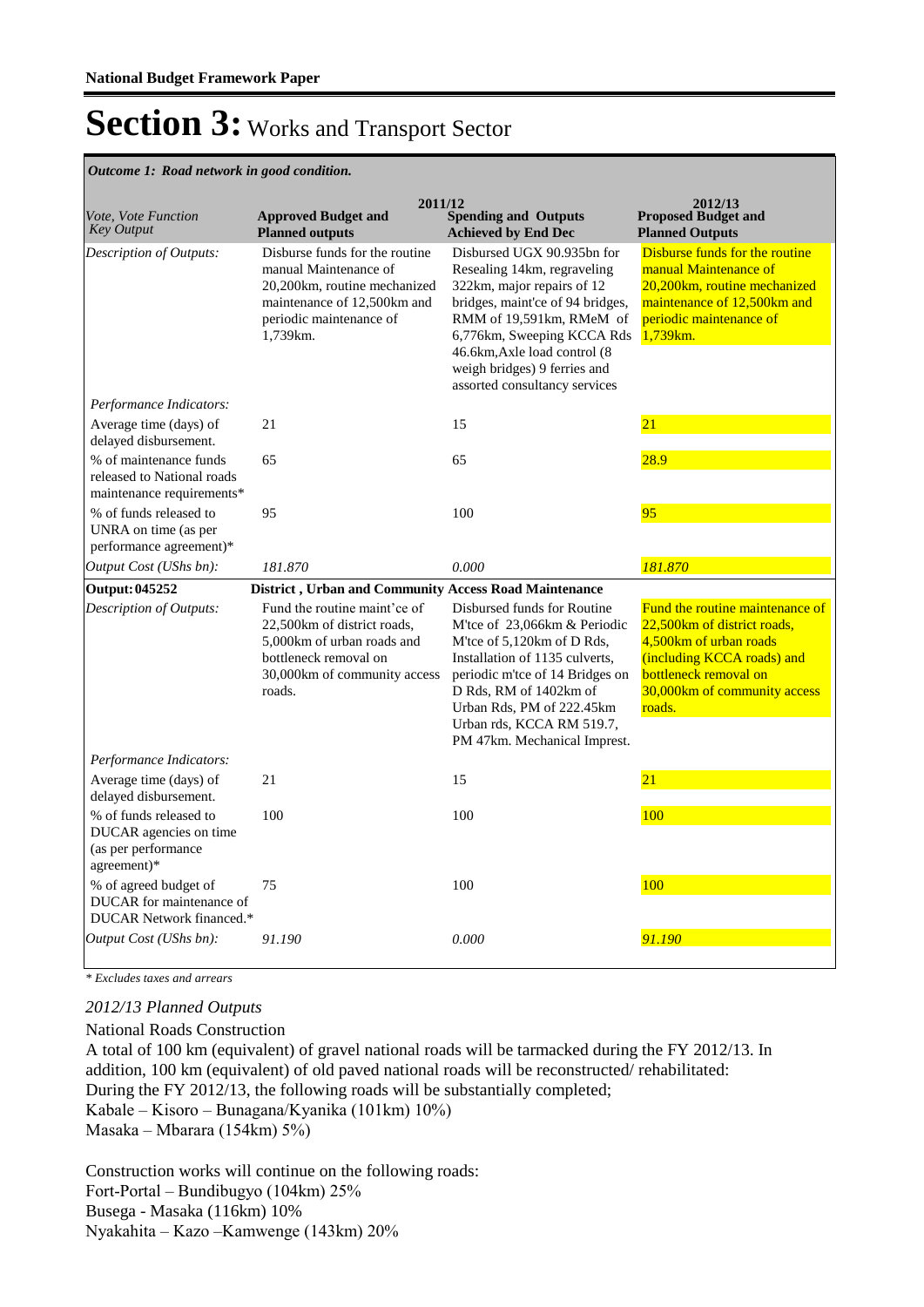**National Budget Framework Paper**

# Section 3: Works and Transport Sector

*Outcome 1: Road network in good condition.*

| *Vote, Vote Function Key Output* | 2011/12 **Approved Budget and Planned outputs** | **Spending and Outputs Achieved by End Dec** | 2012/13 **Proposed Budget and Planned Outputs** |
|---|---|---|---|
| *Description of Outputs:* | Disburse funds for the routine manual Maintenance of 20,200km, routine mechanized maintenance of 12,500km and periodic maintenance of 1,739km. | Disbursed UGX 90.935bn for Resealing 14km, regraveling 322km, major repairs of 12 bridges, maint'ce of 94 bridges, RMM of 19,591km, RMeM of 6,776km, Sweeping KCCA Rds 46.6km,Axle load control (8 weigh bridges) 9 ferries and assorted consultancy services | Disburse funds for the routine manual Maintenance of 20,200km, routine mechanized maintenance of 12,500km and periodic maintenance of 1,739km. |
| *Performance Indicators:* | | | |
| Average time (days) of delayed disbursement. | 21 | 15 | 21 |
| % of maintenance funds released to National roads maintenance requirements* | 65 | 65 | 28.9 |
| % of funds released to UNRA on time (as per performance agreement)* | 95 | 100 | 95 |
| *Output Cost (UShs bn):* | *181.870* | *0.000* | *181.870* |
| **Output: 045252** | **District , Urban and Community Access Road Maintenance** | | |
| *Description of Outputs:* | Fund the routine maint'ce of 22,500km of district roads, 5,000km of urban roads and bottleneck removal on 30,000km of community access roads. | Disbursed funds for Routine M'tce of 23,066km & Periodic M'tce of 5,120km of D Rds, Installation of 1135 culverts, periodic m'tce of 14 Bridges on D Rds, RM of 1402km of Urban Rds, PM of 222.45km Urban rds, KCCA RM 519.7, PM 47km. Mechanical Imprest. | Fund the routine maintenance of 22,500km of district roads, 4,500km of urban roads (including KCCA roads) and bottleneck removal on 30,000km of community access roads. |
| *Performance Indicators:* | | | |
| Average time (days) of delayed disbursement. | 21 | 15 | 21 |
| % of funds released to DUCAR agencies on time (as per performance agreement)* | 100 | 100 | 100 |
| % of agreed budget of DUCAR for maintenance of DUCAR Network financed.* | 75 | 100 | 100 |
| *Output Cost (UShs bn):* | *91.190* | *0.000* | *91.190* |

*\* Excludes taxes and arrears*

*2012/13 Planned Outputs*

National Roads Construction

A total of 100 km (equivalent) of gravel national roads will be tarmacked during the FY 2012/13. In addition, 100 km (equivalent) of old paved national roads will be reconstructed/ rehabilitated:

During the FY 2012/13, the following roads will be substantially completed;

Kabale – Kisoro – Bunagana/Kyanika (101km) 10%)

Masaka – Mbarara (154km) 5%)

Construction works will continue on the following roads:

Fort-Portal – Bundibugyo (104km) 25%

Busega - Masaka (116km) 10%

Nyakahita – Kazo –Kamwenge (143km) 20%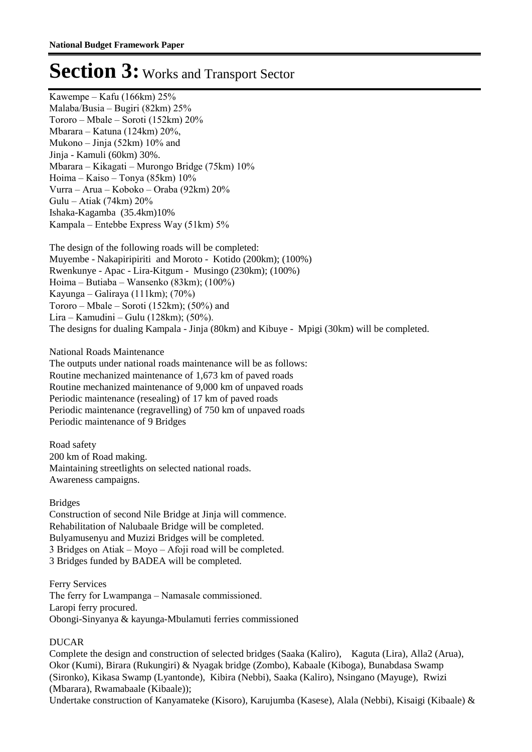# Section 3: Works and Transport Sector

Kawempe – Kafu (166km) 25%
Malaba/Busia – Bugiri (82km) 25%
Tororo – Mbale – Soroti (152km) 20%
Mbarara – Katuna (124km) 20%,
Mukono – Jinja (52km) 10% and
Jinja - Kamuli (60km) 30%.
Mbarara – Kikagati – Murongo Bridge (75km) 10%
Hoima – Kaiso – Tonya (85km) 10%
Vurra – Arua – Koboko – Oraba (92km) 20%
Gulu – Atiak (74km) 20%
Ishaka-Kagamba (35.4km)10%
Kampala – Entebbe Express Way (51km) 5%

The design of the following roads will be completed:
Muyembe - Nakapiripiriti and Moroto - Kotido (200km); (100%)
Rwenkunye - Apac - Lira-Kitgum - Musingo (230km); (100%)
Hoima – Butiaba – Wansenko (83km); (100%)
Kayunga – Galiraya (111km); (70%)
Tororo – Mbale – Soroti (152km); (50%) and
Lira – Kamudini – Gulu (128km); (50%).
The designs for dualing Kampala - Jinja (80km) and Kibuye - Mpigi (30km) will be completed.

National Roads Maintenance
The outputs under national roads maintenance will be as follows:
Routine mechanized maintenance of 1,673 km of paved roads
Routine mechanized maintenance of 9,000 km of unpaved roads
Periodic maintenance (resealing) of 17 km of paved roads
Periodic maintenance (regravelling) of 750 km of unpaved roads
Periodic maintenance of 9 Bridges

Road safety
200 km of Road making.
Maintaining streetlights on selected national roads.
Awareness campaigns.

Bridges
Construction of second Nile Bridge at Jinja will commence.
Rehabilitation of Nalubaale Bridge will be completed.
Bulyamusenyu and Muzizi Bridges will be completed.
3 Bridges on Atiak – Moyo – Afoji road will be completed.
3 Bridges funded by BADEA will be completed.

Ferry Services
The ferry for Lwampanga – Namasale commissioned.
Laropi ferry procured.
Obongi-Sinyanya & kayunga-Mbulamuti ferries commissioned

DUCAR
Complete the design and construction of selected bridges (Saaka (Kaliro), Kaguta (Lira), Alla2 (Arua), Okor (Kumi), Birara (Rukungiri) & Nyagak bridge (Zombo), Kabaale (Kiboga), Bunabdasa Swamp (Sironko), Kikasa Swamp (Lyantonde), Kibira (Nebbi), Saaka (Kaliro), Nsingano (Mayuge), Rwizi (Mbarara), Rwamabaale (Kibaale));
Undertake construction of Kanyamateke (Kisoro), Karujumba (Kasese), Alala (Nebbi), Kisaigi (Kibaale) &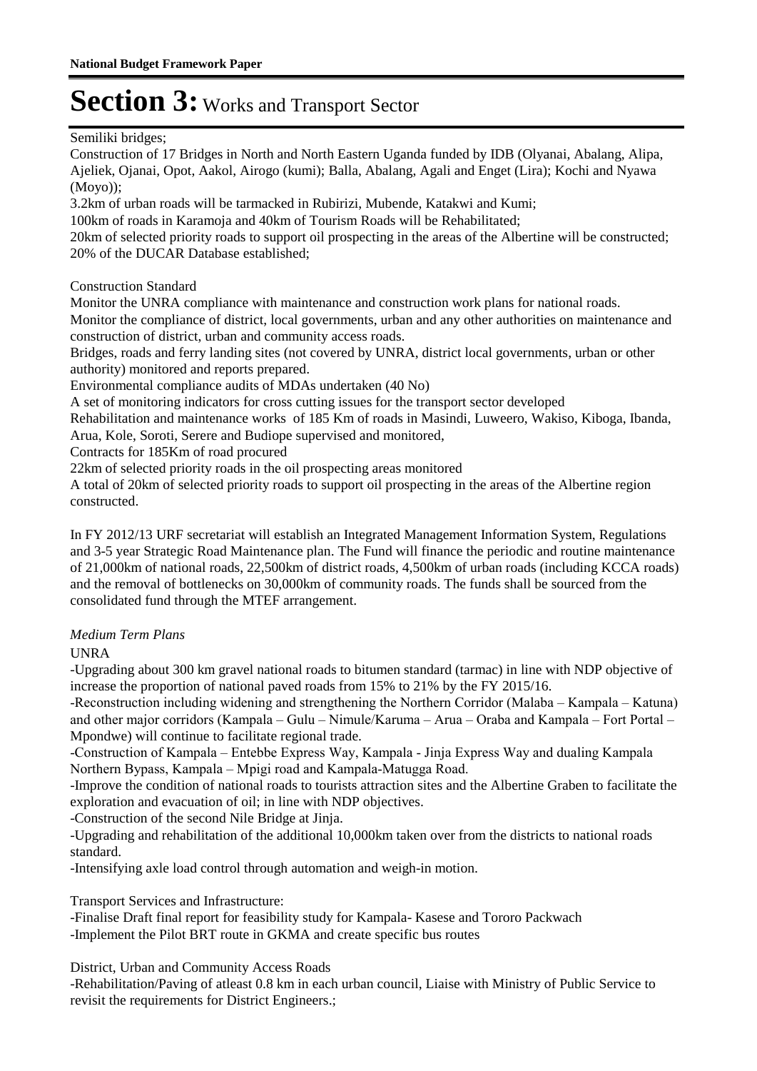# Section 3: Works and Transport Sector

Semiliki bridges;

Construction of 17 Bridges in North and North Eastern Uganda funded by IDB (Olyanai, Abalang, Alipa, Ajeliek, Ojanai, Opot, Aakol, Airogo (kumi); Balla, Abalang, Agali and Enget (Lira); Kochi and Nyawa (Moyo));

3.2km of urban roads will be tarmacked in Rubirizi, Mubende, Katakwi and Kumi;

100km of roads in Karamoja and 40km of Tourism Roads will be Rehabilitated;

20km of selected priority roads to support oil prospecting in the areas of the Albertine will be constructed;

20% of the DUCAR Database established;

Construction Standard

Monitor the UNRA compliance with maintenance and construction work plans for national roads.

Monitor the compliance of district, local governments, urban and any other authorities on maintenance and construction of district, urban and community access roads.

Bridges, roads and ferry landing sites (not covered by UNRA, district local governments, urban or other authority) monitored and reports prepared.

Environmental compliance audits of MDAs undertaken (40 No)

A set of monitoring indicators for cross cutting issues for the transport sector developed

Rehabilitation and maintenance works of 185 Km of roads in Masindi, Luweero, Wakiso, Kiboga, Ibanda, Arua, Kole, Soroti, Serere and Budiope supervised and monitored,

Contracts for 185Km of road procured

22km of selected priority roads in the oil prospecting areas monitored

A total of 20km of selected priority roads to support oil prospecting in the areas of the Albertine region constructed.

In FY 2012/13 URF secretariat will establish an Integrated Management Information System, Regulations and 3-5 year Strategic Road Maintenance plan. The Fund will finance the periodic and routine maintenance of 21,000km of national roads, 22,500km of district roads, 4,500km of urban roads (including KCCA roads) and the removal of bottlenecks on 30,000km of community roads. The funds shall be sourced from the consolidated fund through the MTEF arrangement.

*Medium Term Plans*

UNRA

-Upgrading about 300 km gravel national roads to bitumen standard (tarmac) in line with NDP objective of increase the proportion of national paved roads from 15% to 21% by the FY 2015/16.

-Reconstruction including widening and strengthening the Northern Corridor (Malaba – Kampala – Katuna) and other major corridors (Kampala – Gulu – Nimule/Karuma – Arua – Oraba and Kampala – Fort Portal – Mpondwe) will continue to facilitate regional trade.

-Construction of Kampala – Entebbe Express Way, Kampala - Jinja Express Way and dualing Kampala Northern Bypass, Kampala – Mpigi road and Kampala-Matugga Road.

-Improve the condition of national roads to tourists attraction sites and the Albertine Graben to facilitate the exploration and evacuation of oil; in line with NDP objectives.

-Construction of the second Nile Bridge at Jinja.

-Upgrading and rehabilitation of the additional 10,000km taken over from the districts to national roads standard.

-Intensifying axle load control through automation and weigh-in motion.

Transport Services and Infrastructure:

-Finalise Draft final report for feasibility study for Kampala- Kasese and Tororo Packwach

-Implement the Pilot BRT route in GKMA and create specific bus routes

District, Urban and Community Access Roads

-Rehabilitation/Paving of atleast 0.8 km in each urban council, Liaise with Ministry of Public Service to revisit the requirements for District Engineers.;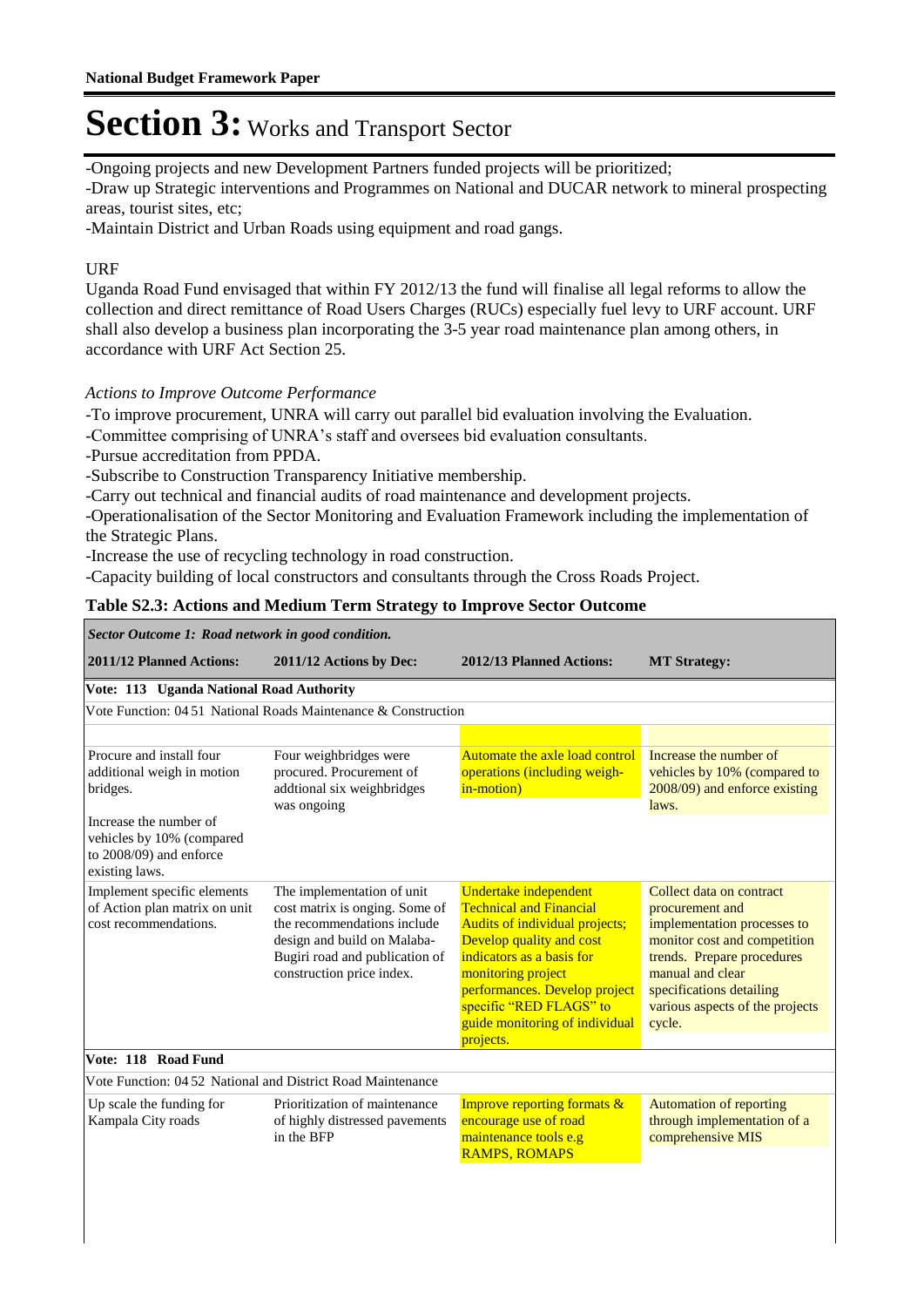# Section 3: Works and Transport Sector

-Ongoing projects and new Development Partners funded projects will be prioritized;

-Draw up Strategic interventions and Programmes on National and DUCAR network to mineral prospecting areas, tourist sites, etc;

-Maintain District and Urban Roads using equipment and road gangs.

URF

Uganda Road Fund envisaged that within FY 2012/13 the fund will finalise all legal reforms to allow the collection and direct remittance of Road Users Charges (RUCs) especially fuel levy to URF account. URF shall also develop a business plan incorporating the 3-5 year road maintenance plan among others, in accordance with URF Act Section 25.

*Actions to Improve Outcome Performance*

-To improve procurement, UNRA will carry out parallel bid evaluation involving the Evaluation.

-Committee comprising of UNRA's staff and oversees bid evaluation consultants.

-Pursue accreditation from PPDA.

-Subscribe to Construction Transparency Initiative membership.

-Carry out technical and financial audits of road maintenance and development projects.

-Operationalisation of the Sector Monitoring and Evaluation Framework including the implementation of the Strategic Plans.

-Increase the use of recycling technology in road construction.

-Capacity building of local constructors and consultants through the Cross Roads Project.

**Table S2.3: Actions and Medium Term Strategy to Improve Sector Outcome**

| *Sector Outcome 1: Road network in good condition.* | | | |
|---|---|---|---|
| **2011/12 Planned Actions:** | **2011/12 Actions by Dec:** | **2012/13 Planned Actions:** | **MT Strategy:** |
| **Vote: 113 Uganda National Road Authority** | | | |
| Vote Function: 04 51 National Roads Maintenance & Construction | | | |
| Procure and install four additional weigh in motion bridges.<br><br>Increase the number of vehicles by 10% (compared to 2008/09) and enforce existing laws. | Four weighbridges were procured. Procurement of addtional six weighbridges was ongoing | Automate the axle load control operations (including weigh-in-motion) | Increase the number of vehicles by 10% (compared to 2008/09) and enforce existing laws. |
| Implement specific elements of Action plan matrix on unit cost recommendations. | The implementation of unit cost matrix is onging. Some of the recommendations include design and build on Malaba-Bugiri road and publication of construction price index. | Undertake independent Technical and Financial Audits of individual projects; Develop quality and cost indicators as a basis for monitoring project performances. Develop project specific "RED FLAGS" to guide monitoring of individual projects. | Collect data on contract procurement and implementation processes to monitor cost and competition trends. Prepare procedures manual and clear specifications detailing various aspects of the projects cycle. |
| **Vote: 118 Road Fund** | | | |
| Vote Function: 04 52 National and District Road Maintenance | | | |
| Up scale the funding for Kampala City roads | Prioritization of maintenance of highly distressed pavements in the BFP | Improve reporting formats & encourage use of road maintenance tools e.g RAMPS, ROMAPS | Automation of reporting through implementation of a comprehensive MIS |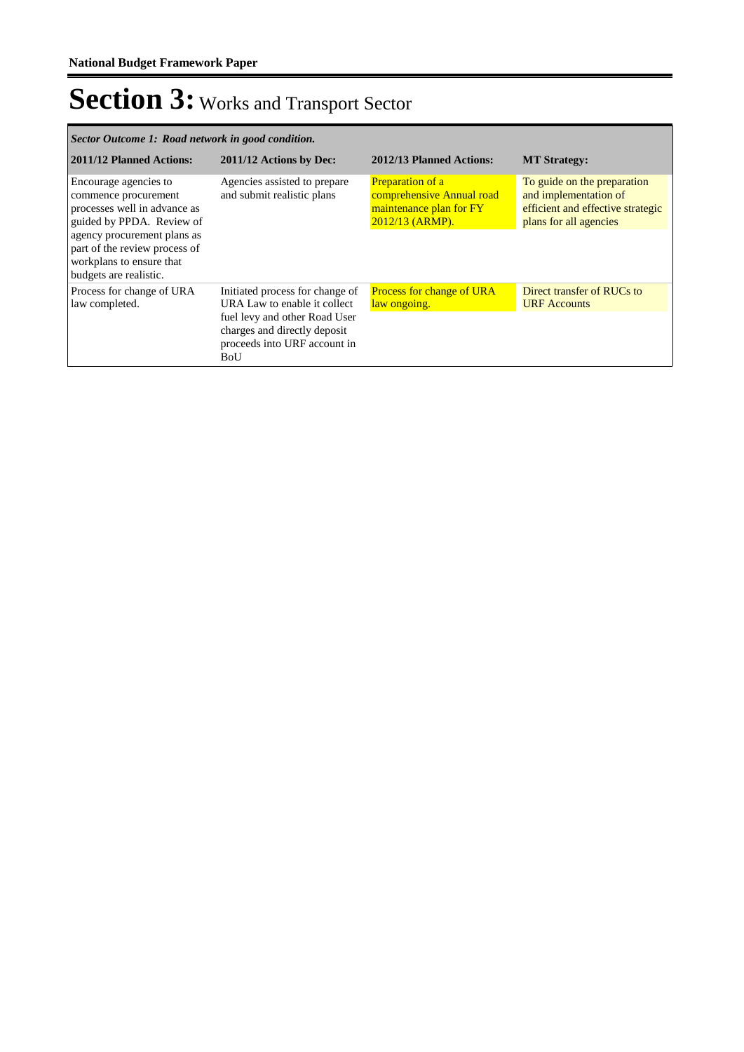# Section 3: Works and Transport Sector

| *Sector Outcome 1: Road network in good condition.* | | | |
|---|---|---|---|
| **2011/12 Planned Actions:** | **2011/12 Actions by Dec:** | **2012/13 Planned Actions:** | **MT Strategy:** |
| Encourage agencies to commence procurement processes well in advance as guided by PPDA. Review of agency procurement plans as part of the review process of workplans to ensure that budgets are realistic. | Agencies assisted to prepare and submit realistic plans | Preparation of a comprehensive Annual road maintenance plan for FY 2012/13 (ARMP). | To guide on the preparation and implementation of efficient and effective strategic plans for all agencies |
| Process for change of URA law completed. | Initiated process for change of URA Law to enable it collect fuel levy and other Road User charges and directly deposit proceeds into URF account in BoU | Process for change of URA law ongoing. | Direct transfer of RUCs to URF Accounts |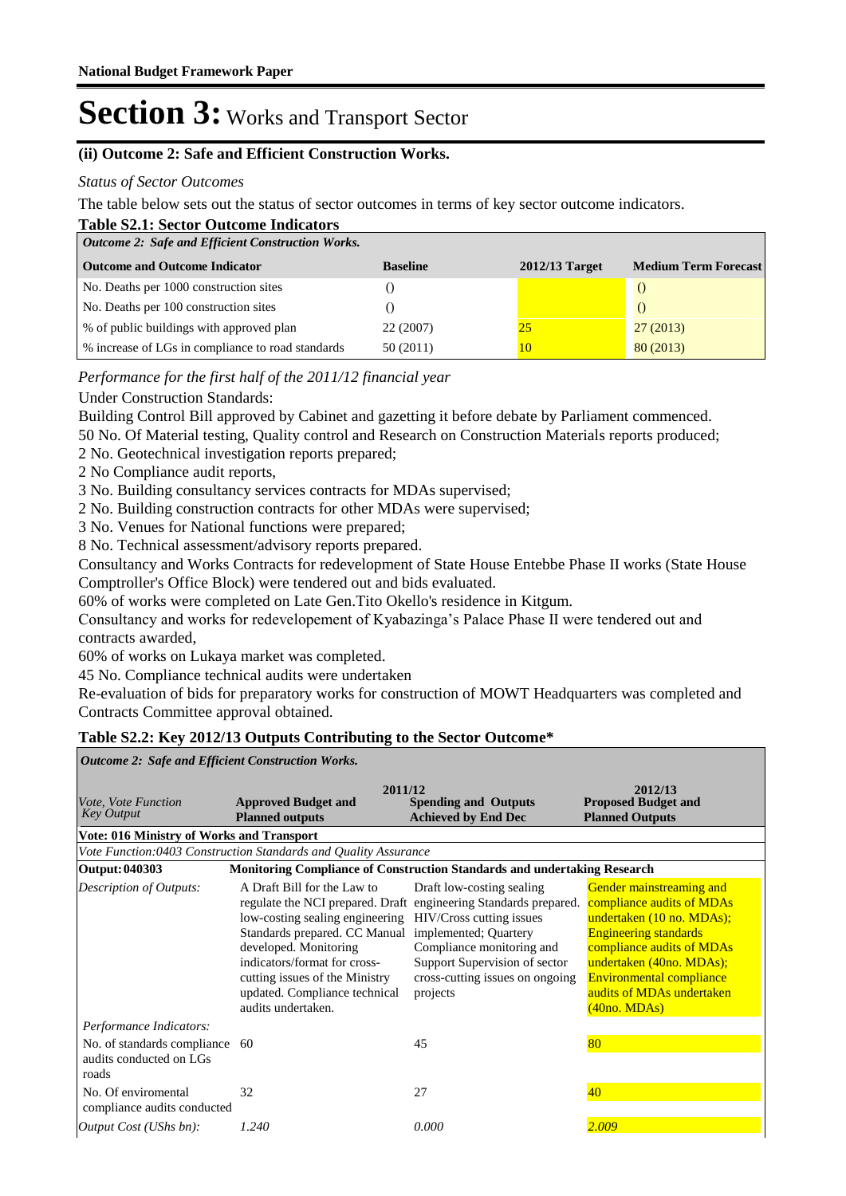# Section 3: Works and Transport Sector

### (ii) Outcome 2: Safe and Efficient Construction Works.

*Status of Sector Outcomes*

The table below sets out the status of sector outcomes in terms of key sector outcome indicators.

**Table S2.1: Sector Outcome Indicators**

| *Outcome 2: Safe and Efficient Construction Works.* | | | |
|---|---|---|---|
| **Outcome and Outcome Indicator** | **Baseline** | **2012/13 Target** | **Medium Term Forecast** |
| No. Deaths per 1000 construction sites | () | | () |
| No. Deaths per 100 construction sites | () | | () |
| % of public buildings with approved plan | 22 (2007) | 25 | 27 (2013) |
| % increase of LGs in compliance to road standards | 50 (2011) | 10 | 80 (2013) |

*Performance for the first half of the 2011/12 financial year*

Under Construction Standards:

Building Control Bill approved by Cabinet and gazetting it before debate by Parliament commenced.

50 No. Of Material testing, Quality control and Research on Construction Materials reports produced;

2 No. Geotechnical investigation reports prepared;

2 No Compliance audit reports,

3 No. Building consultancy services contracts for MDAs supervised;

2 No. Building construction contracts for other MDAs were supervised;

3 No. Venues for National functions were prepared;

8 No. Technical assessment/advisory reports prepared.

Consultancy and Works Contracts for redevelopment of State House Entebbe Phase II works (State House Comptroller's Office Block) were tendered out and bids evaluated.

60% of works were completed on Late Gen.Tito Okello's residence in Kitgum.

Consultancy and works for redevelopement of Kyabazinga's Palace Phase II were tendered out and contracts awarded,

60% of works on Lukaya market was completed.

45 No. Compliance technical audits were undertaken

Re-evaluation of bids for preparatory works for construction of MOWT Headquarters was completed and Contracts Committee approval obtained.

**Table S2.2: Key 2012/13 Outputs Contributing to the Sector Outcome***

| *Outcome 2: Safe and Efficient Construction Works.* | | | |
|---|---|---|---|
| *Vote, Vote Function Key Output* | **2011/12** **Approved Budget and Planned outputs** | **2011/12** **Spending and Outputs Achieved by End Dec** | **2012/13** **Proposed Budget and Planned Outputs** |
| **Vote: 016 Ministry of Works and Transport** | | | |
| *Vote Function:0403 Construction Standards and Quality Assurance* | | | |
| **Output: 040303** | **Monitoring Compliance of Construction Standards and undertaking Research** | | |
| *Description of Outputs:* | A Draft Bill for the Law to regulate the NCI prepared. Draft low-costing sealing engineering Standards prepared. CC Manual developed. Monitoring indicators/format for cross-cutting issues of the Ministry updated. Compliance technical audits undertaken. | Draft low-costing sealing engineering Standards prepared. HIV/Cross cutting issues implemented; Quartery Compliance monitoring and Support Supervision of sector cross-cutting issues on ongoing projects | Gender mainstreaming and compliance audits of MDAs undertaken (10 no. MDAs); Engineering standards compliance audits of MDAs undertaken (40no. MDAs); Environmental compliance audits of MDAs undertaken (40no. MDAs) |
| *Performance Indicators:* | | | |
| No. of standards compliance audits conducted on LGs roads | 60 | 45 | 80 |
| No. Of enviromental compliance audits conducted | 32 | 27 | 40 |
| *Output Cost (UShs bn):* | *1.240* | *0.000* | *2.009* |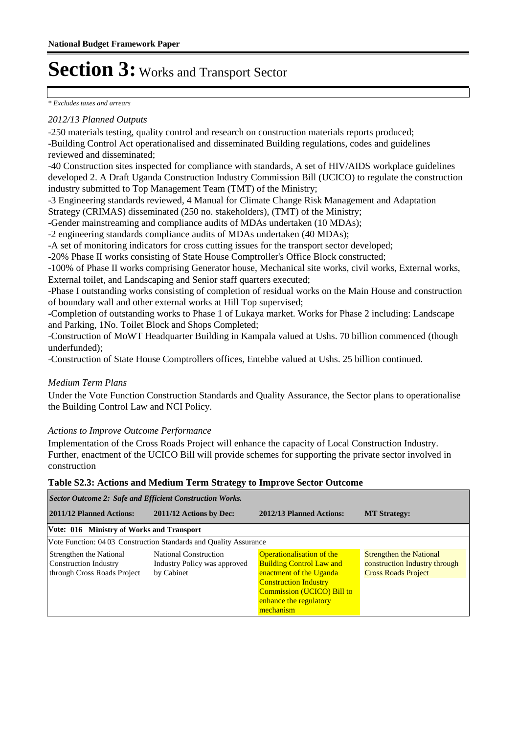# Section 3: Works and Transport Sector

*\* Excludes taxes and arrears*

*2012/13 Planned Outputs*

-250 materials testing, quality control and research on construction materials reports produced;
-Building Control Act operationalised and disseminated Building regulations, codes and guidelines reviewed and disseminated;
-40 Construction sites inspected for compliance with standards, A set of HIV/AIDS workplace guidelines developed 2. A Draft Uganda Construction Industry Commission Bill (UCICO) to regulate the construction industry submitted to Top Management Team (TMT) of the Ministry;
-3 Engineering standards reviewed, 4 Manual for Climate Change Risk Management and Adaptation Strategy (CRIMAS) disseminated (250 no. stakeholders), (TMT) of the Ministry;
-Gender mainstreaming and compliance audits of MDAs undertaken (10 MDAs);
-2 engineering standards compliance audits of MDAs undertaken (40 MDAs);
-A set of monitoring indicators for cross cutting issues for the transport sector developed;
-20% Phase II works consisting of State House Comptroller's Office Block constructed;
-100% of Phase II works comprising Generator house, Mechanical site works, civil works, External works, External toilet, and Landscaping and Senior staff quarters executed;
-Phase I outstanding works consisting of completion of residual works on the Main House and construction of boundary wall and other external works at Hill Top supervised;
-Completion of outstanding works to Phase 1 of Lukaya market. Works for Phase 2 including: Landscape and Parking, 1No. Toilet Block and Shops Completed;
-Construction of MoWT Headquarter Building in Kampala valued at Ushs. 70 billion commenced (though underfunded);
-Construction of State House Comptrollers offices, Entebbe valued at Ushs. 25 billion continued.

*Medium Term Plans*

Under the Vote Function Construction Standards and Quality Assurance, the Sector plans to operationalise the Building Control Law and NCI Policy.

*Actions to Improve Outcome Performance*

Implementation of the Cross Roads Project will enhance the capacity of Local Construction Industry. Further, enactment of the UCICO Bill will provide schemes for supporting the private sector involved in construction

**Table S2.3: Actions and Medium Term Strategy to Improve Sector Outcome**

| *Sector Outcome 2: Safe and Efficient Construction Works.* | | | |
|---|---|---|---|
| **2011/12 Planned Actions:** | **2011/12 Actions by Dec:** | **2012/13 Planned Actions:** | **MT Strategy:** |
| **Vote: 016 Ministry of Works and Transport** | | | |
| Vote Function: 04 03 Construction Standards and Quality Assurance | | | |
| Strengthen the National Construction Industry through Cross Roads Project | National Construction Industry Policy was approved by Cabinet | Operationalisation of the Building Control Law and enactment of the Uganda Construction Industry Commission (UCICO) Bill to enhance the regulatory mechanism | Strengthen the National construction Industry through Cross Roads Project |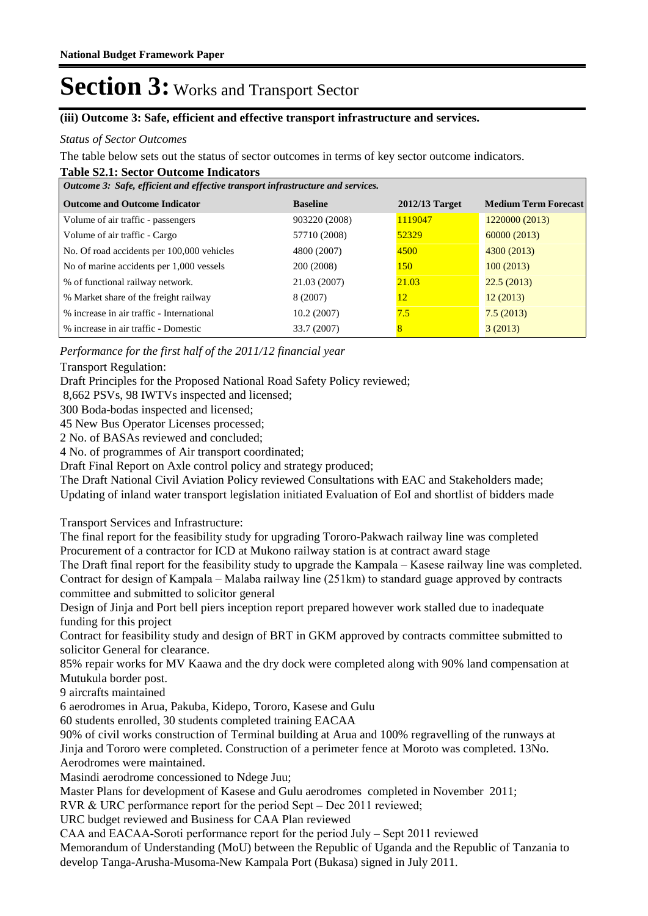# Section 3: Works and Transport Sector

**(iii) Outcome 3: Safe, efficient and effective transport infrastructure and services.**

*Status of Sector Outcomes*

The table below sets out the status of sector outcomes in terms of key sector outcome indicators.

**Table S2.1: Sector Outcome Indicators**

| *Outcome 3: Safe, efficient and effective transport infrastructure and services.* | | | |
|---|---|---|---|
| **Outcome and Outcome Indicator** | **Baseline** | **2012/13 Target** | **Medium Term Forecast** |
| Volume of air traffic - passengers | 903220 (2008) | 1119047 | 1220000 (2013) |
| Volume of air traffic - Cargo | 57710 (2008) | 52329 | 60000 (2013) |
| No. Of road accidents per 100,000 vehicles | 4800 (2007) | 4500 | 4300 (2013) |
| No of marine accidents per 1,000 vessels | 200 (2008) | 150 | 100 (2013) |
| % of functional railway network. | 21.03 (2007) | 21.03 | 22.5 (2013) |
| % Market share of the freight railway | 8 (2007) | 12 | 12 (2013) |
| % increase in air traffic - International | 10.2 (2007) | 7.5 | 7.5 (2013) |
| % increase in air traffic - Domestic | 33.7 (2007) | 8 | 3 (2013) |

*Performance for the first half of the 2011/12 financial year*

Transport Regulation:

Draft Principles for the Proposed National Road Safety Policy reviewed;

8,662 PSVs, 98 IWTVs inspected and licensed;

300 Boda-bodas inspected and licensed;

45 New Bus Operator Licenses processed;

2 No. of BASAs reviewed and concluded;

4 No. of programmes of Air transport coordinated;

Draft Final Report on Axle control policy and strategy produced;

The Draft National Civil Aviation Policy reviewed Consultations with EAC and Stakeholders made;

Updating of inland water transport legislation initiated Evaluation of EoI and shortlist of bidders made

Transport Services and Infrastructure:

The final report for the feasibility study for upgrading Tororo-Pakwach railway line was completed

Procurement of a contractor for ICD at Mukono railway station is at contract award stage

The Draft final report for the feasibility study to upgrade the Kampala – Kasese railway line was completed.

Contract for design of Kampala – Malaba railway line (251km) to standard guage approved by contracts committee and submitted to solicitor general

Design of Jinja and Port bell piers inception report prepared however work stalled due to inadequate funding for this project

Contract for feasibility study and design of BRT in GKM approved by contracts committee submitted to solicitor General for clearance.

85% repair works for MV Kaawa and the dry dock were completed along with 90% land compensation at Mutukula border post.

9 aircrafts maintained

6 aerodromes in Arua, Pakuba, Kidepo, Tororo, Kasese and Gulu

60 students enrolled, 30 students completed training EACAA

90% of civil works construction of Terminal building at Arua and 100% regravelling of the runways at Jinja and Tororo were completed. Construction of a perimeter fence at Moroto was completed. 13No. Aerodromes were maintained.

Masindi aerodrome concessioned to Ndege Juu;

Master Plans for development of Kasese and Gulu aerodromes completed in November 2011;

RVR & URC performance report for the period Sept – Dec 2011 reviewed;

URC budget reviewed and Business for CAA Plan reviewed

CAA and EACAA-Soroti performance report for the period July – Sept 2011 reviewed

Memorandum of Understanding (MoU) between the Republic of Uganda and the Republic of Tanzania to develop Tanga-Arusha-Musoma-New Kampala Port (Bukasa) signed in July 2011.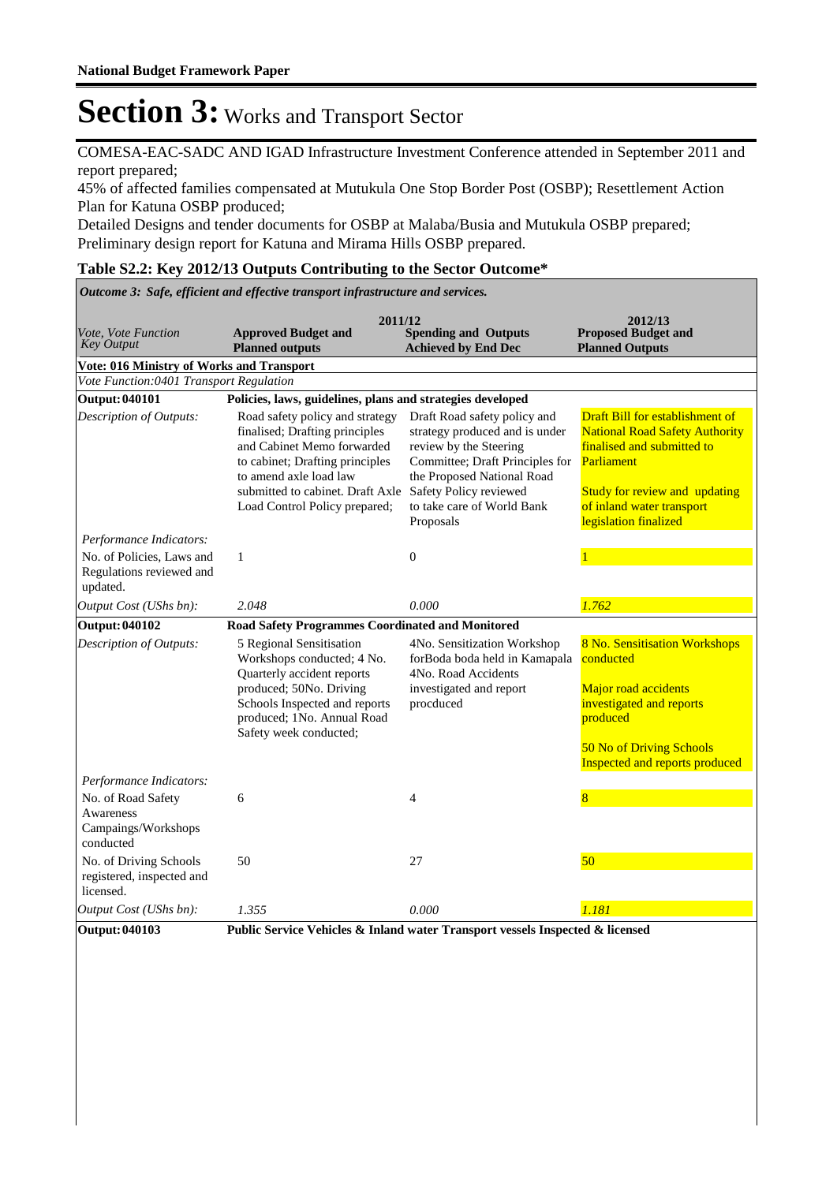# Section 3: Works and Transport Sector

COMESA-EAC-SADC AND IGAD Infrastructure Investment Conference attended in September 2011 and report prepared;
45% of affected families compensated at Mutukula One Stop Border Post (OSBP); Resettlement Action Plan for Katuna OSBP produced;
Detailed Designs and tender documents for OSBP at Malaba/Busia and Mutukula OSBP prepared;
Preliminary design report for Katuna and Mirama Hills OSBP prepared.

### Table S2.2: Key 2012/13 Outputs Contributing to the Sector Outcome*

*Outcome 3: Safe, efficient and effective transport infrastructure and services.*

| *Vote, Vote Function Key Output* | 2011/12 **Approved Budget and Planned outputs** | **Spending and Outputs Achieved by End Dec** | 2012/13 **Proposed Budget and Planned Outputs** |
|---|---|---|---|
| **Vote: 016 Ministry of Works and Transport** | | | |
| *Vote Function:0401 Transport Regulation* | | | |
| **Output: 040101** | **Policies, laws, guidelines, plans and strategies developed** | | |
| *Description of Outputs:* | Road safety policy and strategy finalised; Drafting principles and Cabinet Memo forwarded to cabinet; Drafting principles to amend axle load law submitted to cabinet. Draft Axle Load Control Policy prepared; | Draft Road safety policy and strategy produced and is under review by the Steering Committee; Draft Principles for the Proposed National Road Safety Policy reviewed to take care of World Bank Proposals | Draft Bill for establishment of National Road Safety Authority finalised and submitted to Parliament<br><br>Study for review and updating of inland water transport legislation finalized |
| *Performance Indicators:* | | | |
| No. of Policies, Laws and Regulations reviewed and updated. | 1 | 0 | 1 |
| *Output Cost (UShs bn):* | *2.048* | *0.000* | *1.762* |
| **Output: 040102** | **Road Safety Programmes Coordinated and Monitored** | | |
| *Description of Outputs:* | 5 Regional Sensitisation Workshops conducted; 4 No. Quarterly accident reports produced; 50No. Driving Schools Inspected and reports produced; 1No. Annual Road Safety week conducted; | 4No. Sensitization Workshop forBoda boda held in Kamapala 4No. Road Accidents investigated and report procduced | 8 No. Sensitisation Workshops conducted<br><br>Major road accidents investigated and reports produced<br><br>50 No of Driving Schools Inspected and reports produced |
| *Performance Indicators:* | | | |
| No. of Road Safety Awareness Campaings/Workshops conducted | 6 | 4 | 8 |
| No. of Driving Schools registered, inspected and licensed. | 50 | 27 | 50 |
| *Output Cost (UShs bn):* | *1.355* | *0.000* | *1.181* |
| **Output: 040103** | **Public Service Vehicles & Inland water Transport vessels Inspected & licensed** | | |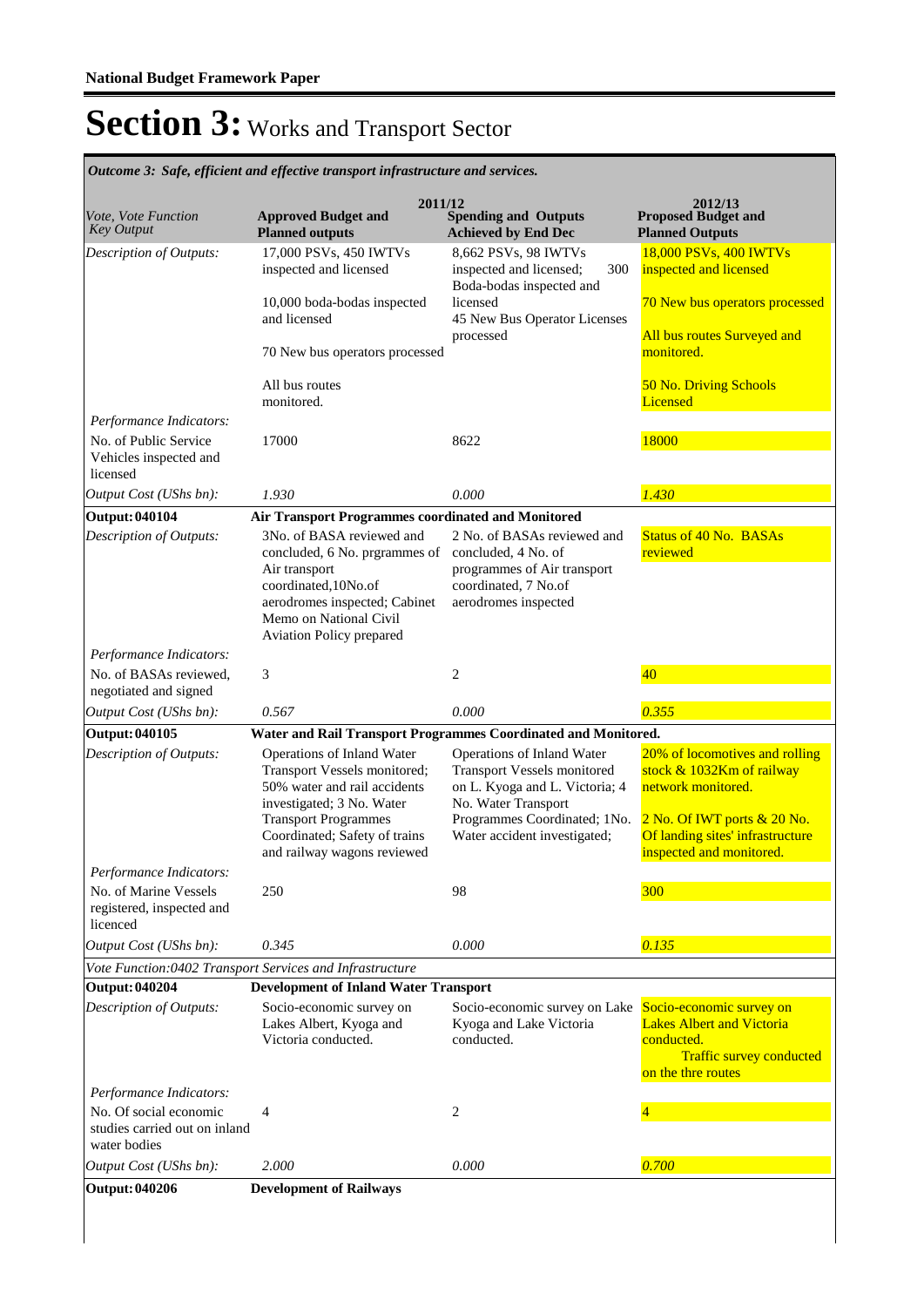**National Budget Framework Paper**

# Section 3: Works and Transport Sector

*Outcome 3: Safe, efficient and effective transport infrastructure and services.*

| Vote, Vote Function Key Output | 2011/12 Approved Budget and Planned outputs | 2011/12 Spending and Outputs Achieved by End Dec | 2012/13 Proposed Budget and Planned Outputs |
|---|---|---|---|
| *Description of Outputs:* | 17,000 PSVs, 450 IWTVs inspected and licensed<br><br>10,000 boda-bodas inspected and licensed<br><br>70 New bus operators processed<br><br>All bus routes monitored. | 8,662 PSVs, 98 IWTVs inspected and licensed; 300 Boda-bodas inspected and licensed<br>45 New Bus Operator Licenses processed | 18,000 PSVs, 400 IWTVs inspected and licensed<br><br>70 New bus operators processed<br><br>All bus routes Surveyed and monitored.<br><br>50 No. Driving Schools Licensed |
| *Performance Indicators:* | | | |
| No. of Public Service Vehicles inspected and licensed | 17000 | 8622 | 18000 |
| *Output Cost (UShs bn):* | *1.930* | *0.000* | *1.430* |
| **Output: 040104** | **Air Transport Programmes coordinated and Monitored** | | |
| *Description of Outputs:* | 3No. of BASA reviewed and concluded, 6 No. prgrammes of Air transport coordinated,10No.of aerodromes inspected; Cabinet Memo on National Civil Aviation Policy prepared | 2 No. of BASAs reviewed and concluded, 4 No. of programmes of Air transport coordinated, 7 No.of aerodromes inspected | Status of 40 No. BASAs reviewed |
| *Performance Indicators:* | | | |
| No. of BASAs reviewed, negotiated and signed | 3 | 2 | 40 |
| *Output Cost (UShs bn):* | *0.567* | *0.000* | *0.355* |
| **Output: 040105** | **Water and Rail Transport Programmes Coordinated and Monitored.** | | |
| *Description of Outputs:* | Operations of Inland Water Transport Vessels monitored; 50% water and rail accidents investigated; 3 No. Water Transport Programmes Coordinated; Safety of trains and railway wagons reviewed | Operations of Inland Water Transport Vessels monitored on L. Kyoga and L. Victoria; 4 No. Water Transport Programmes Coordinated; 1No. Water accident investigated; | 20% of locomotives and rolling stock & 1032Km of railway network monitored.<br><br>2 No. Of IWT ports & 20 No. Of landing sites' infrastructure inspected and monitored. |
| *Performance Indicators:* | | | |
| No. of Marine Vessels registered, inspected and licenced | 250 | 98 | 300 |
| *Output Cost (UShs bn):* | *0.345* | *0.000* | *0.135* |
| *Vote Function:0402 Transport Services and Infrastructure* | | | |
| **Output: 040204** | **Development of Inland Water Transport** | | |
| *Description of Outputs:* | Socio-economic survey on Lakes Albert, Kyoga and Victoria conducted. | Socio-economic survey on Lake Kyoga and Lake Victoria conducted. | Socio-economic survey on Lakes Albert and Victoria conducted.<br>Traffic survey conducted on the thre routes |
| *Performance Indicators:* | | | |
| No. Of social economic studies carried out on inland water bodies | 4 | 2 | 4 |
| *Output Cost (UShs bn):* | *2.000* | *0.000* | *0.700* |
| **Output: 040206** | **Development of Railways** | | |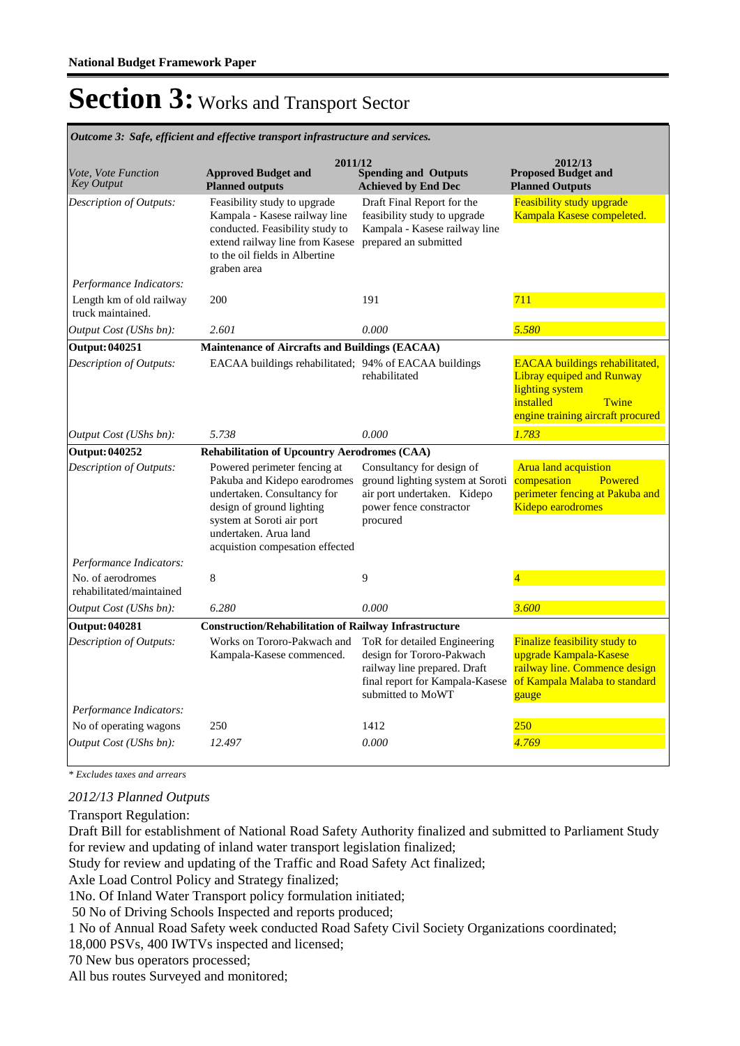**National Budget Framework Paper**

# Section 3: Works and Transport Sector

*Outcome 3: Safe, efficient and effective transport infrastructure and services.*

| *Vote, Vote Function Key Output* | 2011/12 **Approved Budget and Planned outputs** | **Spending and Outputs Achieved by End Dec** | 2012/13 **Proposed Budget and Planned Outputs** |
|---|---|---|---|
| *Description of Outputs:* | Feasibility study to upgrade Kampala - Kasese railway line conducted. Feasibility study to extend railway line from Kasese to the oil fields in Albertine graben area | Draft Final Report for the feasibility study to upgrade Kampala - Kasese railway line prepared an submitted | Feasibility study upgrade Kampala Kasese compeleted. |
| *Performance Indicators:* | | | |
| Length km of old railway truck maintained. | 200 | 191 | 711 |
| *Output Cost (UShs bn):* | *2.601* | *0.000* | *5.580* |
| **Output: 040251** | **Maintenance of Aircrafts and Buildings (EACAA)** | | |
| *Description of Outputs:* | EACAA buildings rehabilitated; | 94% of EACAA buildings rehabilitated | EACAA buildings rehabilitated, Libray equiped and Runway lighting system installed Twine engine training aircraft procured |
| *Output Cost (UShs bn):* | *5.738* | *0.000* | *1.783* |
| **Output: 040252** | **Rehabilitation of Upcountry Aerodromes (CAA)** | | |
| *Description of Outputs:* | Powered perimeter fencing at Pakuba and Kidepo earodromes undertaken. Consultancy for design of ground lighting system at Soroti air port undertaken. Arua land acquistion compesation effected | Consultancy for design of ground lighting system at Soroti air port undertaken. Kidepo power fence constractor procured | Arua land acquistion compesation Powered perimeter fencing at Pakuba and Kidepo earodromes |
| *Performance Indicators:* | | | |
| No. of aerodromes rehabilitated/maintained | 8 | 9 | 4 |
| *Output Cost (UShs bn):* | *6.280* | *0.000* | *3.600* |
| **Output: 040281** | **Construction/Rehabilitation of Railway Infrastructure** | | |
| *Description of Outputs:* | Works on Tororo-Pakwach and Kampala-Kasese commenced. | ToR for detailed Engineering design for Tororo-Pakwach railway line prepared. Draft final report for Kampala-Kasese submitted to MoWT | Finalize feasibility study to upgrade Kampala-Kasese railway line. Commence design of Kampala Malaba to standard gauge |
| *Performance Indicators:* | | | |
| No of operating wagons | 250 | 1412 | 250 |
| *Output Cost (UShs bn):* | *12.497* | *0.000* | *4.769* |

*\* Excludes taxes and arrears*

*2012/13 Planned Outputs*

Transport Regulation:
Draft Bill for establishment of National Road Safety Authority finalized and submitted to Parliament Study for review and updating of inland water transport legislation finalized;
Study for review and updating of the Traffic and Road Safety Act finalized;
Axle Load Control Policy and Strategy finalized;
1No. Of Inland Water Transport policy formulation initiated;
50 No of Driving Schools Inspected and reports produced;
1 No of Annual Road Safety week conducted Road Safety Civil Society Organizations coordinated;
18,000 PSVs, 400 IWTVs inspected and licensed;
70 New bus operators processed;
All bus routes Surveyed and monitored;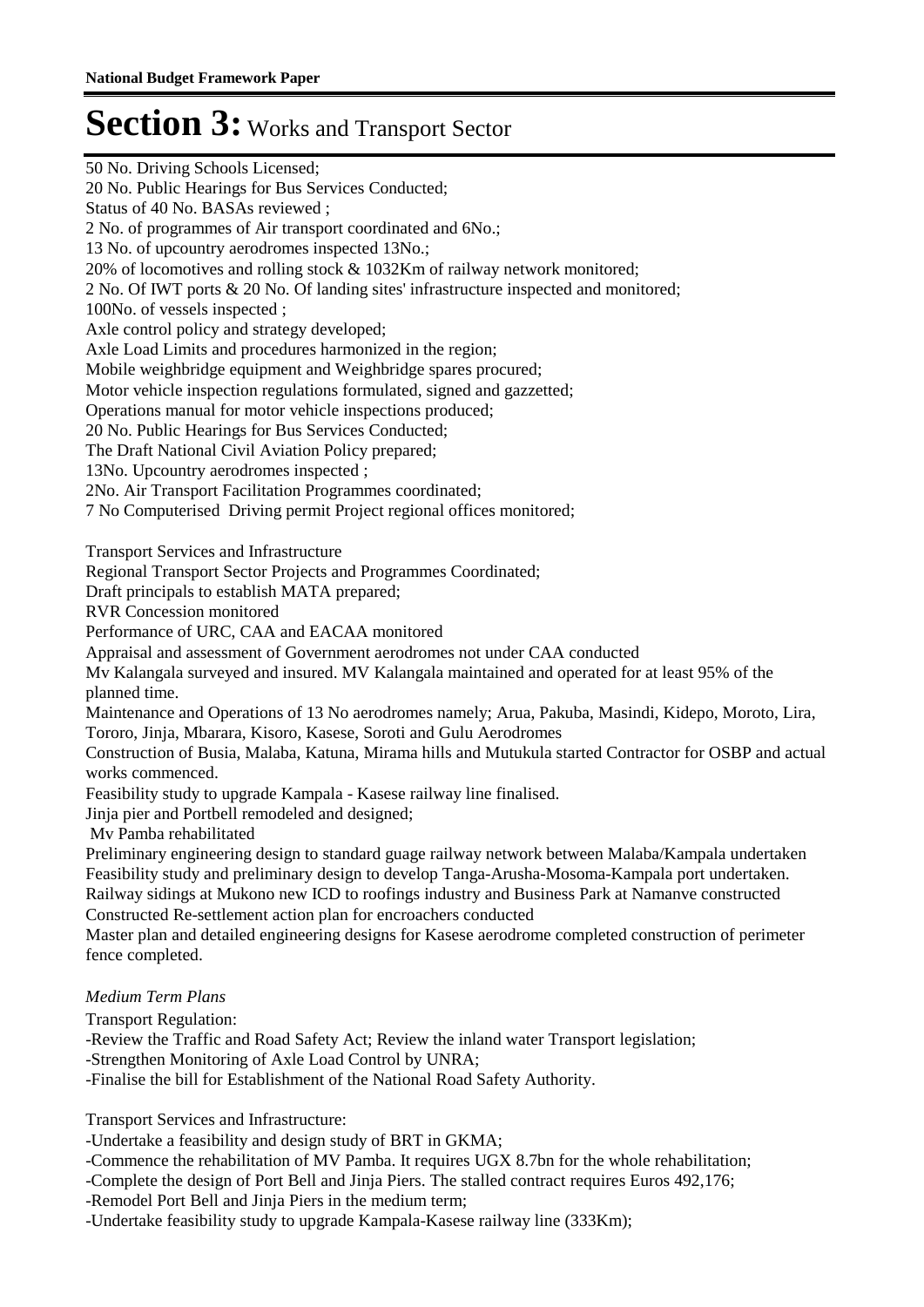# Section 3: Works and Transport Sector

50 No. Driving Schools Licensed;
20 No. Public Hearings for Bus Services Conducted;
Status of 40 No. BASAs reviewed ;
2 No. of programmes of Air transport coordinated and 6No.;
13 No. of upcountry aerodromes inspected 13No.;
20% of locomotives and rolling stock & 1032Km of railway network monitored;
2 No. Of IWT ports & 20 No. Of landing sites' infrastructure inspected and monitored;
100No. of vessels inspected ;
Axle control policy and strategy developed;
Axle Load Limits and procedures harmonized in the region;
Mobile weighbridge equipment and Weighbridge spares procured;
Motor vehicle inspection regulations formulated, signed and gazzetted;
Operations manual for motor vehicle inspections produced;
20 No. Public Hearings for Bus Services Conducted;
The Draft National Civil Aviation Policy prepared;
13No. Upcountry aerodromes inspected ;
2No. Air Transport Facilitation Programmes coordinated;
7 No Computerised Driving permit Project regional offices monitored;

Transport Services and Infrastructure
Regional Transport Sector Projects and Programmes Coordinated;
Draft principals to establish MATA prepared;
RVR Concession monitored
Performance of URC, CAA and EACAA monitored
Appraisal and assessment of Government aerodromes not under CAA conducted
Mv Kalangala surveyed and insured. MV Kalangala maintained and operated for at least 95% of the planned time.
Maintenance and Operations of 13 No aerodromes namely; Arua, Pakuba, Masindi, Kidepo, Moroto, Lira, Tororo, Jinja, Mbarara, Kisoro, Kasese, Soroti and Gulu Aerodromes
Construction of Busia, Malaba, Katuna, Mirama hills and Mutukula started Contractor for OSBP and actual works commenced.
Feasibility study to upgrade Kampala - Kasese railway line finalised.
Jinja pier and Portbell remodeled and designed;
Mv Pamba rehabilitated
Preliminary engineering design to standard guage railway network between Malaba/Kampala undertaken
Feasibility study and preliminary design to develop Tanga-Arusha-Mosoma-Kampala port undertaken.
Railway sidings at Mukono new ICD to roofings industry and Business Park at Namanve constructed
Constructed Re-settlement action plan for encroachers conducted
Master plan and detailed engineering designs for Kasese aerodrome completed construction of perimeter fence completed.

*Medium Term Plans*

Transport Regulation:
-Review the Traffic and Road Safety Act; Review the inland water Transport legislation;
-Strengthen Monitoring of Axle Load Control by UNRA;
-Finalise the bill for Establishment of the National Road Safety Authority.

Transport Services and Infrastructure:
-Undertake a feasibility and design study of BRT in GKMA;
-Commence the rehabilitation of MV Pamba. It requires UGX 8.7bn for the whole rehabilitation;
-Complete the design of Port Bell and Jinja Piers. The stalled contract requires Euros 492,176;
-Remodel Port Bell and Jinja Piers in the medium term;
-Undertake feasibility study to upgrade Kampala-Kasese railway line (333Km);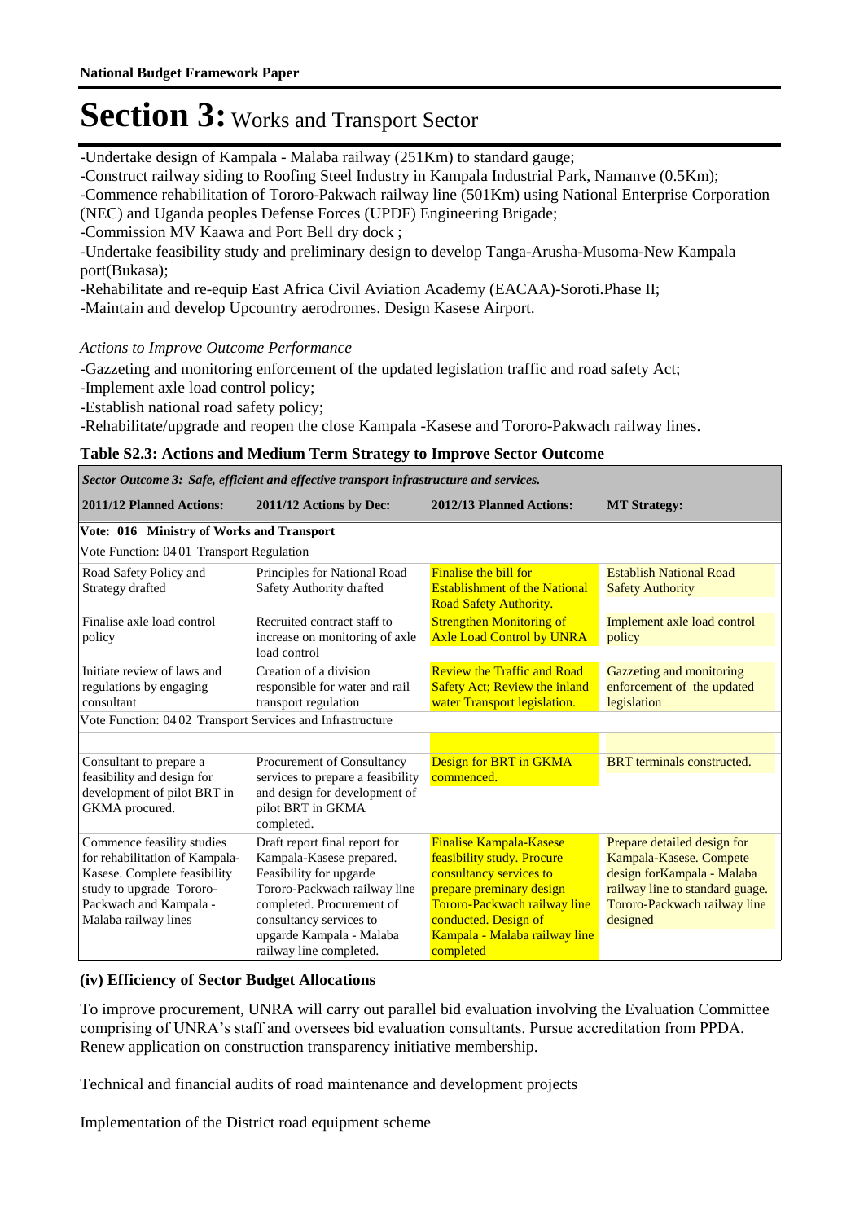# Section 3: Works and Transport Sector

-Undertake design of Kampala - Malaba railway (251Km) to standard gauge;
-Construct railway siding to Roofing Steel Industry in Kampala Industrial Park, Namanve (0.5Km);
-Commence rehabilitation of Tororo-Pakwach railway line (501Km) using National Enterprise Corporation (NEC) and Uganda peoples Defense Forces (UPDF) Engineering Brigade;
-Commission MV Kaawa and Port Bell dry dock ;
-Undertake feasibility study and preliminary design to develop Tanga-Arusha-Musoma-New Kampala port(Bukasa);
-Rehabilitate and re-equip East Africa Civil Aviation Academy (EACAA)-Soroti.Phase II;
-Maintain and develop Upcountry aerodromes. Design Kasese Airport.

*Actions to Improve Outcome Performance*

-Gazzeting and monitoring enforcement of the updated legislation traffic and road safety Act;
-Implement axle load control policy;
-Establish national road safety policy;
-Rehabilitate/upgrade and reopen the close Kampala -Kasese and Tororo-Pakwach railway lines.

**Table S2.3: Actions and Medium Term Strategy to Improve Sector Outcome**

| *Sector Outcome 3: Safe, efficient and effective transport infrastructure and services.* | | | |
|---|---|---|---|
| **2011/12 Planned Actions:** | **2011/12 Actions by Dec:** | **2012/13 Planned Actions:** | **MT Strategy:** |
| **Vote: 016 Ministry of Works and Transport** | | | |
| Vote Function: 04 01 Transport Regulation | | | |
| Road Safety Policy and Strategy drafted | Principles for National Road Safety Authority drafted | Finalise the bill for Establishment of the National Road Safety Authority. | Establish National Road Safety Authority |
| Finalise axle load control policy | Recruited contract staff to increase on monitoring of axle load control | Strengthen Monitoring of Axle Load Control by UNRA | Implement axle load control policy |
| Initiate review of laws and regulations by engaging consultant | Creation of a division responsible for water and rail transport regulation | Review the Traffic and Road Safety Act; Review the inland water Transport legislation. | Gazzeting and monitoring enforcement of the updated legislation |
| Vote Function: 04 02 Transport Services and Infrastructure | | | |
| | | | |
| Consultant to prepare a feasibility and design for development of pilot BRT in GKMA procured. | Procurement of Consultancy services to prepare a feasibility and design for development of pilot BRT in GKMA completed. | Design for BRT in GKMA commenced. | BRT terminals constructed. |
| Commence feasility studies for rehabilitation of Kampala-Kasese. Complete feasibility study to upgrade Tororo-Packwach and Kampala - Malaba railway lines | Draft report final report for Kampala-Kasese prepared. Feasibility for upgrade Tororo-Packwach railway line completed. Procurement of consultancy services to upgarde Kampala - Malaba railway line completed. | Finalise Kampala-Kasese feasibility study. Procure consultancy services to prepare preminary design Tororo-Packwach railway line conducted. Design of Kampala - Malaba railway line completed | Prepare detailed design for Kampala-Kasese. Compete design forKampala - Malaba railway line to standard guage. Tororo-Packwach railway line designed |

### (iv) Efficiency of Sector Budget Allocations

To improve procurement, UNRA will carry out parallel bid evaluation involving the Evaluation Committee comprising of UNRA's staff and oversees bid evaluation consultants. Pursue accreditation from PPDA. Renew application on construction transparency initiative membership.

Technical and financial audits of road maintenance and development projects

Implementation of the District road equipment scheme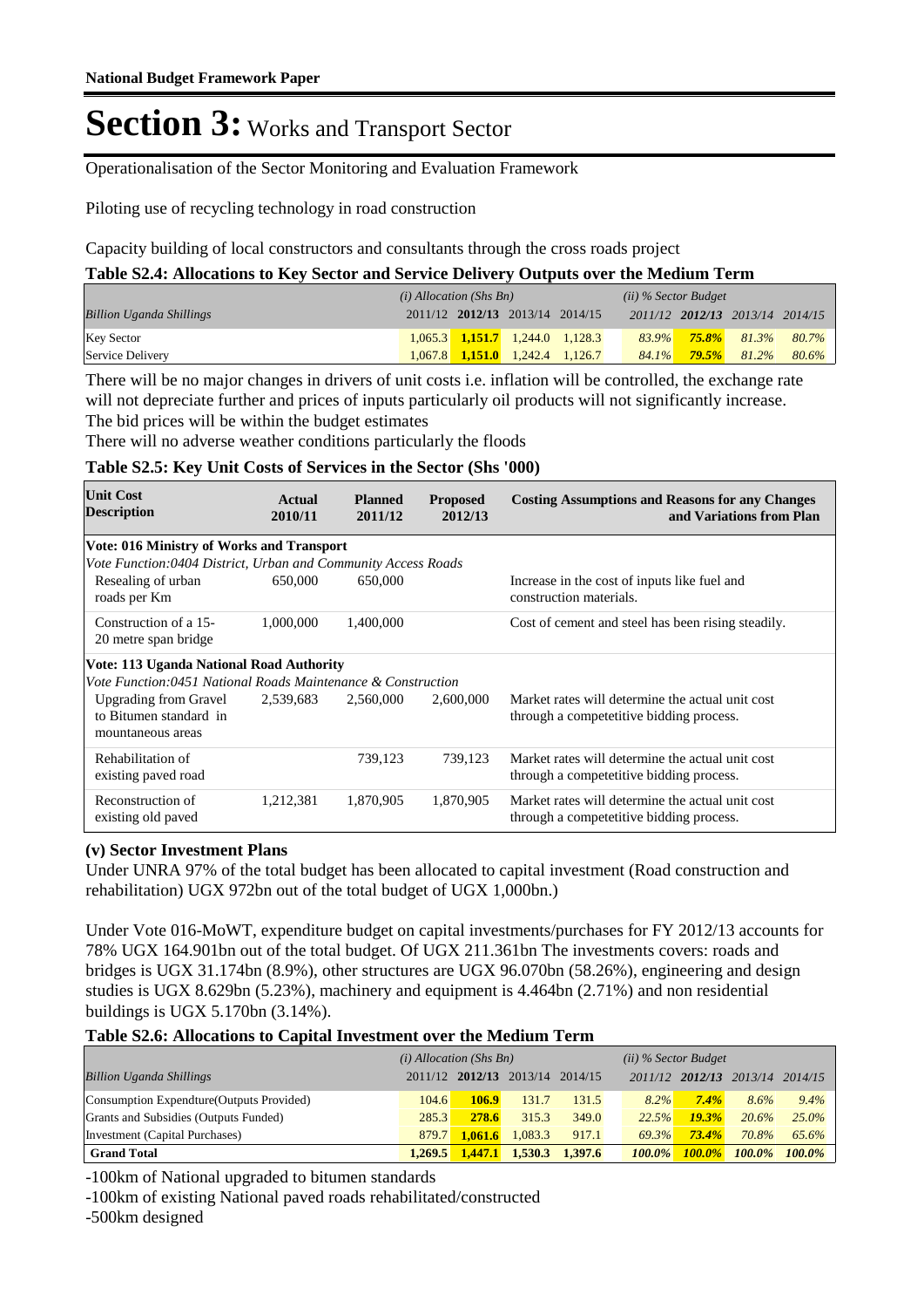# Section 3: Works and Transport Sector

Operationalisation of the Sector Monitoring and Evaluation Framework

Piloting use of recycling technology in road construction

Capacity building of local constructors and consultants through the cross roads project

**Table S2.4: Allocations to Key Sector and Service Delivery Outputs over the Medium Term**

| *Billion Uganda Shillings* | *(i) Allocation (Shs Bn)* 2011/12 | **2012/13** | 2013/14 | 2014/15 | *(ii) % Sector Budget* 2011/12 | **2012/13** | 2013/14 | 2014/15 |
|---|---|---|---|---|---|---|---|---|
| Key Sector | 1,065.3 | **1,151.7** | 1,244.0 | 1,128.3 | *83.9%* | ***75.8%*** | *81.3%* | *80.7%* |
| Service Delivery | 1,067.8 | **1,151.0** | 1,242.4 | 1,126.7 | *84.1%* | ***79.5%*** | *81.2%* | *80.6%* |

There will be no major changes in drivers of unit costs i.e. inflation will be controlled, the exchange rate will not depreciate further and prices of inputs particularly oil products will not significantly increase. The bid prices will be within the budget estimates

There will no adverse weather conditions particularly the floods

**Table S2.5: Key Unit Costs of Services in the Sector (Shs '000)**

| Unit Cost Description | Actual 2010/11 | Planned 2011/12 | Proposed 2012/13 | Costing Assumptions and Reasons for any Changes and Variations from Plan |
|---|---|---|---|---|
| **Vote: 016 Ministry of Works and Transport** | | | | |
| *Vote Function:0404 District, Urban and Community Access Roads* | | | | |
| Resealing of urban roads per Km | 650,000 | 650,000 | | Increase in the cost of inputs like fuel and construction materials. |
| Construction of a 15-20 metre span bridge | 1,000,000 | 1,400,000 | | Cost of cement and steel has been rising steadily. |
| **Vote: 113 Uganda National Road Authority** | | | | |
| *Vote Function:0451 National Roads Maintenance & Construction* | | | | |
| Upgrading from Gravel to Bitumen standard in mountaneous areas | 2,539,683 | 2,560,000 | 2,600,000 | Market rates will determine the actual unit cost through a competetitive bidding process. |
| Rehabilitation of existing paved road | | 739,123 | 739,123 | Market rates will determine the actual unit cost through a competetitive bidding process. |
| Reconstruction of existing old paved | 1,212,381 | 1,870,905 | 1,870,905 | Market rates will determine the actual unit cost through a competetitive bidding process. |

### (v) Sector Investment Plans

Under UNRA 97% of the total budget has been allocated to capital investment (Road construction and rehabilitation) UGX 972bn out of the total budget of UGX 1,000bn.)

Under Vote 016-MoWT, expenditure budget on capital investments/purchases for FY 2012/13 accounts for 78% UGX 164.901bn out of the total budget. Of UGX 211.361bn The investments covers: roads and bridges is UGX 31.174bn (8.9%), other structures are UGX 96.070bn (58.26%), engineering and design studies is UGX 8.629bn (5.23%), machinery and equipment is 4.464bn (2.71%) and non residential buildings is UGX 5.170bn (3.14%).

**Table S2.6: Allocations to Capital Investment over the Medium Term**

| *Billion Uganda Shillings* | *(i) Allocation (Shs Bn)* 2011/12 | **2012/13** | 2013/14 | 2014/15 | *(ii) % Sector Budget* 2011/12 | **2012/13** | 2013/14 | 2014/15 |
|---|---|---|---|---|---|---|---|---|
| Consumption Expendture(Outputs Provided) | 104.6 | **106.9** | 131.7 | 131.5 | *8.2%* | ***7.4%*** | *8.6%* | *9.4%* |
| Grants and Subsidies (Outputs Funded) | 285.3 | **278.6** | 315.3 | 349.0 | *22.5%* | ***19.3%*** | *20.6%* | *25.0%* |
| Investment (Capital Purchases) | 879.7 | **1,061.6** | 1,083.3 | 917.1 | *69.3%* | ***73.4%*** | *70.8%* | *65.6%* |
| **Grand Total** | **1,269.5** | **1,447.1** | **1,530.3** | **1,397.6** | ***100.0%*** | ***100.0%*** | ***100.0%*** | ***100.0%*** |

-100km of National upgraded to bitumen standards

-100km of existing National paved roads rehabilitated/constructed

-500km designed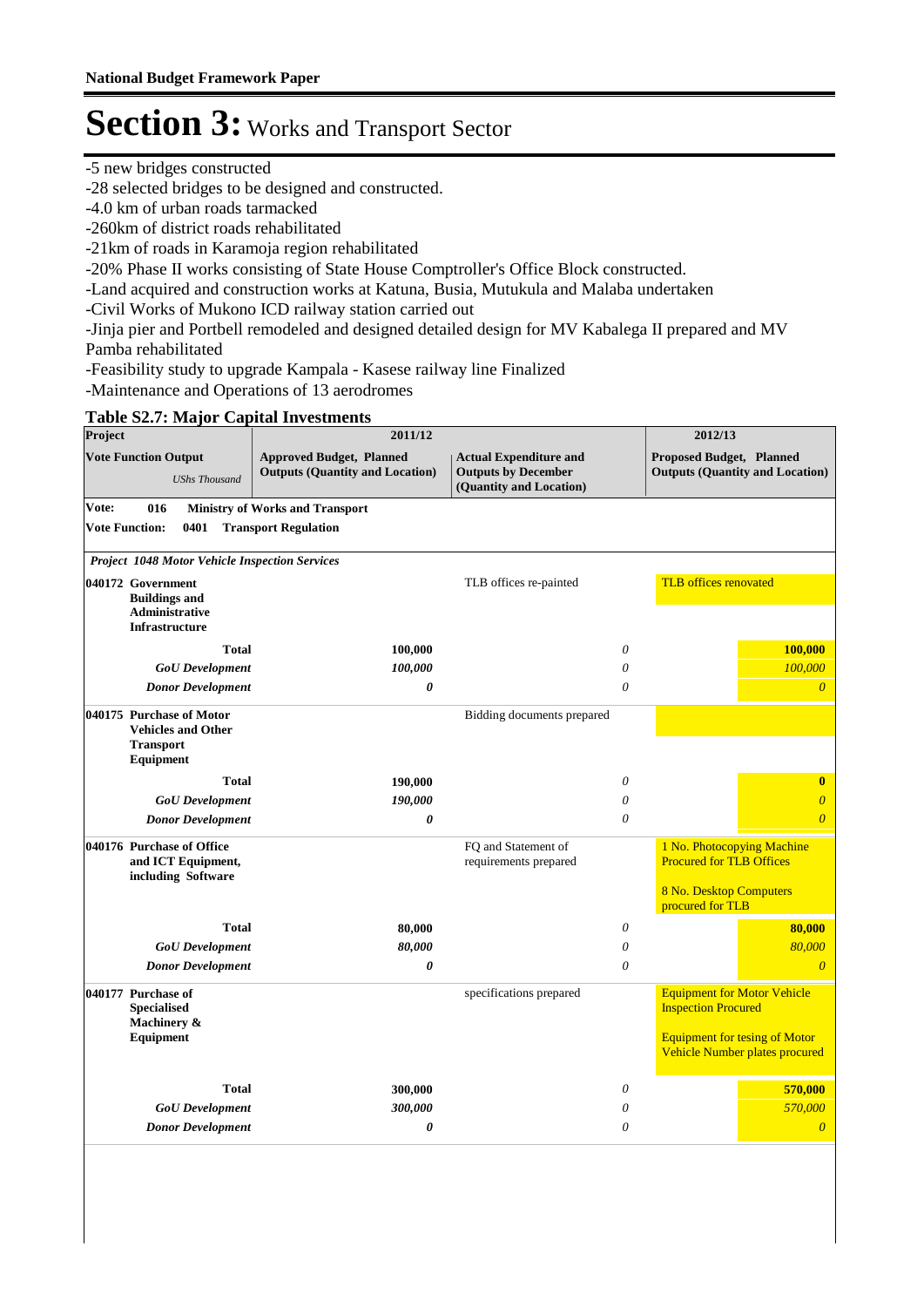# Section 3: Works and Transport Sector

-5 new bridges constructed
-28 selected bridges to be designed and constructed.
-4.0 km of urban roads tarmacked
-260km of district roads rehabilitated
-21km of roads in Karamoja region rehabilitated
-20% Phase II works consisting of State House Comptroller's Office Block constructed.
-Land acquired and construction works at Katuna, Busia, Mutukula and Malaba undertaken
-Civil Works of Mukono ICD railway station carried out
-Jinja pier and Portbell remodeled and designed detailed design for MV Kabalega II prepared and MV Pamba rehabilitated
-Feasibility study to upgrade Kampala - Kasese railway line Finalized
-Maintenance and Operations of 13 aerodromes

**Table S2.7: Major Capital Investments**

| Project | 2011/12 | | 2012/13 | |
|---|---|---|---|---|
| **Vote Function Output** *UShs Thousand* | **Approved Budget, Planned Outputs (Quantity and Location)** | **Actual Expenditure and Outputs by December (Quantity and Location)** | **Proposed Budget, Planned Outputs (Quantity and Location)** | |
| **Vote: 016 Ministry of Works and Transport** | | | | |
| **Vote Function: 0401 Transport Regulation** | | | | |
| ***Project 1048 Motor Vehicle Inspection Services*** | | | | |
| **040172 Government Buildings and Administrative Infrastructure** | | TLB offices re-painted | TLB offices renovated | |
| **Total** | **100,000** | *0* | | **100,000** |
| ***GoU Development*** | *100,000* | *0* | | *100,000* |
| ***Donor Development*** | ***0*** | *0* | | *0* |
| **040175 Purchase of Motor Vehicles and Other Transport Equipment** | | Bidding documents prepared | | |
| **Total** | **190,000** | *0* | | **0** |
| ***GoU Development*** | *190,000* | *0* | | *0* |
| ***Donor Development*** | ***0*** | *0* | | *0* |
| **040176 Purchase of Office and ICT Equipment, including Software** | | FQ and Statement of requirements prepared | 1 No. Photocopying Machine Procured for TLB Offices<br><br>8 No. Desktop Computers procured for TLB | |
| **Total** | **80,000** | *0* | | **80,000** |
| ***GoU Development*** | *80,000* | *0* | | *80,000* |
| ***Donor Development*** | ***0*** | *0* | | *0* |
| **040177 Purchase of Specialised Machinery & Equipment** | | specifications prepared | Equipment for Motor Vehicle Inspection Procured<br><br>Equipment for tesing of Motor Vehicle Number plates procured | |
| **Total** | **300,000** | *0* | | **570,000** |
| ***GoU Development*** | *300,000* | *0* | | *570,000* |
| ***Donor Development*** | ***0*** | *0* | | *0* |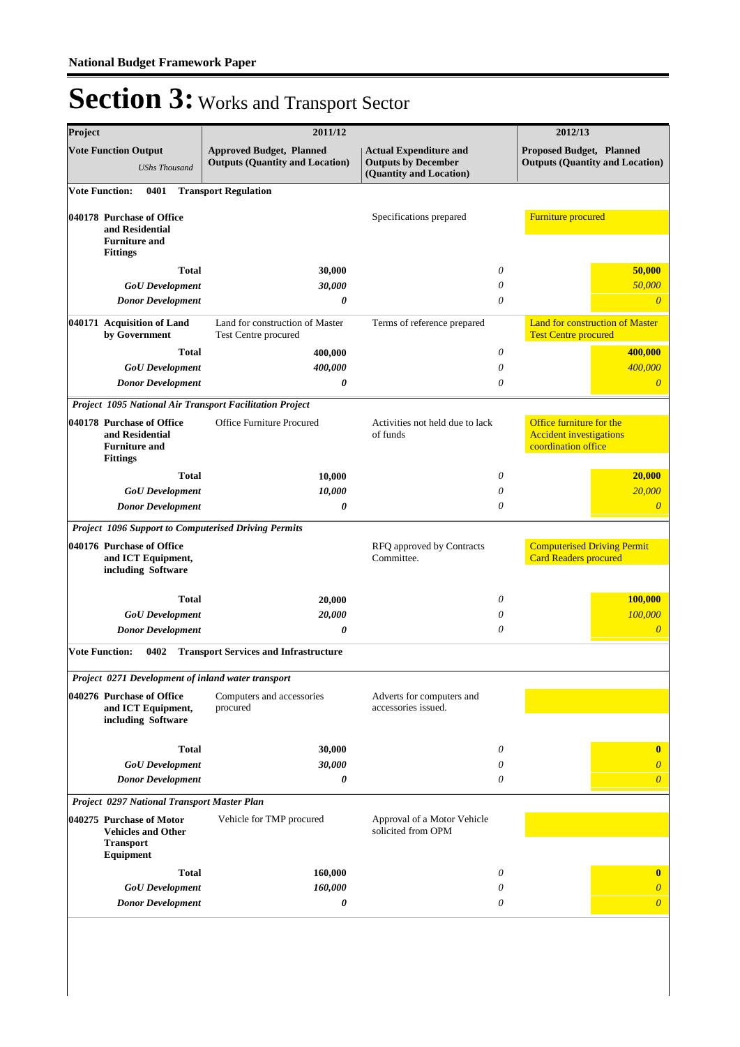# Section 3: Works and Transport Sector

| Project | 2011/12 | | 2012/13 |
|---|---|---|---|
| **Vote Function Output** *UShs Thousand* | **Approved Budget, Planned Outputs (Quantity and Location)** | **Actual Expenditure and Outputs by December (Quantity and Location)** | **Proposed Budget, Planned Outputs (Quantity and Location)** |
| **Vote Function: 0401 Transport Regulation** | | | |
| **040178 Purchase of Office and Residential Furniture and Fittings** | | Specifications prepared | Furniture procured |
| **Total** | **30,000** | *0* | **50,000** |
| ***GoU Development*** | ***30,000*** | *0* | *50,000* |
| ***Donor Development*** | ***0*** | *0* | *0* |
| **040171 Acquisition of Land by Government** | Land for construction of Master Test Centre procured | Terms of reference prepared | Land for construction of Master Test Centre procured |
| **Total** | **400,000** | *0* | **400,000** |
| ***GoU Development*** | ***400,000*** | *0* | *400,000* |
| ***Donor Development*** | ***0*** | *0* | *0* |
| ***Project 1095 National Air Transport Facilitation Project*** | | | |
| **040178 Purchase of Office and Residential Furniture and Fittings** | Office Furniture Procured | Activities not held due to lack of funds | Office furniture for the Accident investigations coordination office |
| **Total** | **10,000** | *0* | **20,000** |
| ***GoU Development*** | ***10,000*** | *0* | *20,000* |
| ***Donor Development*** | ***0*** | *0* | *0* |
| ***Project 1096 Support to Computerised Driving Permits*** | | | |
| **040176 Purchase of Office and ICT Equipment, including Software** | | RFQ approved by Contracts Committee. | Computerised Driving Permit Card Readers procured |
| **Total** | **20,000** | *0* | **100,000** |
| ***GoU Development*** | ***20,000*** | *0* | *100,000* |
| ***Donor Development*** | ***0*** | *0* | *0* |
| **Vote Function: 0402 Transport Services and Infrastructure** | | | |
| ***Project 0271 Development of inland water transport*** | | | |
| **040276 Purchase of Office and ICT Equipment, including Software** | Computers and accessories procured | Adverts for computers and accessories issued. | |
| **Total** | **30,000** | *0* | **0** |
| ***GoU Development*** | ***30,000*** | *0* | *0* |
| ***Donor Development*** | ***0*** | *0* | *0* |
| ***Project 0297 National Transport Master Plan*** | | | |
| **040275 Purchase of Motor Vehicles and Other Transport Equipment** | Vehicle for TMP procured | Approval of a Motor Vehicle solicited from OPM | |
| **Total** | **160,000** | *0* | **0** |
| ***GoU Development*** | ***160,000*** | *0* | *0* |
| ***Donor Development*** | ***0*** | *0* | *0* |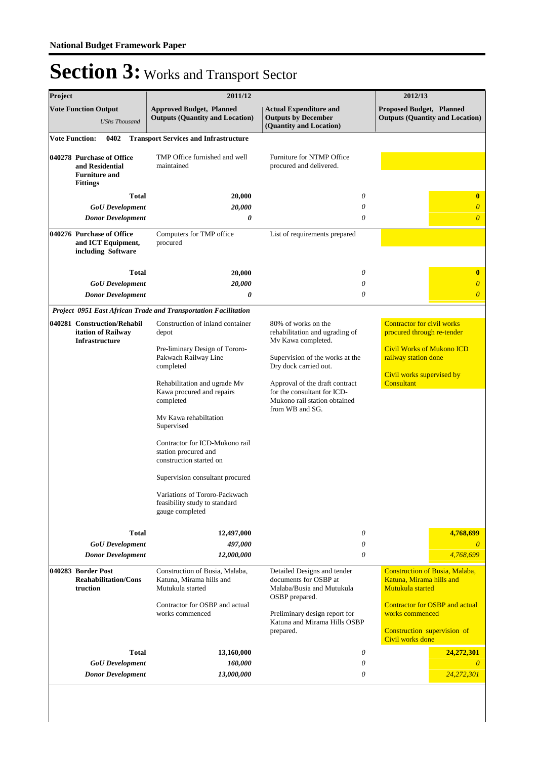**National Budget Framework Paper**

# Section 3: Works and Transport Sector

| Project | 2011/12 | | 2012/13 |
|---|---|---|---|
| **Vote Function Output** *UShs Thousand* | **Approved Budget, Planned Outputs (Quantity and Location)** | **Actual Expenditure and Outputs by December (Quantity and Location)** | **Proposed Budget, Planned Outputs (Quantity and Location)** |
| **Vote Function: 0402 Transport Services and Infrastructure** | | | |
| **040278 Purchase of Office and Residential Furniture and Fittings** | TMP Office furnished and well maintained | Furniture for NTMP Office procured and delivered. | |
| **Total** | **20,000** | *0* | **0** |
| ***GoU Development*** | ***20,000*** | *0* | *0* |
| ***Donor Development*** | ***0*** | *0* | *0* |
| **040276 Purchase of Office and ICT Equipment, including Software** | Computers for TMP office procured | List of requirements prepared | |
| **Total** | **20,000** | *0* | **0** |
| ***GoU Development*** | ***20,000*** | *0* | *0* |
| ***Donor Development*** | ***0*** | *0* | *0* |
| ***Project 0951 East African Trade and Transportation Facilitation*** | | | |
| **040281 Construction/Rehabilitation of Railway Infrastructure** | Construction of inland container depot<br><br>Pre-liminary Design of Tororo-Pakwach Railway Line completed<br><br>Rehabilitation and ugrade Mv Kawa procured and repairs completed<br><br>Mv Kawa rehabiltation Supervised<br><br>Contractor for ICD-Mukono rail station procured and construction started on<br><br>Supervision consultant procured<br><br>Variations of Tororo-Packwach feasibility study to standard gauge completed | 80% of works on the rehabilitation and ugrading of Mv Kawa completed.<br><br>Supervision of the works at the Dry dock carried out.<br><br>Approval of the draft contract for the consultant for ICD-Mukono rail station obtained from WB and SG. | Contractor for civil works procured through re-tender<br><br>Civil Works of Mukono ICD railway station done<br><br>Civil works supervised by Consultant |
| **Total** | **12,497,000** | *0* | **4,768,699** |
| ***GoU Development*** | ***497,000*** | *0* | *0* |
| ***Donor Development*** | ***12,000,000*** | *0* | *4,768,699* |
| **040283 Border Post Reahabilitation/Construction** | Construction of Busia, Malaba, Katuna, Mirama hills and Mutukula started<br><br>Contractor for OSBP and actual works commenced | Detailed Designs and tender documents for OSBP at Malaba/Busia and Mutukula OSBP prepared.<br><br>Preliminary design report for Katuna and Mirama Hills OSBP prepared. | Construction of Busia, Malaba, Katuna, Mirama hills and Mutukula started<br><br>Contractor for OSBP and actual works commenced<br><br>Construction supervision of Civil works done |
| **Total** | **13,160,000** | *0* | **24,272,301** |
| ***GoU Development*** | ***160,000*** | *0* | *0* |
| ***Donor Development*** | ***13,000,000*** | *0* | *24,272,301* |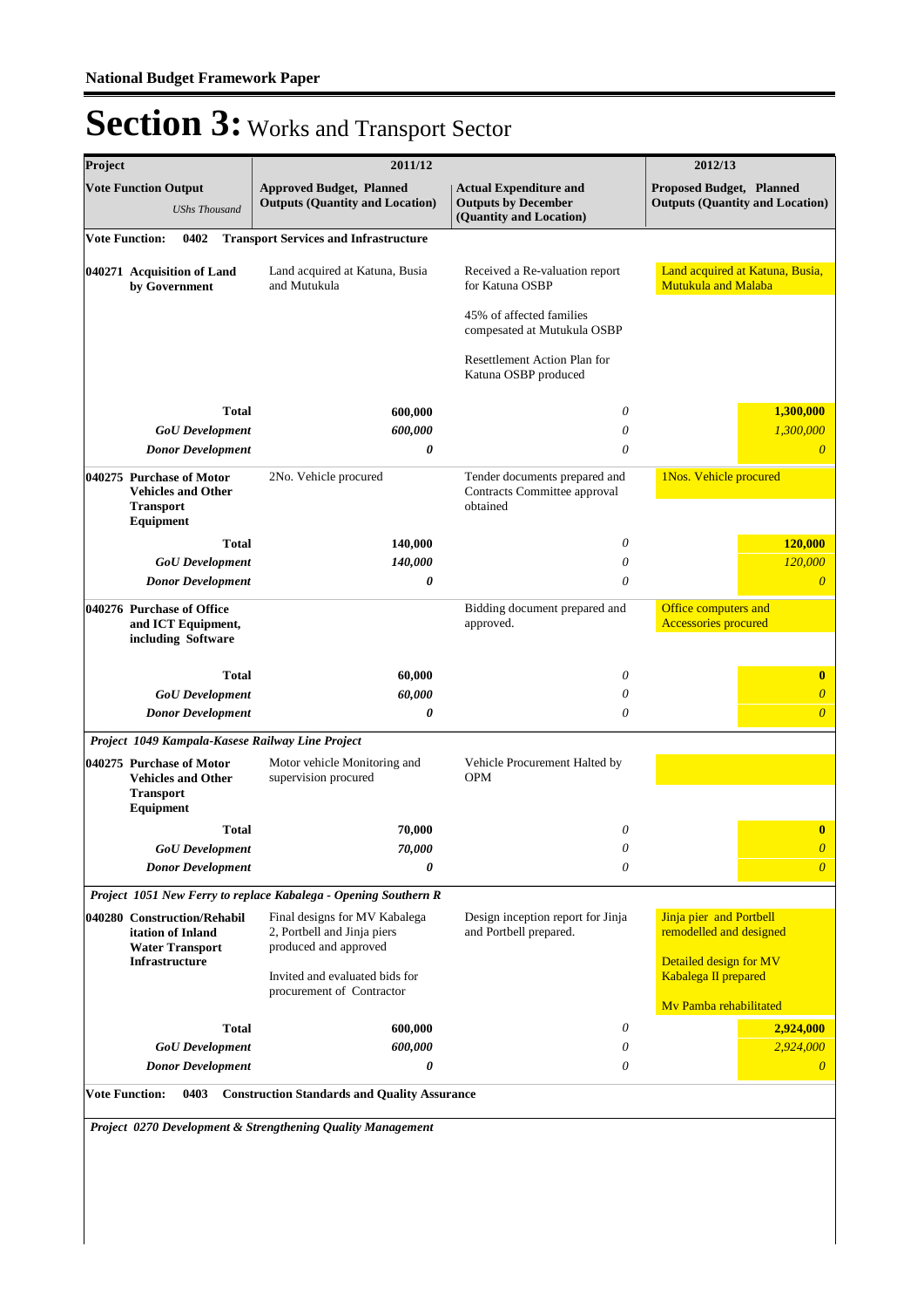**National Budget Framework Paper**

# Section 3: Works and Transport Sector

| Project | 2011/12 | | 2012/13 |
|---|---|---|---|
| **Vote Function Output** *UShs Thousand* | **Approved Budget, Planned Outputs (Quantity and Location)** | **Actual Expenditure and Outputs by December (Quantity and Location)** | **Proposed Budget, Planned Outputs (Quantity and Location)** |
| **Vote Function: 0402 Transport Services and Infrastructure** | | | |
| **040271 Acquisition of Land by Government** | Land acquired at Katuna, Busia and Mutukula | Received a Re-valuation report for Katuna OSBP<br><br>45% of affected families compesated at Mutukula OSBP<br><br>Resettlement Action Plan for Katuna OSBP produced | Land acquired at Katuna, Busia, Mutukula and Malaba |
| **Total** | **600,000** | *0* | **1,300,000** |
| ***GoU Development*** | ***600,000*** | *0* | *1,300,000* |
| ***Donor Development*** | ***0*** | *0* | *0* |
| **040275 Purchase of Motor Vehicles and Other Transport Equipment** | 2No. Vehicle procured | Tender documents prepared and Contracts Committee approval obtained | 1Nos. Vehicle procured |
| **Total** | **140,000** | *0* | **120,000** |
| ***GoU Development*** | ***140,000*** | *0* | *120,000* |
| ***Donor Development*** | ***0*** | *0* | *0* |
| **040276 Purchase of Office and ICT Equipment, including Software** | | Bidding document prepared and approved. | Office computers and Accessories procured |
| **Total** | **60,000** | *0* | **0** |
| ***GoU Development*** | ***60,000*** | *0* | *0* |
| ***Donor Development*** | ***0*** | *0* | *0* |
| ***Project 1049 Kampala-Kasese Railway Line Project*** | | | |
| **040275 Purchase of Motor Vehicles and Other Transport Equipment** | Motor vehicle Monitoring and supervision procured | Vehicle Procurement Halted by OPM | |
| **Total** | **70,000** | *0* | **0** |
| ***GoU Development*** | ***70,000*** | *0* | *0* |
| ***Donor Development*** | ***0*** | *0* | *0* |
| ***Project 1051 New Ferry to replace Kabalega - Opening Southern R*** | | | |
| **040280 Construction/Rehabilitation of Inland Water Transport Infrastructure** | Final designs for MV Kabalega 2, Portbell and Jinja piers produced and approved<br><br>Invited and evaluated bids for procurement of Contractor | Design inception report for Jinja and Portbell prepared. | Jinja pier and Portbell remodelled and designed<br><br>Detailed design for MV Kabalega II prepared<br><br>Mv Pamba rehabilitated |
| **Total** | **600,000** | *0* | **2,924,000** |
| ***GoU Development*** | ***600,000*** | *0* | *2,924,000* |
| ***Donor Development*** | ***0*** | *0* | *0* |
| **Vote Function: 0403 Construction Standards and Quality Assurance** | | | |
| ***Project 0270 Development & Strengthening Quality Management*** | | | |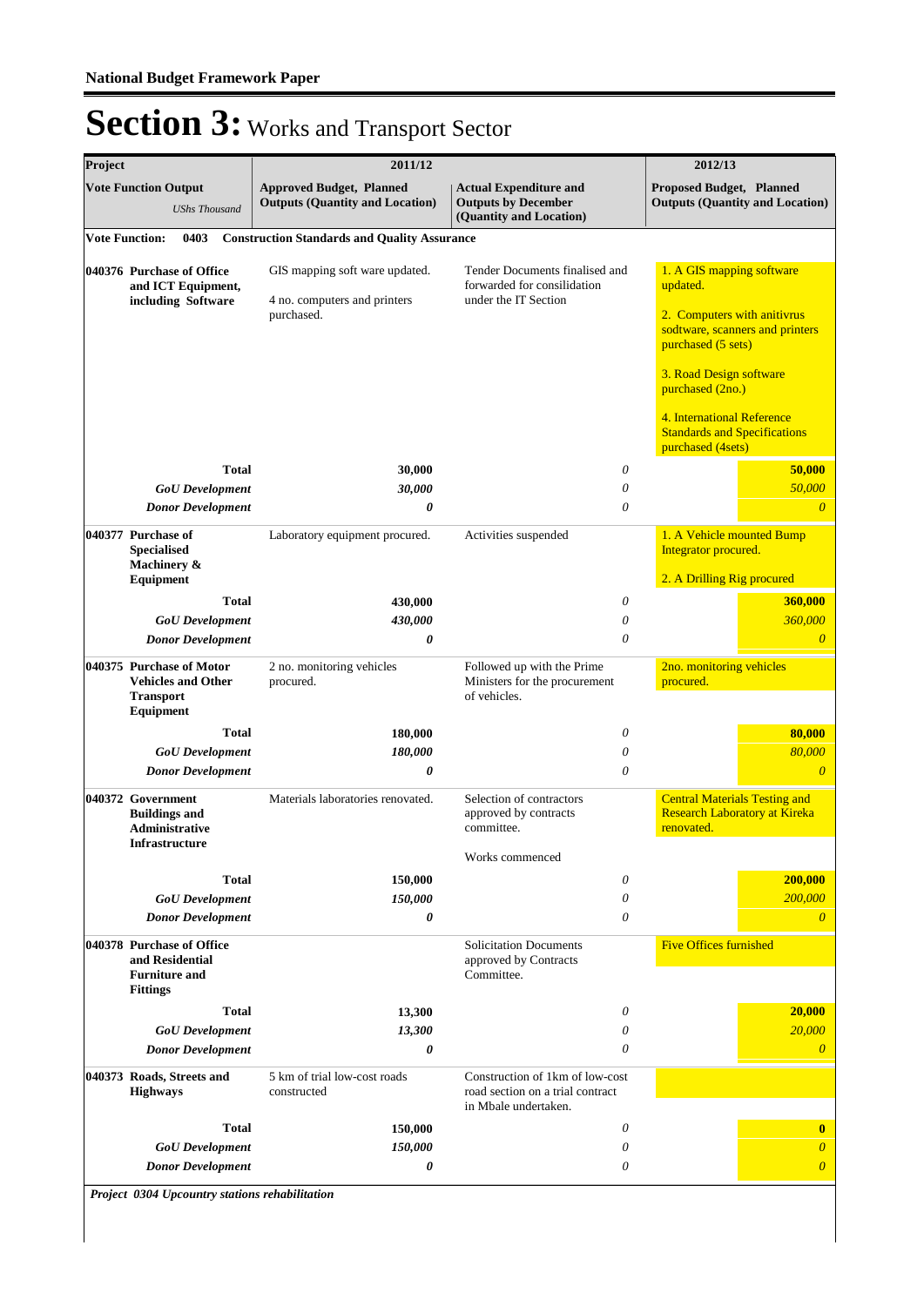**National Budget Framework Paper**

# Section 3: Works and Transport Sector

| Project | 2011/12 | | 2012/13 |
|---|---|---|---|
| **Vote Function Output** *UShs Thousand* | **Approved Budget, Planned Outputs (Quantity and Location)** | **Actual Expenditure and Outputs by December (Quantity and Location)** | **Proposed Budget, Planned Outputs (Quantity and Location)** |
| **Vote Function: 0403 Construction Standards and Quality Assurance** | | | |
| **040376 Purchase of Office and ICT Equipment, including Software** | GIS mapping soft ware updated.<br><br>4 no. computers and printers purchased. | Tender Documents finalised and forwarded for consilidation under the IT Section | 1. A GIS mapping software updated.<br><br>2. Computers with anitivrus sodtware, scanners and printers purchased (5 sets)<br><br>3. Road Design software purchased (2no.)<br><br>4. International Reference Standards and Specifications purchased (4sets) |
| **Total** | **30,000** | *0* | **50,000** |
| ***GoU Development*** | ***30,000*** | *0* | *50,000* |
| ***Donor Development*** | ***0*** | *0* | ***0*** |
| **040377 Purchase of Specialised Machinery & Equipment** | Laboratory equipment procured. | Activities suspended | 1. A Vehicle mounted Bump Integrator procured.<br><br>2. A Drilling Rig procured |
| **Total** | **430,000** | *0* | **360,000** |
| ***GoU Development*** | ***430,000*** | *0* | *360,000* |
| ***Donor Development*** | ***0*** | *0* | ***0*** |
| **040375 Purchase of Motor Vehicles and Other Transport Equipment** | 2 no. monitoring vehicles procured. | Followed up with the Prime Ministers for the procurement of vehicles. | 2no. monitoring vehicles procured. |
| **Total** | **180,000** | *0* | **80,000** |
| ***GoU Development*** | ***180,000*** | *0* | *80,000* |
| ***Donor Development*** | ***0*** | *0* | ***0*** |
| **040372 Government Buildings and Administrative Infrastructure** | Materials laboratories renovated. | Selection of contractors approved by contracts committee.<br><br>Works commenced | Central Materials Testing and Research Laboratory at Kireka renovated. |
| **Total** | **150,000** | *0* | **200,000** |
| ***GoU Development*** | ***150,000*** | *0* | *200,000* |
| ***Donor Development*** | ***0*** | *0* | ***0*** |
| **040378 Purchase of Office and Residential Furniture and Fittings** | | Solicitation Documents approved by Contracts Committee. | Five Offices furnished |
| **Total** | **13,300** | *0* | **20,000** |
| ***GoU Development*** | ***13,300*** | *0* | *20,000* |
| ***Donor Development*** | ***0*** | *0* | ***0*** |
| **040373 Roads, Streets and Highways** | 5 km of trial low-cost roads constructed | Construction of 1km of low-cost road section on a trial contract in Mbale undertaken. | |
| **Total** | **150,000** | *0* | **0** |
| ***GoU Development*** | ***150,000*** | *0* | *0* |
| ***Donor Development*** | ***0*** | *0* | ***0*** |

***Project 0304 Upcountry stations rehabilitation***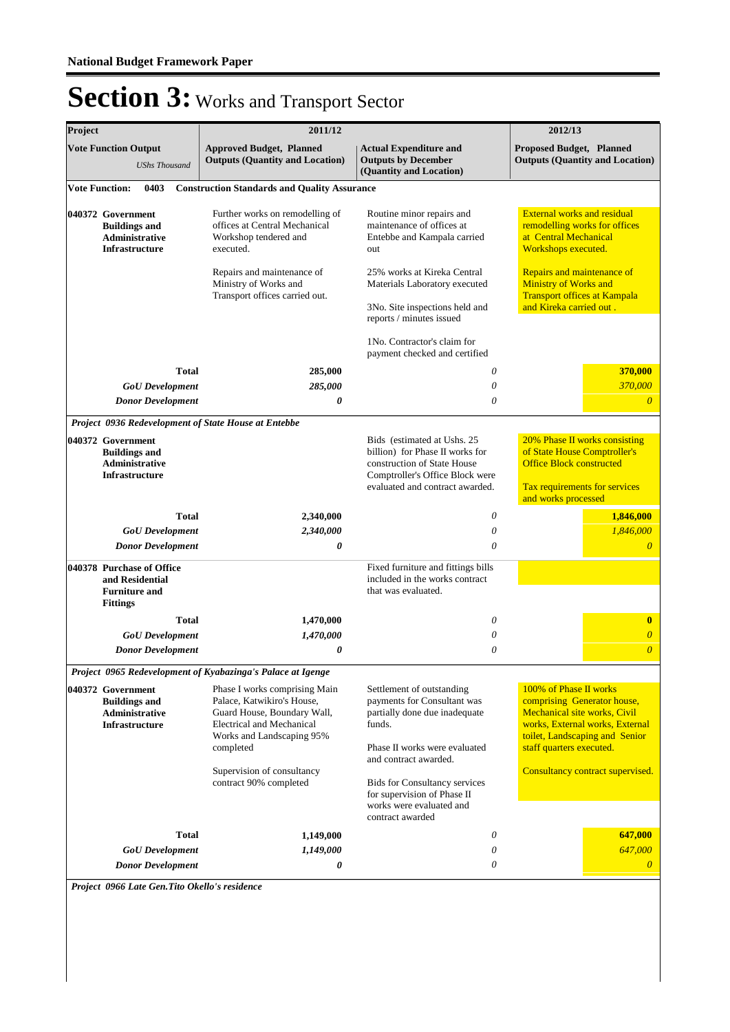**National Budget Framework Paper**

# Section 3: Works and Transport Sector

| Project | 2011/12 | | 2012/13 |
|---|---|---|---|
| **Vote Function Output** *UShs Thousand* | **Approved Budget, Planned Outputs (Quantity and Location)** | **Actual Expenditure and Outputs by December (Quantity and Location)** | **Proposed Budget, Planned Outputs (Quantity and Location)** |
| **Vote Function: 0403 Construction Standards and Quality Assurance** | | | |
| **040372 Government Buildings and Administrative Infrastructure** | Further works on remodelling of offices at Central Mechanical Workshop tendered and executed.<br><br>Repairs and maintenance of Ministry of Works and Transport offices carried out. | Routine minor repairs and maintenance of offices at Entebbe and Kampala carried out<br><br>25% works at Kireka Central Materials Laboratory executed<br><br>3No. Site inspections held and reports / minutes issued<br><br>1No. Contractor's claim for payment checked and certified | External works and residual remodelling works for offices at Central Mechanical Workshops executed.<br><br>Repairs and maintenance of Ministry of Works and Transport offices at Kampala and Kireka carried out . |
| **Total** | **285,000** | *0* | **370,000** |
| ***GoU Development*** | ***285,000*** | *0* | *370,000* |
| ***Donor Development*** | ***0*** | *0* | *0* |
| ***Project 0936 Redevelopment of State House at Entebbe*** | | | |
| **040372 Government Buildings and Administrative Infrastructure** | | Bids (estimated at Ushs. 25 billion) for Phase II works for construction of State House Comptroller's Office Block were evaluated and contract awarded. | 20% Phase II works consisting of State House Comptroller's Office Block constructed<br><br>Tax requirements for services and works processed |
| **Total** | **2,340,000** | *0* | **1,846,000** |
| ***GoU Development*** | ***2,340,000*** | *0* | *1,846,000* |
| ***Donor Development*** | ***0*** | *0* | *0* |
| **040378 Purchase of Office and Residential Furniture and Fittings** | | Fixed furniture and fittings bills included in the works contract that was evaluated. | |
| **Total** | **1,470,000** | *0* | **0** |
| ***GoU Development*** | ***1,470,000*** | *0* | *0* |
| ***Donor Development*** | ***0*** | *0* | *0* |
| ***Project 0965 Redevelopment of Kyabazinga's Palace at Igenge*** | | | |
| **040372 Government Buildings and Administrative Infrastructure** | Phase I works comprising Main Palace, Katwikiro's House, Guard House, Boundary Wall, Electrical and Mechanical Works and Landscaping 95% completed<br><br>Supervision of consultancy contract 90% completed | Settlement of outstanding payments for Consultant was partially done due inadequate funds.<br><br>Phase II works were evaluated and contract awarded.<br><br>Bids for Consultancy services for supervision of Phase II works were evaluated and contract awarded | 100% of Phase II works comprising Generator house, Mechanical site works, Civil works, External works, External toilet, Landscaping and Senior staff quarters executed.<br><br>Consultancy contract supervised. |
| **Total** | **1,149,000** | *0* | **647,000** |
| ***GoU Development*** | ***1,149,000*** | *0* | *647,000* |
| ***Donor Development*** | ***0*** | *0* | *0* |
| ***Project 0966 Late Gen.Tito Okello's residence*** | | | |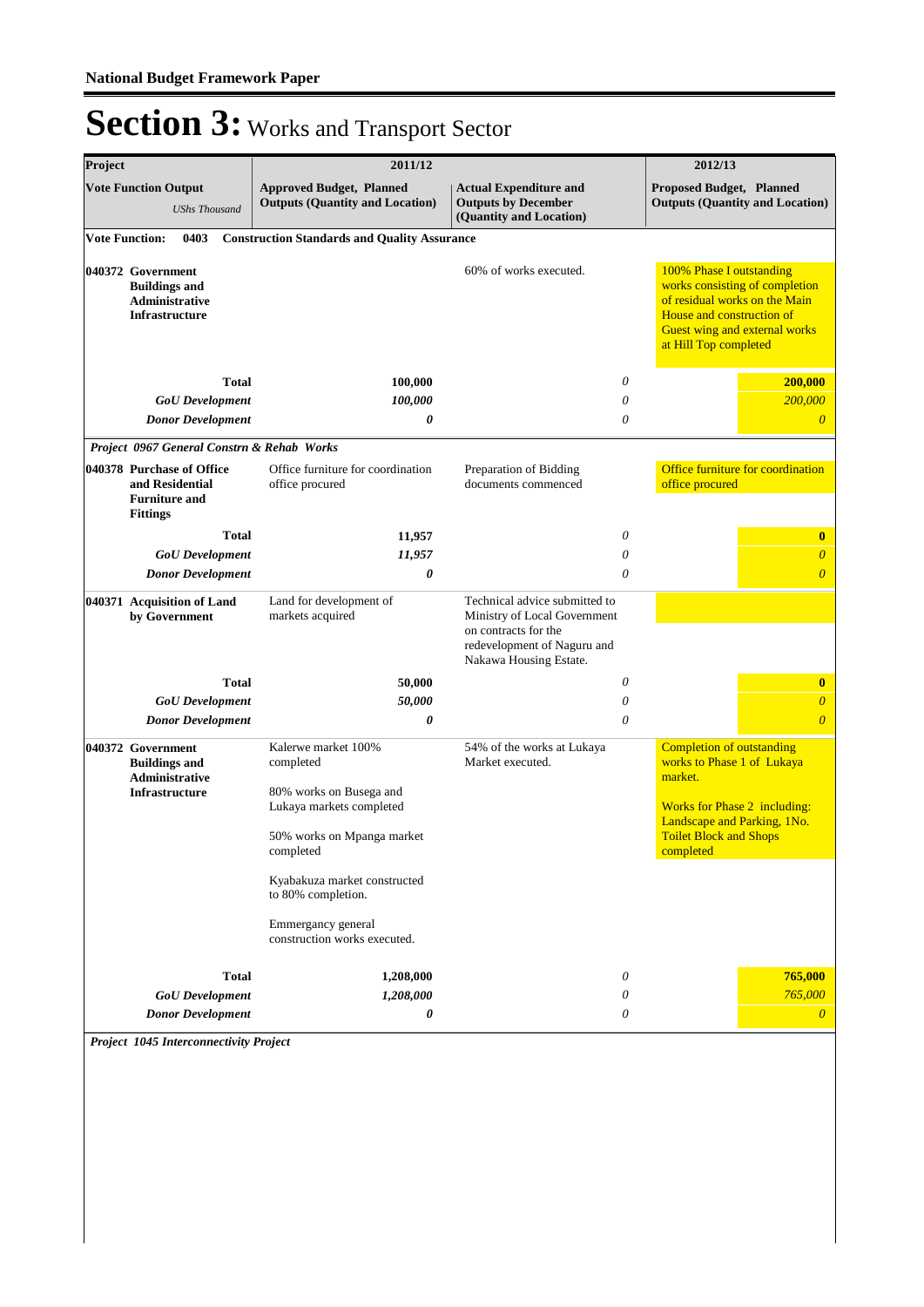# Section 3: Works and Transport Sector

| Project | 2011/12 | | 2012/13 |
|---|---|---|---|
| **Vote Function Output** *UShs Thousand* | **Approved Budget, Planned Outputs (Quantity and Location)** | **Actual Expenditure and Outputs by December (Quantity and Location)** | **Proposed Budget, Planned Outputs (Quantity and Location)** |
| **Vote Function: 0403 Construction Standards and Quality Assurance** | | | |
| **040372 Government Buildings and Administrative Infrastructure** | | 60% of works executed. | 100% Phase I outstanding works consisting of completion of residual works on the Main House and construction of Guest wing and external works at Hill Top completed |
| **Total** | **100,000** | *0* | **200,000** |
| ***GoU Development*** | ***100,000*** | *0* | *200,000* |
| ***Donor Development*** | ***0*** | *0* | *0* |
| ***Project 0967 General Constrn & Rehab Works*** | | | |
| **040378 Purchase of Office and Residential Furniture and Fittings** | Office furniture for coordination office procured | Preparation of Bidding documents commenced | Office furniture for coordination office procured |
| **Total** | **11,957** | *0* | **0** |
| ***GoU Development*** | ***11,957*** | *0* | *0* |
| ***Donor Development*** | ***0*** | *0* | *0* |
| **040371 Acquisition of Land by Government** | Land for development of markets acquired | Technical advice submitted to Ministry of Local Government on contracts for the redevelopment of Naguru and Nakawa Housing Estate. | |
| **Total** | **50,000** | *0* | **0** |
| ***GoU Development*** | ***50,000*** | *0* | *0* |
| ***Donor Development*** | ***0*** | *0* | *0* |
| **040372 Government Buildings and Administrative Infrastructure** | Kalerwe market 100% completed<br><br>80% works on Busega and Lukaya markets completed<br><br>50% works on Mpanga market completed<br><br>Kyabakuza market constructed to 80% completion.<br><br>Emmergancy general construction works executed. | 54% of the works at Lukaya Market executed. | Completion of outstanding works to Phase 1 of Lukaya market.<br><br>Works for Phase 2 including: Landscape and Parking, 1No. Toilet Block and Shops completed |
| **Total** | **1,208,000** | *0* | **765,000** |
| ***GoU Development*** | ***1,208,000*** | *0* | *765,000* |
| ***Donor Development*** | ***0*** | *0* | *0* |
| ***Project 1045 Interconnectivity Project*** | | | |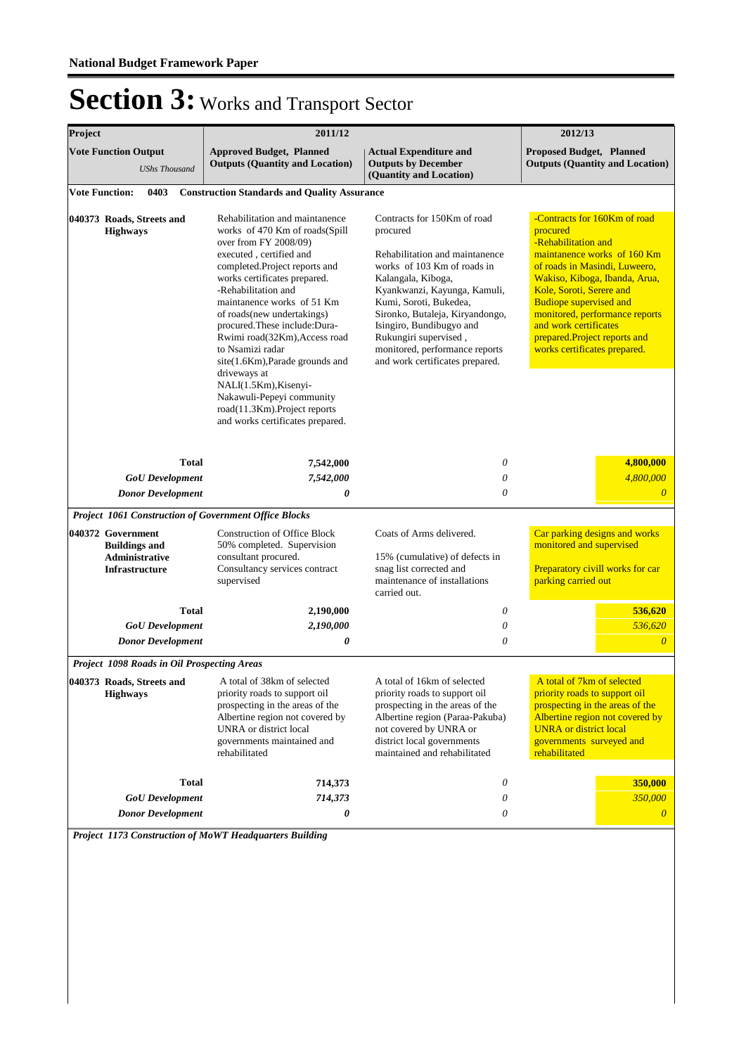**National Budget Framework Paper**

# Section 3: Works and Transport Sector

| Project | 2011/12 | | 2012/13 |
|---|---|---|---|
| **Vote Function Output** *UShs Thousand* | **Approved Budget, Planned Outputs (Quantity and Location)** | **Actual Expenditure and Outputs by December (Quantity and Location)** | **Proposed Budget, Planned Outputs (Quantity and Location)** |
| **Vote Function: 0403 Construction Standards and Quality Assurance** | | | |
| **040373 Roads, Streets and Highways** | Rehabilitation and maintanence works of 470 Km of roads(Spill over from FY 2008/09) executed , certified and completed.Project reports and works certificates prepared. -Rehabilitation and maintanence works of 51 Km of roads(new undertakings) procured.These include:Dura-Rwimi road(32Km),Access road to Nsamizi radar site(1.6Km),Parade grounds and driveways at NALI(1.5Km),Kisenyi-Nakawuli-Pepeyi community road(11.3Km).Project reports and works certificates prepared. | Contracts for 150Km of road procured<br><br>Rehabilitation and maintanence works of 103 Km of roads in Kalangala, Kiboga, Kyankwanzi, Kayunga, Kamuli, Kumi, Soroti, Bukedea, Sironko, Butaleja, Kiryandongo, Isingiro, Bundibugyo and Rukungiri supervised , monitored, performance reports and work certificates prepared. | -Contracts for 160Km of road procured<br>-Rehabilitation and maintanance works of 160 Km of roads in Masindi, Luweero, Wakiso, Kiboga, Ibanda, Arua, Kole, Soroti, Serere and Budiope supervised and monitored, performance reports and work certificates prepared.Project reports and works certificates prepared. |
| **Total** | **7,542,000** | *0* | **4,800,000** |
| ***GoU Development*** | ***7,542,000*** | *0* | *4,800,000* |
| ***Donor Development*** | ***0*** | *0* | *0* |
| ***Project 1061 Construction of Government Office Blocks*** | | | |
| **040372 Government Buildings and Administrative Infrastructure** | Construction of Office Block 50% completed. Supervision consultant procured. Consultancy services contract supervised | Coats of Arms delivered.<br><br>15% (cumulative) of defects in snag list corrected and maintenance of installations carried out. | Car parking designs and works monitored and supervised<br><br>Preparatory civill works for car parking carried out |
| **Total** | **2,190,000** | *0* | **536,620** |
| ***GoU Development*** | ***2,190,000*** | *0* | *536,620* |
| ***Donor Development*** | ***0*** | *0* | *0* |
| ***Project 1098 Roads in Oil Prospecting Areas*** | | | |
| **040373 Roads, Streets and Highways** | A total of 38km of selected priority roads to support oil prospecting in the areas of the Albertine region not covered by UNRA or district local governments maintained and rehabilitated | A total of 16km of selected priority roads to support oil prospecting in the areas of the Albertine region (Paraa-Pakuba) not covered by UNRA or district local governments maintained and rehabilitated | A total of 7km of selected priority roads to support oil prospecting in the areas of the Albertine region not covered by UNRA or district local governments surveyed and rehabilitated |
| **Total** | **714,373** | *0* | **350,000** |
| ***GoU Development*** | ***714,373*** | *0* | *350,000* |
| ***Donor Development*** | ***0*** | *0* | *0* |
| ***Project 1173 Construction of MoWT Headquarters Building*** | | | |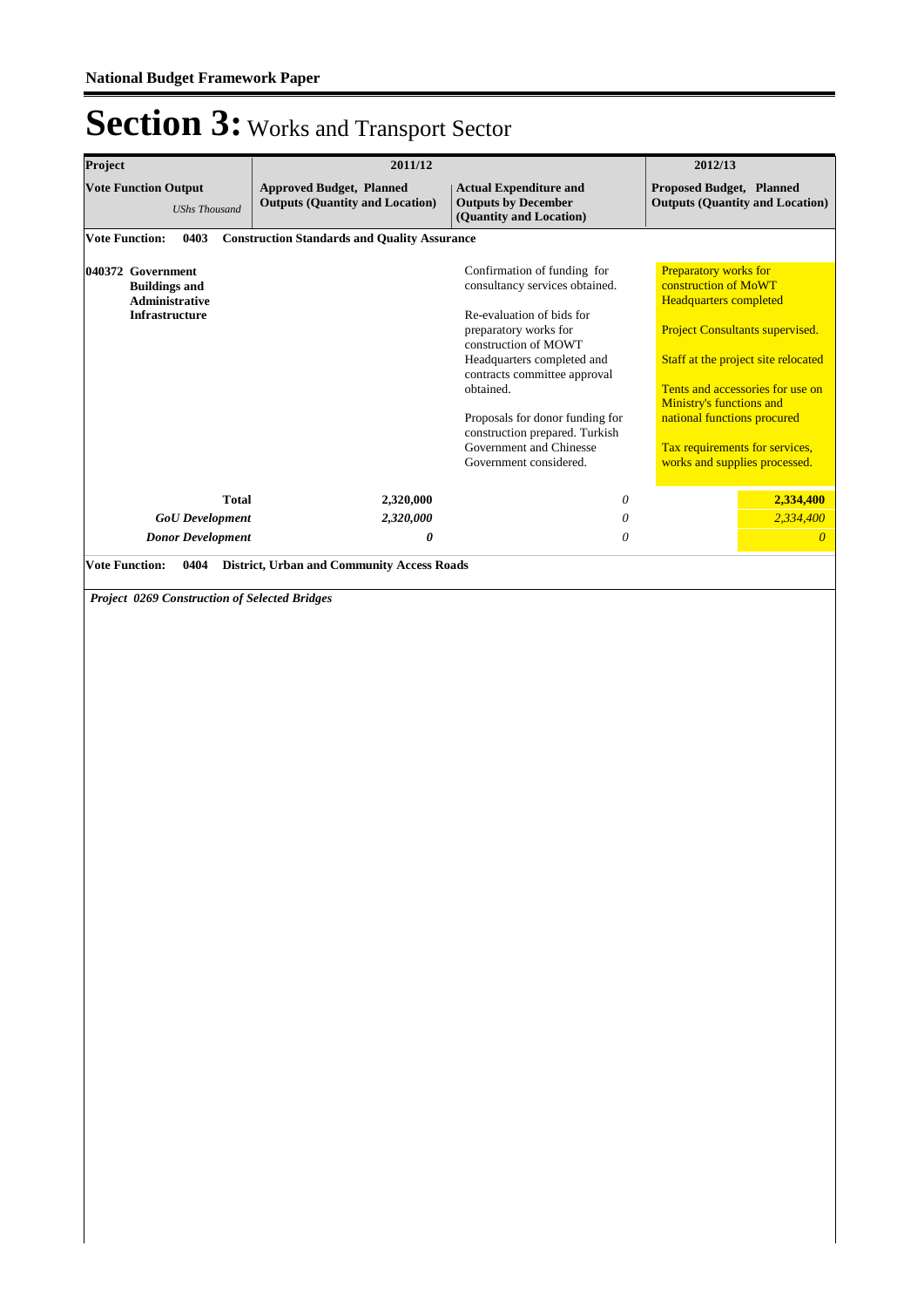# Section 3: Works and Transport Sector

| Project | 2011/12 | | 2012/13 |
|---|---|---|---|
| **Vote Function Output** *UShs Thousand* | **Approved Budget, Planned Outputs (Quantity and Location)** | **Actual Expenditure and Outputs by December (Quantity and Location)** | **Proposed Budget, Planned Outputs (Quantity and Location)** |
| **Vote Function: 0403 Construction Standards and Quality Assurance** | | | |
| **040372 Government Buildings and Administrative Infrastructure** | | Confirmation of funding for consultancy services obtained.<br><br>Re-evaluation of bids for preparatory works for construction of MOWT Headquarters completed and contracts committee approval obtained.<br><br>Proposals for donor funding for construction prepared. Turkish Government and Chinesse Government considered. | Preparatory works for construction of MoWT Headquarters completed<br><br>Project Consultants supervised.<br><br>Staff at the project site relocated<br><br>Tents and accessories for use on Ministry's functions and national functions procured<br><br>Tax requirements for services, works and supplies processed. |
| **Total** | **2,320,000** | *0* | **2,334,400** |
| ***GoU Development*** | *2,320,000* | *0* | *2,334,400* |
| ***Donor Development*** | ***0*** | *0* | *0* |
| **Vote Function: 0404 District, Urban and Community Access Roads** | | | |

***Project 0269 Construction of Selected Bridges***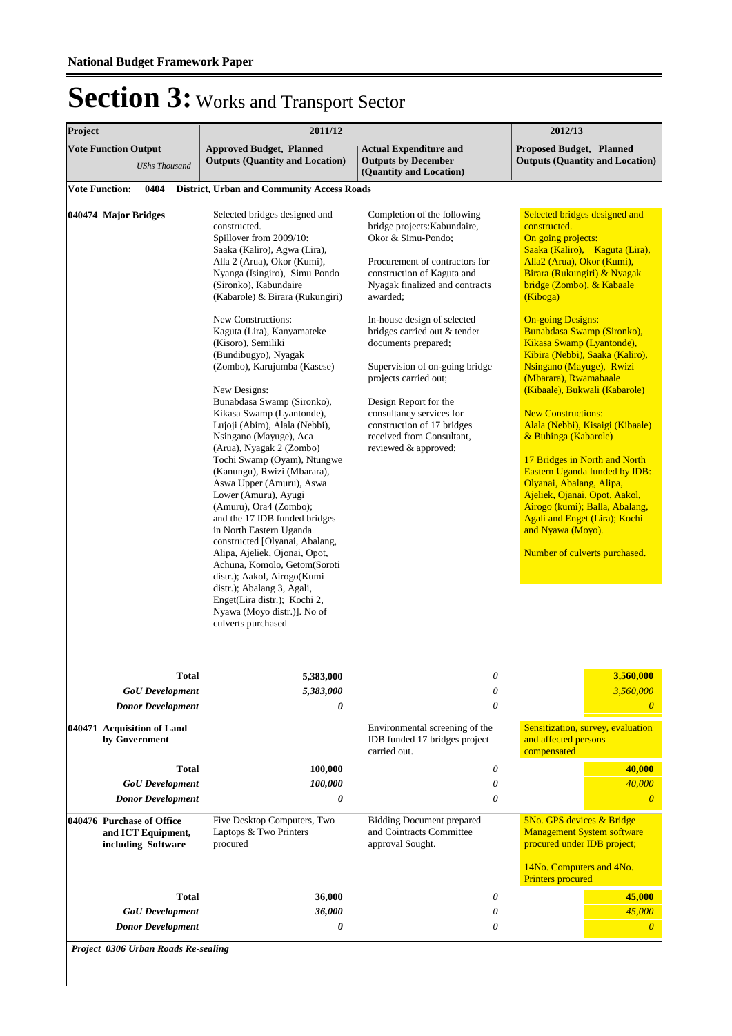**National Budget Framework Paper**

# Section 3: Works and Transport Sector

| Project | 2011/12 | | 2012/13 |
|---|---|---|---|
| **Vote Function Output** *UShs Thousand* | **Approved Budget, Planned Outputs (Quantity and Location)** | **Actual Expenditure and Outputs by December (Quantity and Location)** | **Proposed Budget, Planned Outputs (Quantity and Location)** |
| **Vote Function: 0404 District, Urban and Community Access Roads** | | | |
| **040474 Major Bridges** | Selected bridges designed and constructed. Spillover from 2009/10: Saaka (Kaliro), Agwa (Lira), Alla 2 (Arua), Okor (Kumi), Nyanga (Isingiro), Simu Pondo (Sironko), Kabundaire (Kabarole) & Birara (Rukungiri)<br><br>New Constructions: Kaguta (Lira), Kanyamateke (Kisoro), Semiliki (Bundibugyo), Nyagak (Zombo), Karujumba (Kasese)<br><br>New Designs: Bunabdasa Swamp (Sironko), Kikasa Swamp (Lyantonde), Lujoji (Abim), Alala (Nebbi), Nsingano (Mayuge), Aca (Arua), Nyagak 2 (Zombo) Tochi Swamp (Oyam), Ntungwe (Kanungu), Rwizi (Mbarara), Aswa Upper (Amuru), Aswa Lower (Amuru), Ayugi (Amuru), Ora4 (Zombo); and the 17 IDB funded bridges in North Eastern Uganda constructed [Olyanai, Abalang, Alipa, Ajeliek, Ojonai, Opot, Achuna, Komolo, Getom(Soroti distr.); Aakol, Airogo(Kumi distr.); Abalang 3, Agali, Enget(Lira distr.); Kochi 2, Nyawa (Moyo distr.)]. No of culverts purchased | Completion of the following bridge projects:Kabundaire, Okor & Simu-Pondo;<br><br>Procurement of contractors for construction of Kaguta and Nyagak finalized and contracts awarded;<br><br>In-house design of selected bridges carried out & tender documents prepared;<br><br>Supervision of on-going bridge projects carried out;<br><br>Design Report for the consultancy services for construction of 17 bridges received from Consultant, reviewed & approved; | Selected bridges designed and constructed. On going projects: Saaka (Kaliro), Kaguta (Lira), Alla2 (Arua), Okor (Kumi), Birara (Rukungiri) & Nyagak bridge (Zombo), & Kabaale (Kiboga)<br><br>On-going Designs: Bunabdasa Swamp (Sironko), Kikasa Swamp (Lyantonde), Kibira (Nebbi), Saaka (Kaliro), Nsingano (Mayuge), Rwizi (Mbarara), Rwamabaale (Kibaale), Bukwali (Kabarole)<br><br>New Constructions: Alala (Nebbi), Kisaigi (Kibaale) & Buhinga (Kabarole)<br><br>17 Bridges in North and North Eastern Uganda funded by IDB: Olyanai, Abalang, Alipa, Ajeliek, Ojanai, Opot, Aakol, Airogo (kumi); Balla, Abalang, Agali and Enget (Lira); Kochi and Nyawa (Moyo).<br><br>Number of culverts purchased. |
| **Total** | **5,383,000** | *0* | **3,560,000** |
| ***GoU Development*** | ***5,383,000*** | *0* | *3,560,000* |
| ***Donor Development*** | ***0*** | *0* | *0* |
| **040471 Acquisition of Land by Government** | | Environmental screening of the IDB funded 17 bridges project carried out. | Sensitization, survey, evaluation and affected persons compensated |
| **Total** | **100,000** | *0* | **40,000** |
| ***GoU Development*** | ***100,000*** | *0* | *40,000* |
| ***Donor Development*** | ***0*** | *0* | *0* |
| **040476 Purchase of Office and ICT Equipment, including Software** | Five Desktop Computers, Two Laptops & Two Printers procured | Bidding Document prepared and Cointracts Committee approval Sought. | 5No. GPS devices & Bridge Management System software procured under IDB project;<br><br>14No. Computers and 4No. Printers procured |
| **Total** | **36,000** | *0* | **45,000** |
| ***GoU Development*** | ***36,000*** | *0* | *45,000* |
| ***Donor Development*** | ***0*** | *0* | *0* |

***Project 0306 Urban Roads Re-sealing***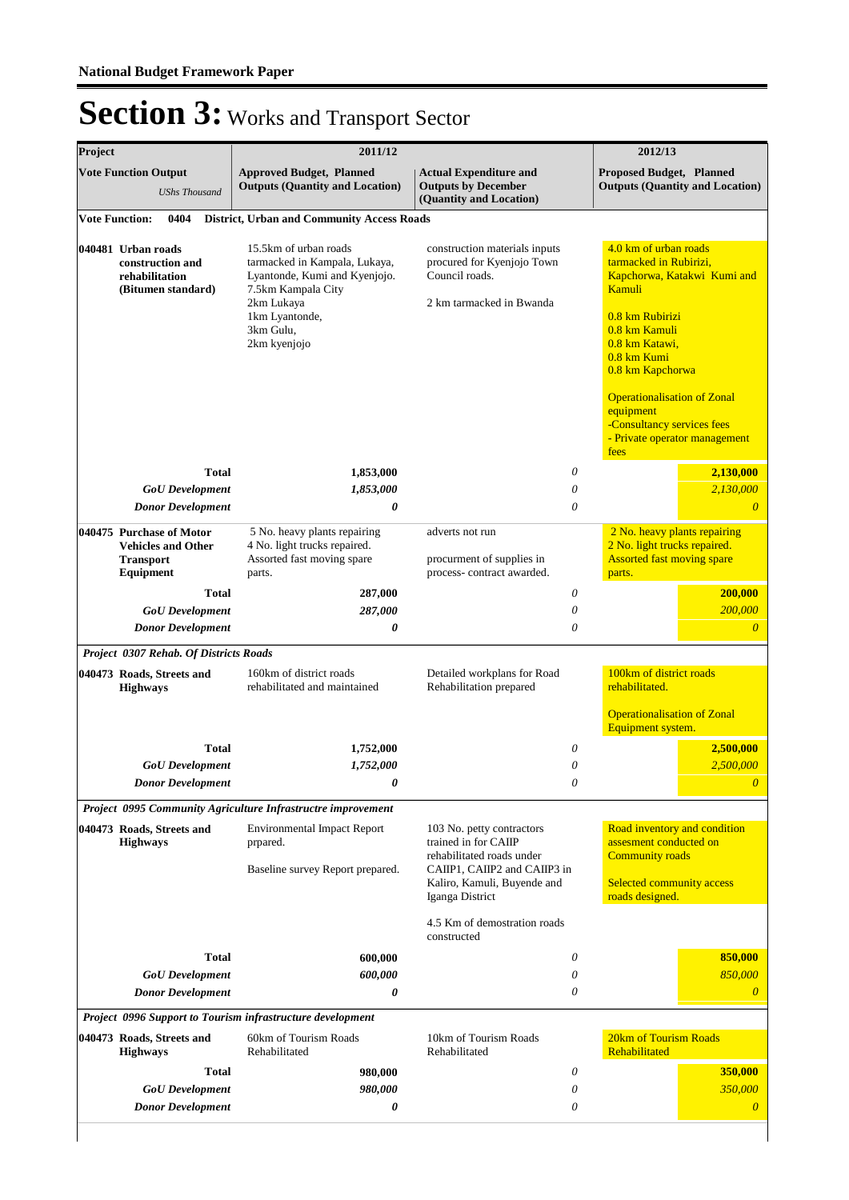# Section 3: Works and Transport Sector

| Project | 2011/12 | | 2012/13 |
|---|---|---|---|
| **Vote Function Output** *UShs Thousand* | **Approved Budget, Planned Outputs (Quantity and Location)** | **Actual Expenditure and Outputs by December (Quantity and Location)** | **Proposed Budget, Planned Outputs (Quantity and Location)** |
| **Vote Function: 0404 District, Urban and Community Access Roads** | | | |
| **040481 Urban roads construction and rehabilitation (Bitumen standard)** | 15.5km of urban roads tarmacked in Kampala, Lukaya, Lyantonde, Kumi and Kyenjojo. 7.5km Kampala City 2km Lukaya 1km Lyantonde, 3km Gulu, 2km kyenjojo | construction materials inputs procured for Kyenjojo Town Council roads. 2 km tarmacked in Bwanda | 4.0 km of urban roads tarmacked in Rubirizi, Kapchorwa, Katakwi Kumi and Kamuli 0.8 km Rubirizi 0.8 km Kamuli 0.8 km Katawi, 0.8 km Kumi 0.8 km Kapchorwa Operationalisation of Zonal equipment -Consultancy services fees - Private operator management fees |
| **Total** | **1,853,000** | *0* | **2,130,000** |
| ***GoU Development*** | ***1,853,000*** | *0* | *2,130,000* |
| ***Donor Development*** | ***0*** | *0* | *0* |
| **040475 Purchase of Motor Vehicles and Other Transport Equipment** | 5 No. heavy plants repairing 4 No. light trucks repaired. Assorted fast moving spare parts. | adverts not run procurment of supplies in process- contract awarded. | 2 No. heavy plants repairing 2 No. light trucks repaired. Assorted fast moving spare parts. |
| **Total** | **287,000** | *0* | **200,000** |
| ***GoU Development*** | ***287,000*** | *0* | *200,000* |
| ***Donor Development*** | ***0*** | *0* | *0* |
| ***Project 0307 Rehab. Of Districts Roads*** | | | |
| **040473 Roads, Streets and Highways** | 160km of district roads rehabilitated and maintained | Detailed workplans for Road Rehabilitation prepared | 100km of district roads rehabilitated. Operationalisation of Zonal Equipment system. |
| **Total** | **1,752,000** | *0* | **2,500,000** |
| ***GoU Development*** | ***1,752,000*** | *0* | *2,500,000* |
| ***Donor Development*** | ***0*** | *0* | *0* |
| ***Project 0995 Community Agriculture Infrastructre improvement*** | | | |
| **040473 Roads, Streets and Highways** | Environmental Impact Report prpared. Baseline survey Report prepared. | 103 No. petty contractors trained in for CAIIP rehabilitated roads under CAIIP1, CAIIP2 and CAIIP3 in Kaliro, Kamuli, Buyende and Iganga District 4.5 Km of demostration roads constructed | Road inventory and condition assesment conducted on Community roads Selected community access roads designed. |
| **Total** | **600,000** | *0* | **850,000** |
| ***GoU Development*** | ***600,000*** | *0* | *850,000* |
| ***Donor Development*** | ***0*** | *0* | *0* |
| ***Project 0996 Support to Tourism infrastructure development*** | | | |
| **040473 Roads, Streets and Highways** | 60km of Tourism Roads Rehabilitated | 10km of Tourism Roads Rehabilitated | 20km of Tourism Roads Rehabilitated |
| **Total** | **980,000** | *0* | **350,000** |
| ***GoU Development*** | ***980,000*** | *0* | *350,000* |
| ***Donor Development*** | ***0*** | *0* | *0* |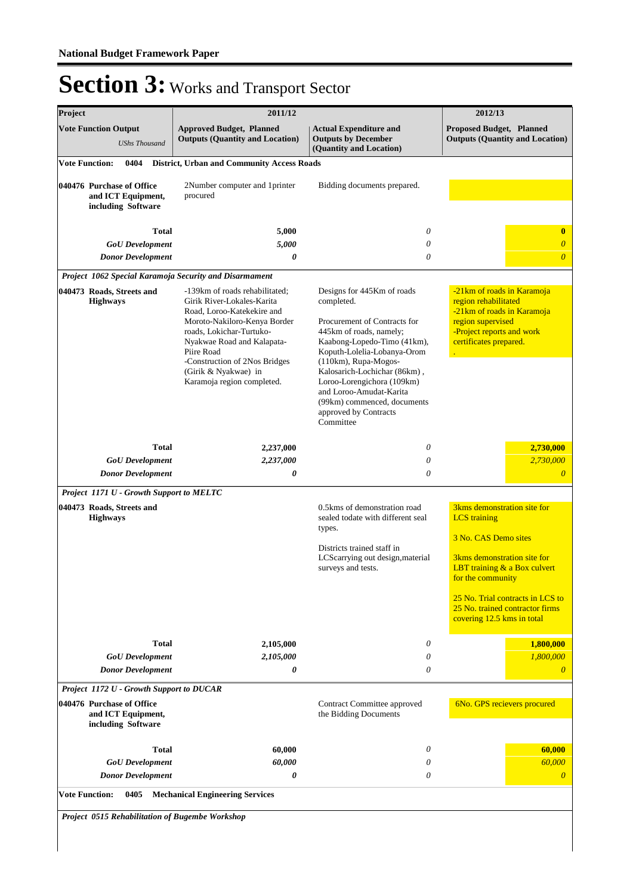# Section 3: Works and Transport Sector

| Project | 2011/12 | | 2012/13 |
|---|---|---|---|
| **Vote Function Output** *UShs Thousand* | **Approved Budget, Planned Outputs (Quantity and Location)** | **Actual Expenditure and Outputs by December (Quantity and Location)** | **Proposed Budget, Planned Outputs (Quantity and Location)** |
| **Vote Function: 0404 District, Urban and Community Access Roads** | | | |
| **040476 Purchase of Office and ICT Equipment, including Software** | 2Number computer and 1printer procured | Bidding documents prepared. | |
| **Total** | **5,000** | *0* | **0** |
| ***GoU Development*** | *5,000* | *0* | *0* |
| ***Donor Development*** | ***0*** | *0* | *0* |
| ***Project 1062 Special Karamoja Security and Disarmament*** | | | |
| **040473 Roads, Streets and Highways** | -139km of roads rehabilitated; Girik River-Lokales-Karita Road, Loroo-Katekekire and Moroto-Nakiloro-Kenya Border roads, Lokichar-Turtuko-Nyakwae Road and Kalapata-Piire Road<br>-Construction of 2Nos Bridges (Girik & Nyakwae) in Karamoja region completed. | Designs for 445Km of roads completed.<br><br>Procurement of Contracts for 445km of roads, namely; Kaabong-Lopedo-Timo (41km), Koputh-Lolelia-Lobanya-Orom (110km), Rupa-Mogos-Kalosarich-Lochichar (86km) , Loroo-Lorengichora (109km) and Loroo-Amudat-Karita (99km) commenced, documents approved by Contracts Committee | -21km of roads in Karamoja region rehabilitated<br>-21km of roads in Karamoja region supervised<br>-Project reports and work certificates prepared.<br>. |
| **Total** | **2,237,000** | *0* | **2,730,000** |
| ***GoU Development*** | *2,237,000* | *0* | *2,730,000* |
| ***Donor Development*** | ***0*** | *0* | *0* |
| ***Project 1171 U - Growth Support to MELTC*** | | | |
| **040473 Roads, Streets and Highways** | | 0.5kms of demonstration road sealed todate with different seal types.<br><br>Districts trained staff in LCScarrying out design,material surveys and tests. | 3kms demonstration site for LCS training<br><br>3 No. CAS Demo sites<br><br>3kms demonstration site for LBT training & a Box culvert for the community<br><br>25 No. Trial contracts in LCS to 25 No. trained contractor firms covering 12.5 kms in total |
| **Total** | **2,105,000** | *0* | **1,800,000** |
| ***GoU Development*** | *2,105,000* | *0* | *1,800,000* |
| ***Donor Development*** | ***0*** | *0* | *0* |
| ***Project 1172 U - Growth Support to DUCAR*** | | | |
| **040476 Purchase of Office and ICT Equipment, including Software** | | Contract Committee approved the Bidding Documents | 6No. GPS recievers procured |
| **Total** | **60,000** | *0* | **60,000** |
| ***GoU Development*** | *60,000* | *0* | *60,000* |
| ***Donor Development*** | ***0*** | *0* | *0* |
| **Vote Function: 0405 Mechanical Engineering Services** | | | |
| ***Project 0515 Rehabilitation of Bugembe Workshop*** | | | |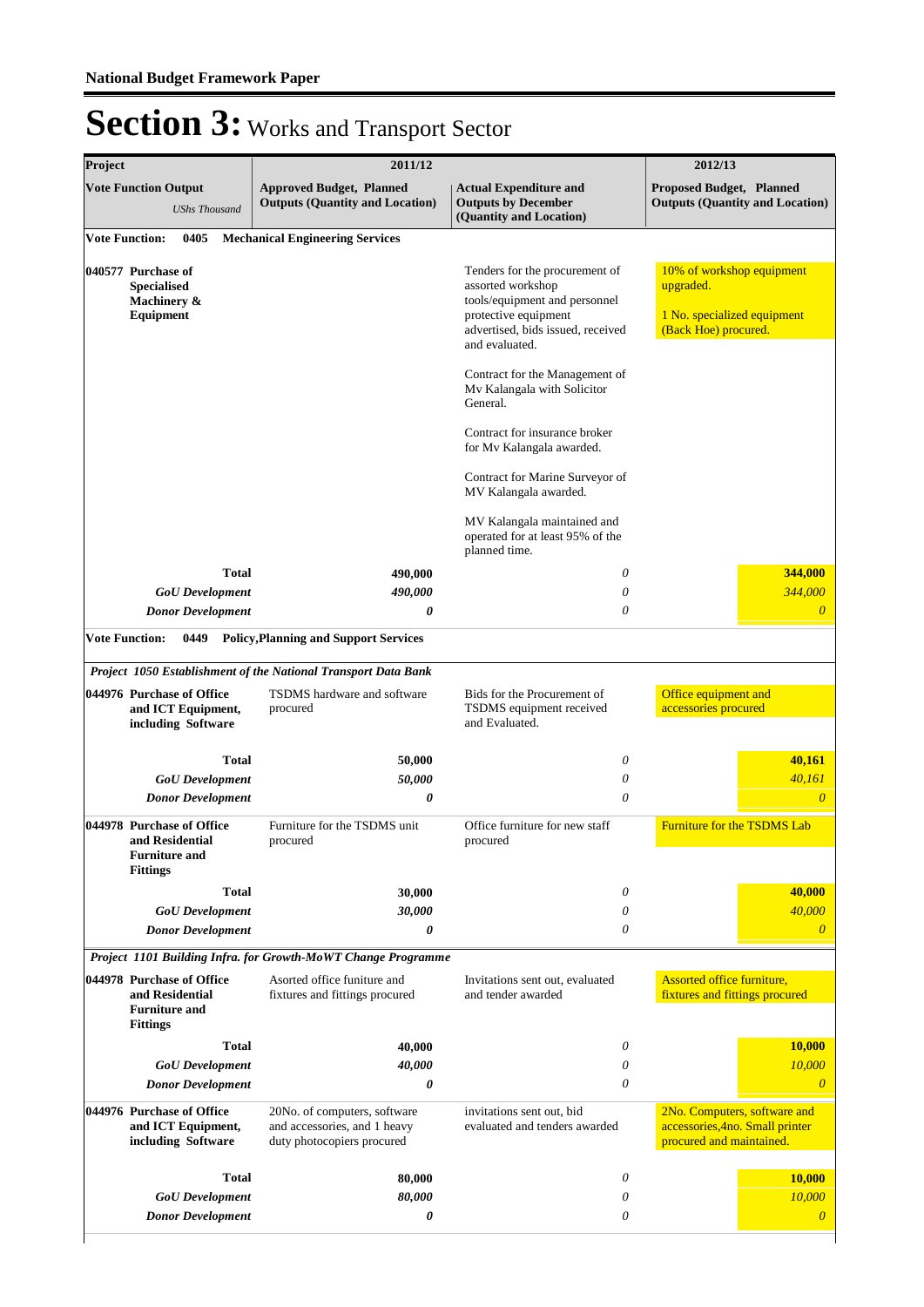# Section 3: Works and Transport Sector

| Project | 2011/12 | | 2012/13 |
|---|---|---|---|
| **Vote Function Output** *UShs Thousand* | **Approved Budget, Planned Outputs (Quantity and Location)** | **Actual Expenditure and Outputs by December (Quantity and Location)** | **Proposed Budget, Planned Outputs (Quantity and Location)** |
| **Vote Function: 0405 Mechanical Engineering Services** | | | |
| **040577 Purchase of Specialised Machinery & Equipment** | | Tenders for the procurement of assorted workshop tools/equipment and personnel protective equipment advertised, bids issued, received and evaluated.<br><br>Contract for the Management of Mv Kalangala with Solicitor General.<br><br>Contract for insurance broker for Mv Kalangala awarded.<br><br>Contract for Marine Surveyor of MV Kalangala awarded.<br><br>MV Kalangala maintained and operated for at least 95% of the planned time. | 10% of workshop equipment upgraded.<br><br>1 No. specialized equipment (Back Hoe) procured. |
| **Total** | **490,000** | *0* | **344,000** |
| ***GoU Development*** | ***490,000*** | *0* | *344,000* |
| ***Donor Development*** | ***0*** | *0* | *0* |
| **Vote Function: 0449 Policy,Planning and Support Services** | | | |
| ***Project 1050 Establishment of the National Transport Data Bank*** | | | |
| **044976 Purchase of Office and ICT Equipment, including Software** | TSDMS hardware and software procured | Bids for the Procurement of TSDMS equipment received and Evaluated. | Office equipment and accessories procured |
| **Total** | **50,000** | *0* | **40,161** |
| ***GoU Development*** | ***50,000*** | *0* | *40,161* |
| ***Donor Development*** | ***0*** | *0* | *0* |
| **044978 Purchase of Office and Residential Furniture and Fittings** | Furniture for the TSDMS unit procured | Office furniture for new staff procured | Furniture for the TSDMS Lab |
| **Total** | **30,000** | *0* | **40,000** |
| ***GoU Development*** | ***30,000*** | *0* | *40,000* |
| ***Donor Development*** | ***0*** | *0* | *0* |
| ***Project 1101 Building Infra. for Growth-MoWT Change Programme*** | | | |
| **044978 Purchase of Office and Residential Furniture and Fittings** | Asorted office funiture and fixtures and fittings procured | Invitations sent out, evaluated and tender awarded | Assorted office furniture, fixtures and fittings procured |
| **Total** | **40,000** | *0* | **10,000** |
| ***GoU Development*** | ***40,000*** | *0* | *10,000* |
| ***Donor Development*** | ***0*** | *0* | *0* |
| **044976 Purchase of Office and ICT Equipment, including Software** | 20No. of computers, software and accessories, and 1 heavy duty photocopiers procured | invitations sent out, bid evaluated and tenders awarded | 2No. Computers, software and accessories,4no. Small printer procured and maintained. |
| **Total** | **80,000** | *0* | **10,000** |
| ***GoU Development*** | ***80,000*** | *0* | *10,000* |
| ***Donor Development*** | ***0*** | *0* | *0* |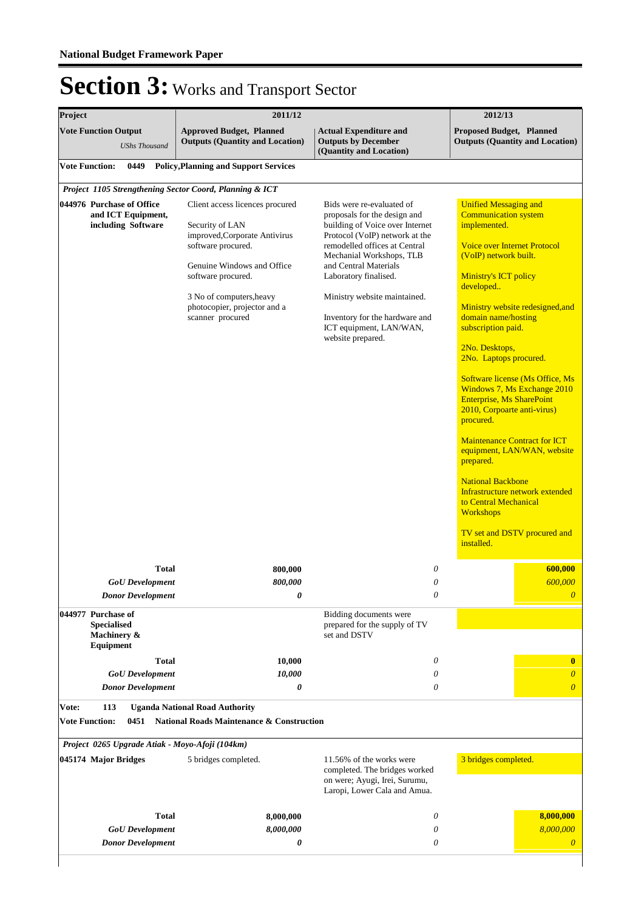# Section 3: Works and Transport Sector

| Project | 2011/12 | | 2012/13 |
|---|---|---|---|
| **Vote Function Output** *UShs Thousand* | **Approved Budget, Planned Outputs (Quantity and Location)** | **Actual Expenditure and Outputs by December (Quantity and Location)** | **Proposed Budget, Planned Outputs (Quantity and Location)** |
| **Vote Function: 0449 Policy,Planning and Support Services** | | | |
| ***Project 1105 Strengthening Sector Coord, Planning & ICT*** | | | |
| **044976 Purchase of Office and ICT Equipment, including Software** | Client access licences procured<br><br>Security of LAN improved,Corporate Antivirus software procured.<br><br>Genuine Windows and Office software procured.<br><br>3 No of computers,heavy photocopier, projector and a scanner procured | Bids were re-evaluated of proposals for the design and building of Voice over Internet Protocol (VoIP) network at the remodelled offices at Central Mechanial Workshops, TLB and Central Materials Laboratory finalised.<br><br>Ministry website maintained.<br><br>Inventory for the hardware and ICT equipment, LAN/WAN, website prepared. | Unified Messaging and Communication system implemented.<br><br>Voice over Internet Protocol (VoIP) network built.<br><br>Ministry's ICT policy developed..<br><br>Ministry website redesigned,and domain name/hosting subscription paid.<br><br>2No. Desktops,<br>2No. Laptops procured.<br><br>Software license (Ms Office, Ms Windows 7, Ms Exchange 2010 Enterprise, Ms SharePoint 2010, Corpoarte anti-virus) procured.<br><br>Maintenance Contract for ICT equipment, LAN/WAN, website prepared.<br><br>National Backbone Infrastructure network extended to Central Mechanical Workshops<br><br>TV set and DSTV procured and installed. |
| **Total** | **800,000** | *0* | **600,000** |
| ***GoU Development*** | ***800,000*** | *0* | *600,000* |
| ***Donor Development*** | ***0*** | *0* | *0* |
| **044977 Purchase of Specialised Machinery & Equipment** | | Bidding documents were prepared for the supply of TV set and DSTV | |
| **Total** | **10,000** | *0* | **0** |
| ***GoU Development*** | ***10,000*** | *0* | *0* |
| ***Donor Development*** | ***0*** | *0* | *0* |
| **Vote: 113 Uganda National Road Authority** | | | |
| **Vote Function: 0451 National Roads Maintenance & Construction** | | | |
| ***Project 0265 Upgrade Atiak - Moyo-Afoji (104km)*** | | | |
| **045174 Major Bridges** | 5 bridges completed. | 11.56% of the works were completed. The bridges worked on were; Ayugi, Irei, Surumu, Laropi, Lower Cala and Amua. | 3 bridges completed. |
| **Total** | **8,000,000** | *0* | **8,000,000** |
| ***GoU Development*** | ***8,000,000*** | *0* | *8,000,000* |
| ***Donor Development*** | ***0*** | *0* | *0* |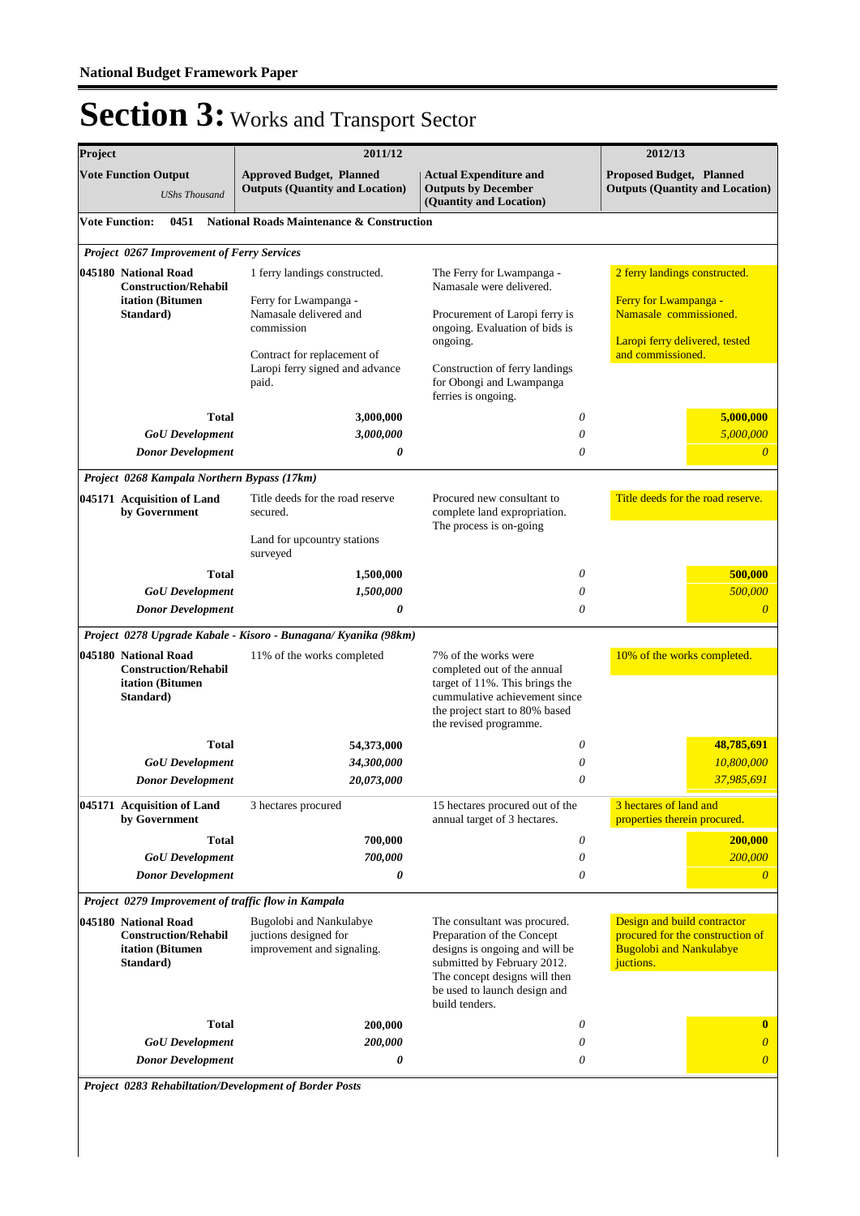# Section 3: Works and Transport Sector

| Project | 2011/12 | | 2012/13 |
|---|---|---|---|
| **Vote Function Output** *UShs Thousand* | **Approved Budget, Planned Outputs (Quantity and Location)** | **Actual Expenditure and Outputs by December (Quantity and Location)** | **Proposed Budget, Planned Outputs (Quantity and Location)** |
| **Vote Function: 0451 National Roads Maintenance & Construction** | | | |
| ***Project 0267 Improvement of Ferry Services*** | | | |
| **045180 National Road Construction/Rehabilitation (Bitumen Standard)** | 1 ferry landings constructed.<br><br>Ferry for Lwampanga - Namasale delivered and commission<br><br>Contract for replacement of Laropi ferry signed and advance paid. | The Ferry for Lwampanga - Namasale were delivered.<br><br>Procurement of Laropi ferry is ongoing. Evaluation of bids is ongoing.<br><br>Construction of ferry landings for Obongi and Lwampanga ferries is ongoing. | 2 ferry landings constructed.<br><br>Ferry for Lwampanga - Namasale commissioned.<br><br>Laropi ferry delivered, tested and commissioned. |
| **Total** | **3,000,000** | *0* | **5,000,000** |
| ***GoU Development*** | ***3,000,000*** | *0* | *5,000,000* |
| ***Donor Development*** | ***0*** | *0* | *0* |
| ***Project 0268 Kampala Northern Bypass (17km)*** | | | |
| **045171 Acquisition of Land by Government** | Title deeds for the road reserve secured.<br><br>Land for upcountry stations surveyed | Procured new consultant to complete land expropriation. The process is on-going | Title deeds for the road reserve. |
| **Total** | **1,500,000** | *0* | **500,000** |
| ***GoU Development*** | ***1,500,000*** | *0* | *500,000* |
| ***Donor Development*** | ***0*** | *0* | *0* |
| ***Project 0278 Upgrade Kabale - Kisoro - Bunagana/ Kyanika (98km)*** | | | |
| **045180 National Road Construction/Rehabilitation (Bitumen Standard)** | 11% of the works completed | 7% of the works were completed out of the annual target of 11%. This brings the cummulative achievement since the project start to 80% based the revised programme. | 10% of the works completed. |
| **Total** | **54,373,000** | *0* | **48,785,691** |
| ***GoU Development*** | ***34,300,000*** | *0* | *10,800,000* |
| ***Donor Development*** | ***20,073,000*** | *0* | *37,985,691* |
| **045171 Acquisition of Land by Government** | 3 hectares procured | 15 hectares procured out of the annual target of 3 hectares. | 3 hectares of land and properties therein procured. |
| **Total** | **700,000** | *0* | **200,000** |
| ***GoU Development*** | ***700,000*** | *0* | *200,000* |
| ***Donor Development*** | ***0*** | *0* | *0* |
| ***Project 0279 Improvement of traffic flow in Kampala*** | | | |
| **045180 National Road Construction/Rehabilitation (Bitumen Standard)** | Bugolobi and Nankulabye jutions designed for improvement and signaling. | The consultant was procured. Preparation of the Concept designs is ongoing and will be submitted by February 2012. The concept designs will then be used to launch design and build tenders. | Design and build contractor procured for the construction of Bugolobi and Nankulabye jutions. |
| **Total** | **200,000** | *0* | **0** |
| ***GoU Development*** | ***200,000*** | *0* | *0* |
| ***Donor Development*** | ***0*** | *0* | *0* |
| ***Project 0283 Rehabiltation/Development of Border Posts*** | | | |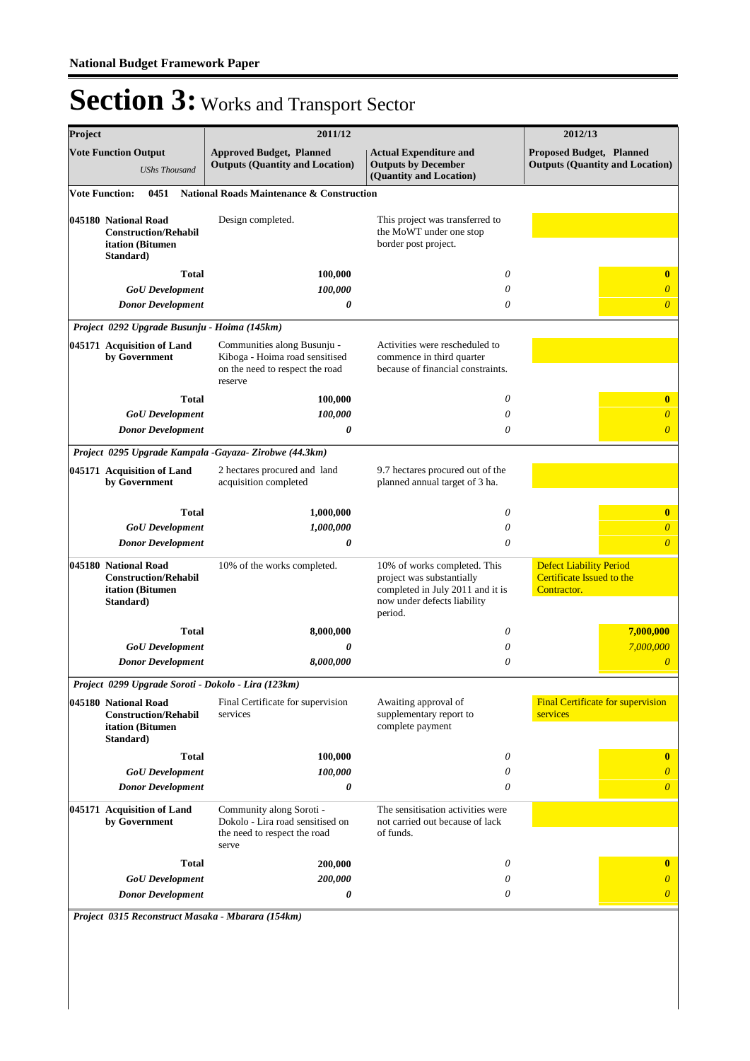# Section 3: Works and Transport Sector

| Project | 2011/12 | | 2012/13 | |
|---|---|---|---|---|
| **Vote Function Output** *UShs Thousand* | **Approved Budget, Planned Outputs (Quantity and Location)** | **Actual Expenditure and Outputs by December (Quantity and Location)** | **Proposed Budget, Planned Outputs (Quantity and Location)** | |
| **Vote Function: 0451 National Roads Maintenance & Construction** | | | | |
| **045180 National Road Construction/Rehabilitation (Bitumen Standard)** | Design completed. | This project was transferred to the MoWT under one stop border post project. | | |
| **Total** | **100,000** | *0* | | **0** |
| ***GoU Development*** | ***100,000*** | *0* | | *0* |
| ***Donor Development*** | ***0*** | *0* | | *0* |
| ***Project 0292 Upgrade Busunju - Hoima (145km)*** | | | | |
| **045171 Acquisition of Land by Government** | Communities along Busunju - Kiboga - Hoima road sensitised on the need to respect the road reserve | Activities were rescheduled to commence in third quarter because of financial constraints. | | |
| **Total** | **100,000** | *0* | | **0** |
| ***GoU Development*** | ***100,000*** | *0* | | *0* |
| ***Donor Development*** | ***0*** | *0* | | *0* |
| ***Project 0295 Upgrade Kampala -Gayaza- Zirobwe (44.3km)*** | | | | |
| **045171 Acquisition of Land by Government** | 2 hectares procured and land acquisition completed | 9.7 hectares procured out of the planned annual target of 3 ha. | | |
| **Total** | **1,000,000** | *0* | | **0** |
| ***GoU Development*** | ***1,000,000*** | *0* | | *0* |
| ***Donor Development*** | ***0*** | *0* | | *0* |
| **045180 National Road Construction/Rehabilitation (Bitumen Standard)** | 10% of the works completed. | 10% of works completed. This project was substantially completed in July 2011 and it is now under defects liability period. | Defect Liability Period Certificate Issued to the Contractor. | |
| **Total** | **8,000,000** | *0* | | **7,000,000** |
| ***GoU Development*** | ***0*** | *0* | | *7,000,000* |
| ***Donor Development*** | ***8,000,000*** | *0* | | *0* |
| ***Project 0299 Upgrade Soroti - Dokolo - Lira (123km)*** | | | | |
| **045180 National Road Construction/Rehabilitation (Bitumen Standard)** | Final Certificate for supervision services | Awaiting approval of supplementary report to complete payment | Final Certificate for supervision services | |
| **Total** | **100,000** | *0* | | **0** |
| ***GoU Development*** | ***100,000*** | *0* | | *0* |
| ***Donor Development*** | ***0*** | *0* | | *0* |
| **045171 Acquisition of Land by Government** | Community along Soroti - Dokolo - Lira road sensitised on the need to respect the road serve | The sensitisation activities were not carried out because of lack of funds. | | |
| **Total** | **200,000** | *0* | | **0** |
| ***GoU Development*** | ***200,000*** | *0* | | *0* |
| ***Donor Development*** | ***0*** | *0* | | *0* |
| ***Project 0315 Reconstruct Masaka - Mbarara (154km)*** | | | | |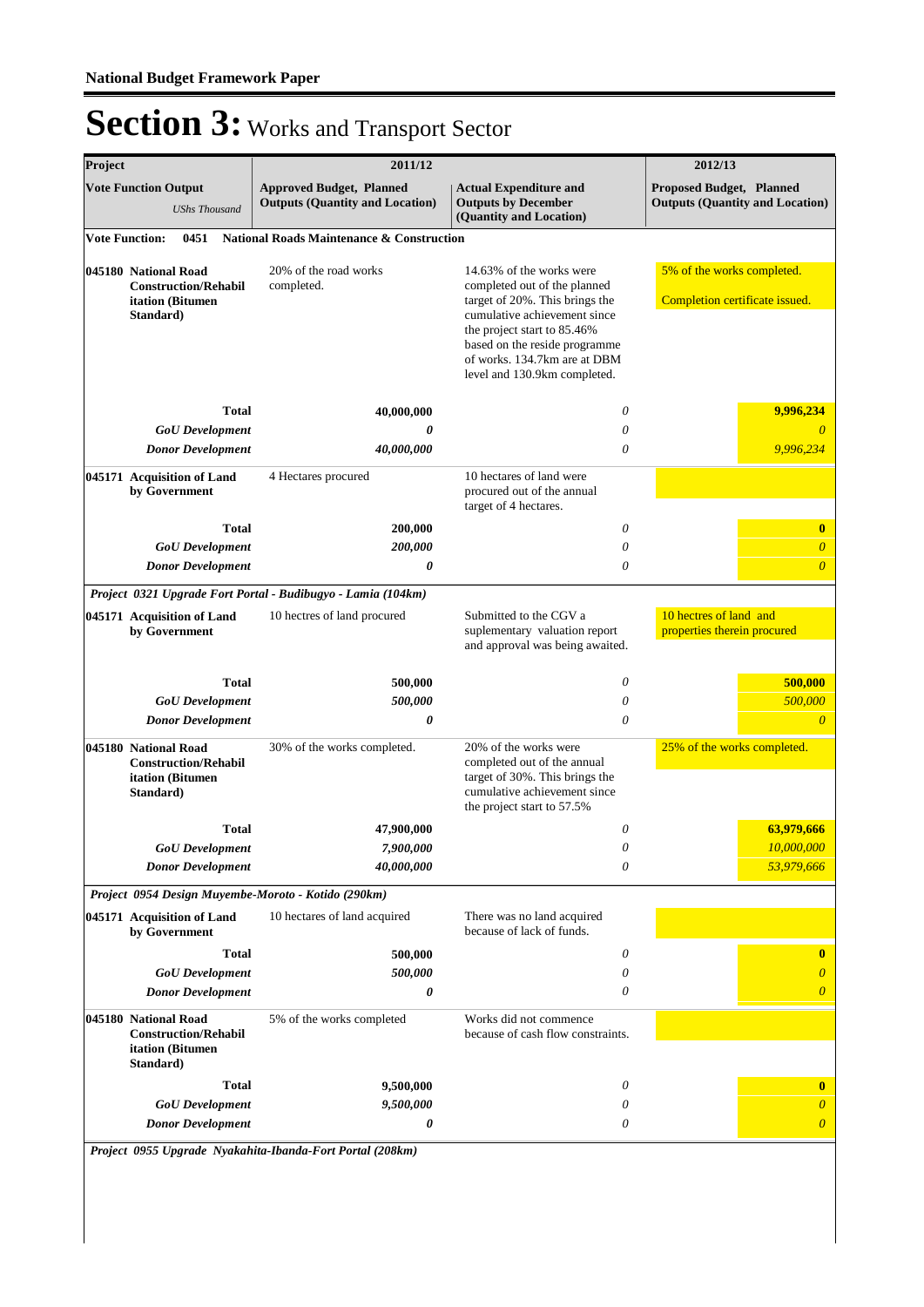# Section 3: Works and Transport Sector

| Project | 2011/12 | | 2012/13 |
|---|---|---|---|
| **Vote Function Output** *UShs Thousand* | **Approved Budget, Planned Outputs (Quantity and Location)** | **Actual Expenditure and Outputs by December (Quantity and Location)** | **Proposed Budget, Planned Outputs (Quantity and Location)** |
| **Vote Function: 0451 National Roads Maintenance & Construction** | | | |
| **045180 National Road Construction/Rehabilitation (Bitumen Standard)** | 20% of the road works completed. | 14.63% of the works were completed out of the planned target of 20%. This brings the cumulative achievement since the project start to 85.46% based on the reside programme of works. 134.7km are at DBM level and 130.9km completed. | 5% of the works completed. Completion certificate issued. |
| **Total** | **40,000,000** | *0* | **9,996,234** |
| ***GoU Development*** | ***0*** | *0* | *0* |
| ***Donor Development*** | ***40,000,000*** | *0* | *9,996,234* |
| **045171 Acquisition of Land by Government** | 4 Hectares procured | 10 hectares of land were procured out of the annual target of 4 hectares. | |
| **Total** | **200,000** | *0* | **0** |
| ***GoU Development*** | ***200,000*** | *0* | *0* |
| ***Donor Development*** | ***0*** | *0* | *0* |
| ***Project 0321 Upgrade Fort Portal - Budibugyo - Lamia (104km)*** | | | |
| **045171 Acquisition of Land by Government** | 10 hectres of land procured | Submitted to the CGV a suplementary valuation report and approval was being awaited. | 10 hectres of land and properties therein procured |
| **Total** | **500,000** | *0* | **500,000** |
| ***GoU Development*** | ***500,000*** | *0* | *500,000* |
| ***Donor Development*** | ***0*** | *0* | *0* |
| **045180 National Road Construction/Rehabilitation (Bitumen Standard)** | 30% of the works completed. | 20% of the works were completed out of the annual target of 30%. This brings the cumulative achievement since the project start to 57.5% | 25% of the works completed. |
| **Total** | **47,900,000** | *0* | **63,979,666** |
| ***GoU Development*** | ***7,900,000*** | *0* | *10,000,000* |
| ***Donor Development*** | ***40,000,000*** | *0* | *53,979,666* |
| ***Project 0954 Design Muyembe-Moroto - Kotido (290km)*** | | | |
| **045171 Acquisition of Land by Government** | 10 hectares of land acquired | There was no land acquired because of lack of funds. | |
| **Total** | **500,000** | *0* | **0** |
| ***GoU Development*** | ***500,000*** | *0* | *0* |
| ***Donor Development*** | ***0*** | *0* | *0* |
| **045180 National Road Construction/Rehabilitation (Bitumen Standard)** | 5% of the works completed | Works did not commence because of cash flow constraints. | |
| **Total** | **9,500,000** | *0* | **0** |
| ***GoU Development*** | ***9,500,000*** | *0* | *0* |
| ***Donor Development*** | ***0*** | *0* | *0* |
| ***Project 0955 Upgrade Nyakahita-Ibanda-Fort Portal (208km)*** | | | |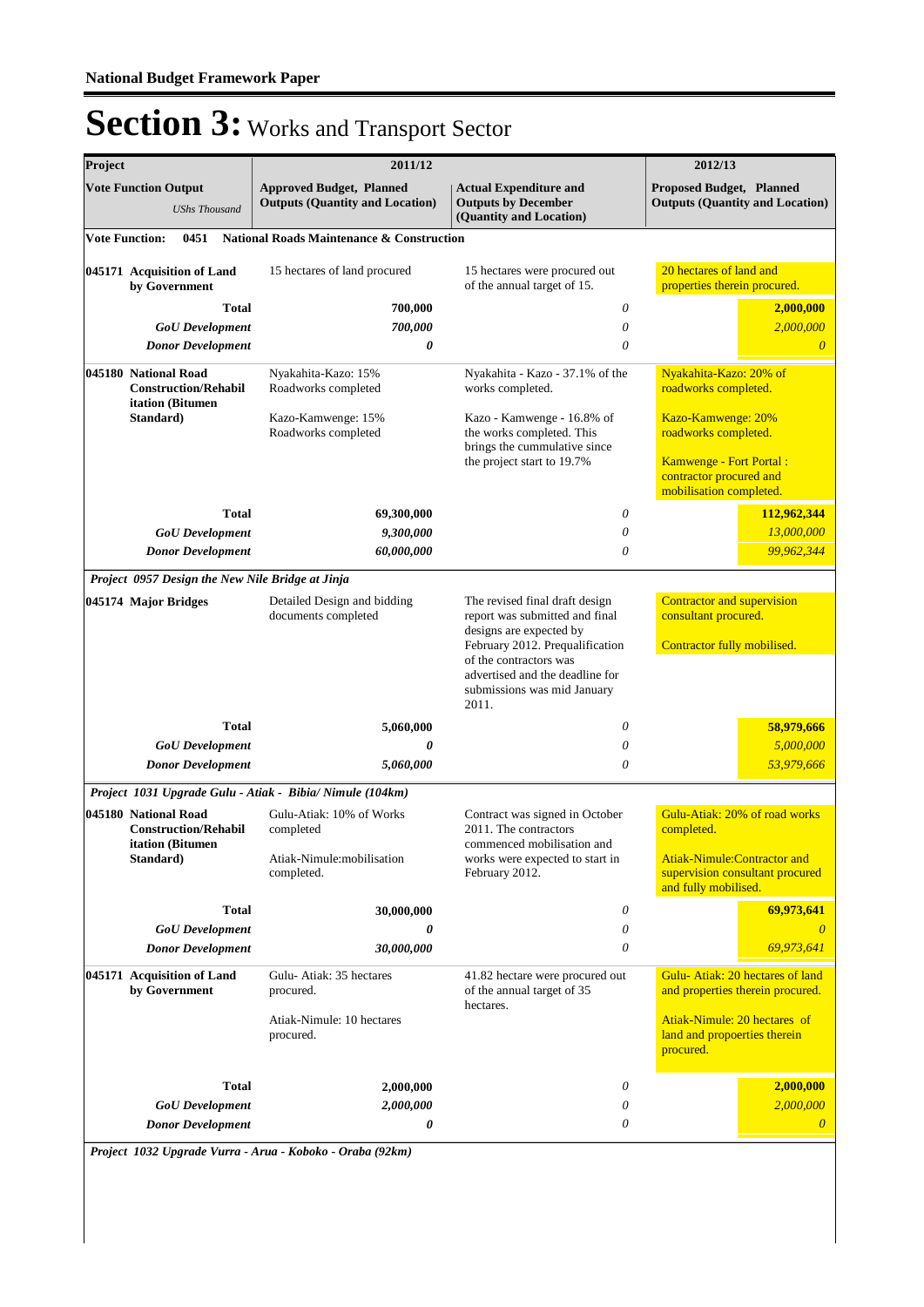# Section 3: Works and Transport Sector

| Project<br>Vote Function Output<br>*UShs Thousand* | 2011/12<br>Approved Budget, Planned Outputs (Quantity and Location) | <br>Actual Expenditure and Outputs by December (Quantity and Location) | 2012/13<br>Proposed Budget, Planned Outputs (Quantity and Location) |
|---|---|---|---|
| **Vote Function: 0451 National Roads Maintenance & Construction** | | | |
| **045171 Acquisition of Land by Government** | 15 hectares of land procured | 15 hectares were procured out of the annual target of 15. | 20 hectares of land and properties therein procured. |
| **Total** | **700,000** | *0* | **2,000,000** |
| ***GoU Development*** | *700,000* | *0* | *2,000,000* |
| ***Donor Development*** | ***0*** | *0* | *0* |
| **045180 National Road Construction/Rehabilitation (Bitumen Standard)** | Nyakahita-Kazo: 15% Roadworks completed<br><br>Kazo-Kamwenge: 15% Roadworks completed | Nyakahita - Kazo - 37.1% of the works completed.<br><br>Kazo - Kamwenge - 16.8% of the works completed. This brings the cummulative since the project start to 19.7% | Nyakahita-Kazo: 20% of roadworks completed.<br><br>Kazo-Kamwenge: 20% roadworks completed.<br><br>Kamwenge - Fort Portal : contractor procured and mobilisation completed. |
| **Total** | **69,300,000** | *0* | **112,962,344** |
| ***GoU Development*** | *9,300,000* | *0* | *13,000,000* |
| ***Donor Development*** | *60,000,000* | *0* | *99,962,344* |
| ***Project 0957 Design the New Nile Bridge at Jinja*** | | | |
| **045174 Major Bridges** | Detailed Design and bidding documents completed | The revised final draft design report was submitted and final designs are expected by February 2012. Prequalification of the contractors was advertised and the deadline for submissions was mid January 2011. | Contractor and supervision consultant procured.<br><br>Contractor fully mobilised. |
| **Total** | **5,060,000** | *0* | **58,979,666** |
| ***GoU Development*** | ***0*** | *0* | *5,000,000* |
| ***Donor Development*** | *5,060,000* | *0* | *53,979,666* |
| ***Project 1031 Upgrade Gulu - Atiak - Bibia/ Nimule (104km)*** | | | |
| **045180 National Road Construction/Rehabilitation (Bitumen Standard)** | Gulu-Atiak: 10% of Works completed<br><br>Atiak-Nimule:mobilisation completed. | Contract was signed in October 2011. The contractors commenced mobilisation and works were expected to start in February 2012. | Gulu-Atiak: 20% of road works completed.<br><br>Atiak-Nimule:Contractor and supervision consultant procured and fully mobilised. |
| **Total** | **30,000,000** | *0* | **69,973,641** |
| ***GoU Development*** | ***0*** | *0* | *0* |
| ***Donor Development*** | *30,000,000* | *0* | *69,973,641* |
| **045171 Acquisition of Land by Government** | Gulu- Atiak: 35 hectares procured.<br><br>Atiak-Nimule: 10 hectares procured. | 41.82 hectare were procured out of the annual target of 35 hectares. | Gulu- Atiak: 20 hectares of land and properties therein procured.<br><br>Atiak-Nimule: 20 hectares of land and propoerties therein procured. |
| **Total** | **2,000,000** | *0* | **2,000,000** |
| ***GoU Development*** | *2,000,000* | *0* | *2,000,000* |
| ***Donor Development*** | ***0*** | *0* | *0* |
| ***Project 1032 Upgrade Vurra - Arua - Koboko - Oraba (92km)*** | | | |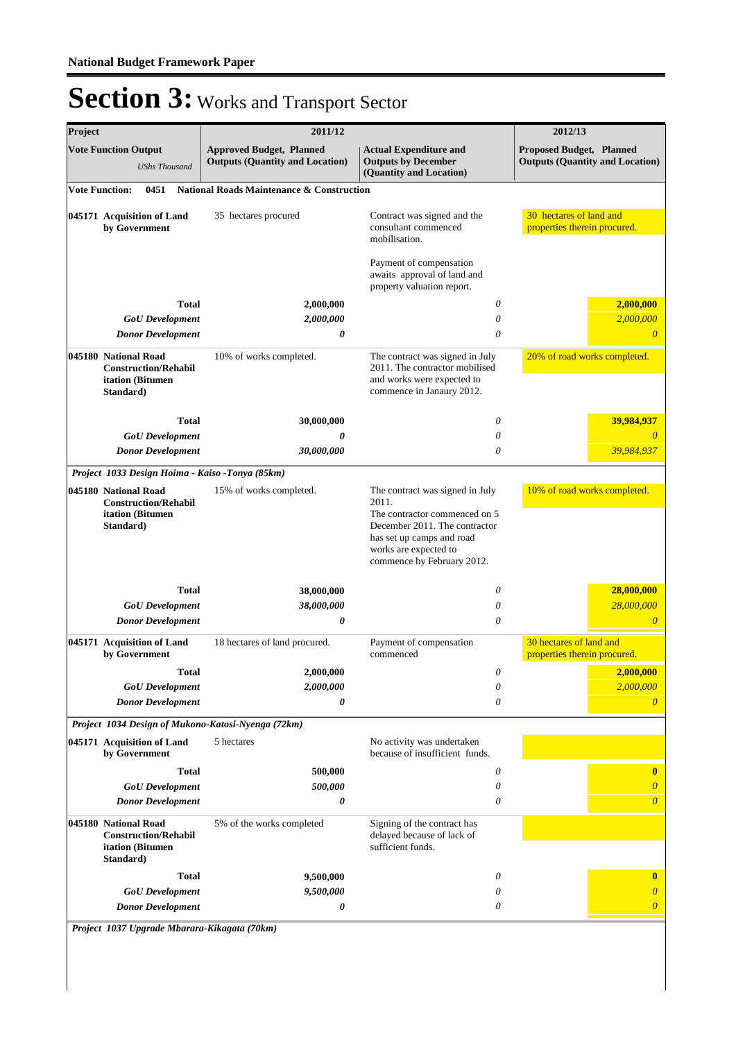**National Budget Framework Paper**

# Section 3: Works and Transport Sector

| Project | 2011/12 | | 2012/13 |
|---|---|---|---|
| **Vote Function Output** *UShs Thousand* | **Approved Budget, Planned Outputs (Quantity and Location)** | **Actual Expenditure and Outputs by December (Quantity and Location)** | **Proposed Budget, Planned Outputs (Quantity and Location)** |
| **Vote Function: 0451 National Roads Maintenance & Construction** | | | |
| **045171 Acquisition of Land by Government** | 35 hectares procured | Contract was signed and the consultant commenced mobilisation. Payment of compensation awaits approval of land and property valuation report. | 30 hectares of land and properties therein procured. |
| **Total** | **2,000,000** | *0* | **2,000,000** |
| ***GoU Development*** | ***2,000,000*** | *0* | *2,000,000* |
| ***Donor Development*** | ***0*** | *0* | *0* |
| **045180 National Road Construction/Rehabilitation (Bitumen Standard)** | 10% of works completed. | The contract was signed in July 2011. The contractor mobilised and works were expected to commence in Janaury 2012. | 20% of road works completed. |
| **Total** | **30,000,000** | *0* | **39,984,937** |
| ***GoU Development*** | ***0*** | *0* | *0* |
| ***Donor Development*** | ***30,000,000*** | *0* | *39,984,937* |
| ***Project 1033 Design Hoima - Kaiso -Tonya (85km)*** | | | |
| **045180 National Road Construction/Rehabilitation (Bitumen Standard)** | 15% of works completed. | The contract was signed in July 2011. The contractor commenced on 5 December 2011. The contractor has set up camps and road works are expected to commence by February 2012. | 10% of road works completed. |
| **Total** | **38,000,000** | *0* | **28,000,000** |
| ***GoU Development*** | ***38,000,000*** | *0* | *28,000,000* |
| ***Donor Development*** | ***0*** | *0* | *0* |
| **045171 Acquisition of Land by Government** | 18 hectares of land procured. | Payment of compensation commenced | 30 hectares of land and properties therein procured. |
| **Total** | **2,000,000** | *0* | **2,000,000** |
| ***GoU Development*** | ***2,000,000*** | *0* | *2,000,000* |
| ***Donor Development*** | ***0*** | *0* | *0* |
| ***Project 1034 Design of Mukono-Katosi-Nyenga (72km)*** | | | |
| **045171 Acquisition of Land by Government** | 5 hectares | No activity was undertaken because of insufficient funds. | |
| **Total** | **500,000** | *0* | **0** |
| ***GoU Development*** | ***500,000*** | *0* | *0* |
| ***Donor Development*** | ***0*** | *0* | *0* |
| **045180 National Road Construction/Rehabilitation (Bitumen Standard)** | 5% of the works completed | Signing of the contract has delayed because of lack of sufficient funds. | |
| **Total** | **9,500,000** | *0* | **0** |
| ***GoU Development*** | ***9,500,000*** | *0* | *0* |
| ***Donor Development*** | ***0*** | *0* | *0* |
| ***Project 1037 Upgrade Mbarara-Kikagata (70km)*** | | | |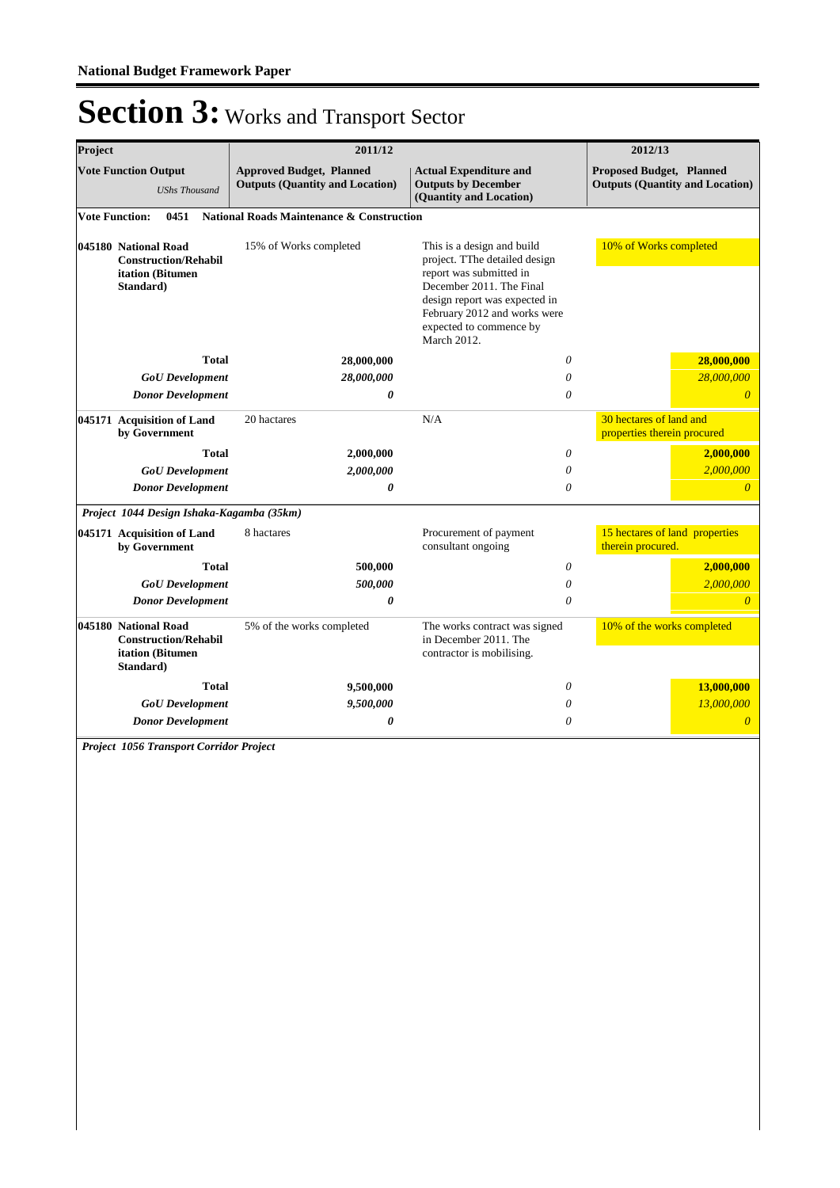# Section 3: Works and Transport Sector

| Project | 2011/12 | | | 2012/13 | |
|---|---|---|---|---|---|
| **Vote Function Output** *UShs Thousand* | **Approved Budget, Planned Outputs (Quantity and Location)** | **Actual Expenditure and Outputs by December (Quantity and Location)** | | **Proposed Budget, Planned Outputs (Quantity and Location)** | |
| **Vote Function: 0451 National Roads Maintenance & Construction** | | | | | |
| **045180 National Road Construction/Rehabilitation (Bitumen Standard)** | 15% of Works completed | This is a design and build project. TThe detailed design report was submitted in December 2011. The Final design report was expected in February 2012 and works were expected to commence by March 2012. | | 10% of Works completed | |
| **Total** | **28,000,000** | | *0* | | **28,000,000** |
| ***GoU Development*** | *28,000,000* | | *0* | | *28,000,000* |
| ***Donor Development*** | ***0*** | | *0* | | *0* |
| **045171 Acquisition of Land by Government** | 20 hactares | N/A | | 30 hectares of land and properties therein procured | |
| **Total** | **2,000,000** | | *0* | | **2,000,000** |
| ***GoU Development*** | *2,000,000* | | *0* | | *2,000,000* |
| ***Donor Development*** | ***0*** | | *0* | | *0* |
| ***Project 1044 Design Ishaka-Kagamba (35km)*** | | | | | |
| **045171 Acquisition of Land by Government** | 8 hactares | Procurement of payment consultant ongoing | | 15 hectares of land properties therein procured. | |
| **Total** | **500,000** | | *0* | | **2,000,000** |
| ***GoU Development*** | *500,000* | | *0* | | *2,000,000* |
| ***Donor Development*** | ***0*** | | *0* | | *0* |
| **045180 National Road Construction/Rehabilitation (Bitumen Standard)** | 5% of the works completed | The works contract was signed in December 2011. The contractor is mobilising. | | 10% of the works completed | |
| **Total** | **9,500,000** | | *0* | | **13,000,000** |
| ***GoU Development*** | *9,500,000* | | *0* | | *13,000,000* |
| ***Donor Development*** | ***0*** | | *0* | | *0* |

***Project 1056 Transport Corridor Project***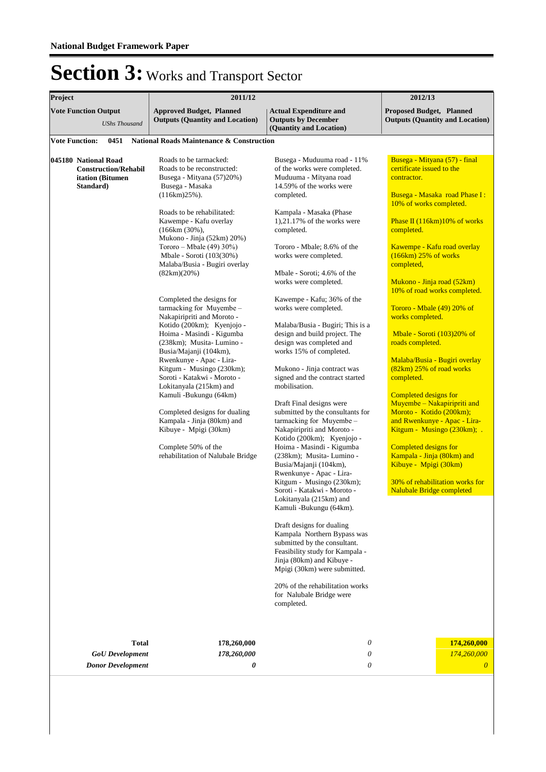# Section 3: Works and Transport Sector

| Project | 2011/12 | | 2012/13 |
|---|---|---|---|
| **Vote Function Output** *UShs Thousand* | **Approved Budget, Planned Outputs (Quantity and Location)** | **Actual Expenditure and Outputs by December (Quantity and Location)** | **Proposed Budget, Planned Outputs (Quantity and Location)** |
| **Vote Function: 0451 National Roads Maintenance & Construction** | | | |
| **045180 National Road Construction/Rehabilitation (Bitumen Standard)** | Roads to be tarmacked:<br>Roads to be reconstructed:<br>Busega - Mityana (57)20%)<br>Busega - Masaka (116km)25%).<br><br>Roads to be rehabilitated:<br>Kawempe - Kafu overlay (166km (30%),<br>Mukono - Jinja (52km) 20%)<br>Tororo – Mbale (49) 30%)<br>Mbale - Soroti (103(30%)<br>Malaba/Busia - Bugiri overlay (82km)(20%)<br><br>Completed the designs for tarmacking for Muyembe – Nakapiripriti and Moroto - Kotido (200km); Kyenjojo - Hoima - Masindi - Kigumba (238km); Musita- Lumino - Busia/Majanji (104km), Rwenkunye - Apac - Lira-Kitgum - Musingo (230km); Soroti - Katakwi - Moroto - Lokitanyala (215km) and Kamuli -Bukungu (64km)<br><br>Completed designs for dualing Kampala - Jinja (80km) and Kibuye - Mpigi (30km)<br><br>Complete 50% of the rehabilitation of Nalubale Bridge | Busega - Muduuma road - 11% of the works were completed. Muduuma - Mityana road 14.59% of the works were completed.<br><br>Kampala - Masaka (Phase 1),21.17% of the works were completed.<br><br>Tororo - Mbale; 8.6% of the works were completed.<br><br>Mbale - Soroti; 4.6% of the works were completed.<br><br>Kawempe - Kafu; 36% of the works were completed.<br><br>Malaba/Busia - Bugiri; This is a design and build project. The design was completed and works 15% of completed.<br><br>Mukono - Jinja contract was signed and the contract started mobilisation.<br><br>Draft Final designs were submitted by the consultants for tarmacking for Muyembe – Nakapiripriti and Moroto - Kotido (200km); Kyenjojo - Hoima - Masindi - Kigumba (238km); Musita- Lumino - Busia/Majanji (104km), Rwenkunye - Apac - Lira-Kitgum - Musingo (230km); Soroti - Katakwi - Moroto - Lokitanyala (215km) and Kamuli -Bukungu (64km).<br><br>Draft designs for dualing Kampala Northern Bypass was submitted by the consultant. Feasibility study for Kampala - Jinja (80km) and Kibuye - Mpigi (30km) were submitted.<br><br>20% of the rehabilitation works for Nalubale Bridge were completed. | Busega - Mityana (57) - final certificate issued to the contractor.<br><br>Busega - Masaka road Phase I : 10% of works completed.<br><br>Phase II (116km)10% of works completed.<br><br>Kawempe - Kafu road overlay (166km) 25% of works completed,<br><br>Mukono - Jinja road (52km) 10% of road works completed.<br><br>Tororo - Mbale (49) 20% of works completed.<br><br>Mbale - Soroti (103)20% of roads completed.<br><br>Malaba/Busia - Bugiri overlay (82km) 25% of road works completed.<br><br>Completed designs for Muyembe – Nakapiripriti and Moroto - Kotido (200km); and Rwenkunye - Apac - Lira-Kitgum - Musingo (230km); .<br><br>Completed designs for Kampala - Jinja (80km) and Kibuye - Mpigi (30km)<br><br>30% of rehabilitation works for Nalubale Bridge completed |
| **Total** | **178,260,000** | *0* | **174,260,000** |
| ***GoU Development*** | ***178,260,000*** | *0* | *174,260,000* |
| ***Donor Development*** | ***0*** | *0* | *0* |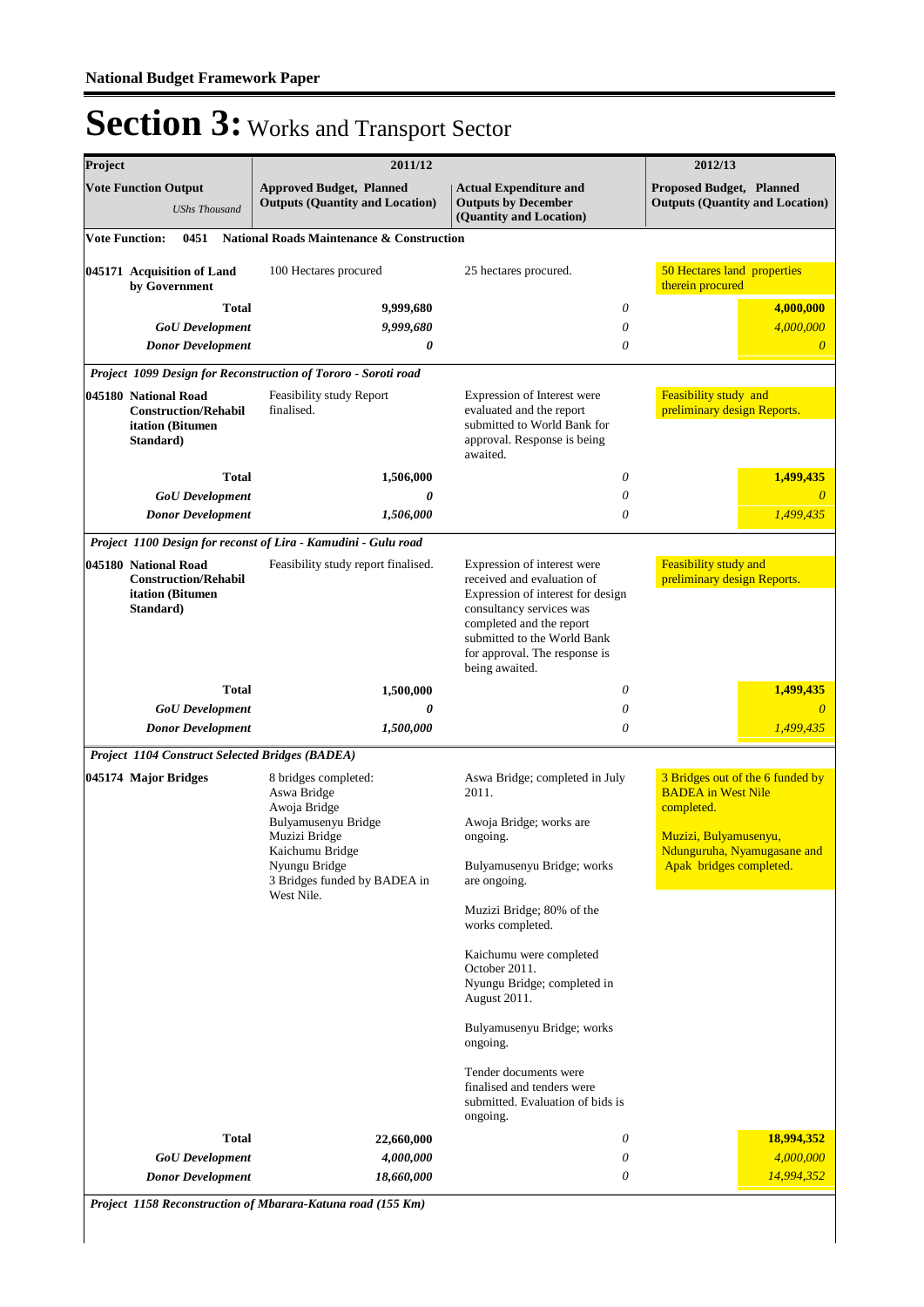**National Budget Framework Paper**

# Section 3: Works and Transport Sector

| Project | 2011/12 | | 2012/13 |
|---|---|---|---|
| **Vote Function Output** *UShs Thousand* | **Approved Budget, Planned Outputs (Quantity and Location)** | **Actual Expenditure and Outputs by December (Quantity and Location)** | **Proposed Budget, Planned Outputs (Quantity and Location)** |
| **Vote Function: 0451 National Roads Maintenance & Construction** | | | |
| **045171 Acquisition of Land by Government** | 100 Hectares procured | 25 hectares procured. | 50 Hectares land properties therein procured |
| **Total** | **9,999,680** | *0* | **4,000,000** |
| ***GoU Development*** | ***9,999,680*** | *0* | *4,000,000* |
| ***Donor Development*** | ***0*** | *0* | *0* |
| ***Project 1099 Design for Reconstruction of Tororo - Soroti road*** | | | |
| **045180 National Road Construction/Rehabilitation (Bitumen Standard)** | Feasibility study Report finalised. | Expression of Interest were evaluated and the report submitted to World Bank for approval. Response is being awaited. | Feasibility study and preliminary design Reports. |
| **Total** | **1,506,000** | *0* | **1,499,435** |
| ***GoU Development*** | ***0*** | *0* | *0* |
| ***Donor Development*** | ***1,506,000*** | *0* | *1,499,435* |
| ***Project 1100 Design for reconst of Lira - Kamudini - Gulu road*** | | | |
| **045180 National Road Construction/Rehabilitation (Bitumen Standard)** | Feasibility study report finalised. | Expression of interest were received and evaluation of Expression of interest for design consultancy services was completed and the report submitted to the World Bank for approval. The response is being awaited. | Feasibility study and preliminary design Reports. |
| **Total** | **1,500,000** | *0* | **1,499,435** |
| ***GoU Development*** | ***0*** | *0* | *0* |
| ***Donor Development*** | ***1,500,000*** | *0* | *1,499,435* |
| ***Project 1104 Construct Selected Bridges (BADEA)*** | | | |
| **045174 Major Bridges** | 8 bridges completed:<br>Aswa Bridge<br>Awoja Bridge<br>Bulyamusenyu Bridge<br>Muzizi Bridge<br>Kaichumu Bridge<br>Nyungu Bridge<br>3 Bridges funded by BADEA in West Nile. | Aswa Bridge; completed in July 2011.<br><br>Awoja Bridge; works are ongoing.<br><br>Bulyamusenyu Bridge; works are ongoing.<br><br>Muzizi Bridge; 80% of the works completed.<br><br>Kaichumu were completed October 2011.<br>Nyungu Bridge; completed in August 2011.<br><br>Bulyamusenyu Bridge; works ongoing.<br><br>Tender documents were finalised and tenders were submitted. Evaluation of bids is ongoing. | 3 Bridges out of the 6 funded by BADEA in West Nile completed.<br><br>Muzizi, Bulyamusenyu, Ndunguruha, Nyamugasane and Apak bridges completed. |
| **Total** | **22,660,000** | *0* | **18,994,352** |
| ***GoU Development*** | ***4,000,000*** | *0* | *4,000,000* |
| ***Donor Development*** | ***18,660,000*** | *0* | *14,994,352* |
| ***Project 1158 Reconstruction of Mbarara-Katuna road (155 Km)*** | | | |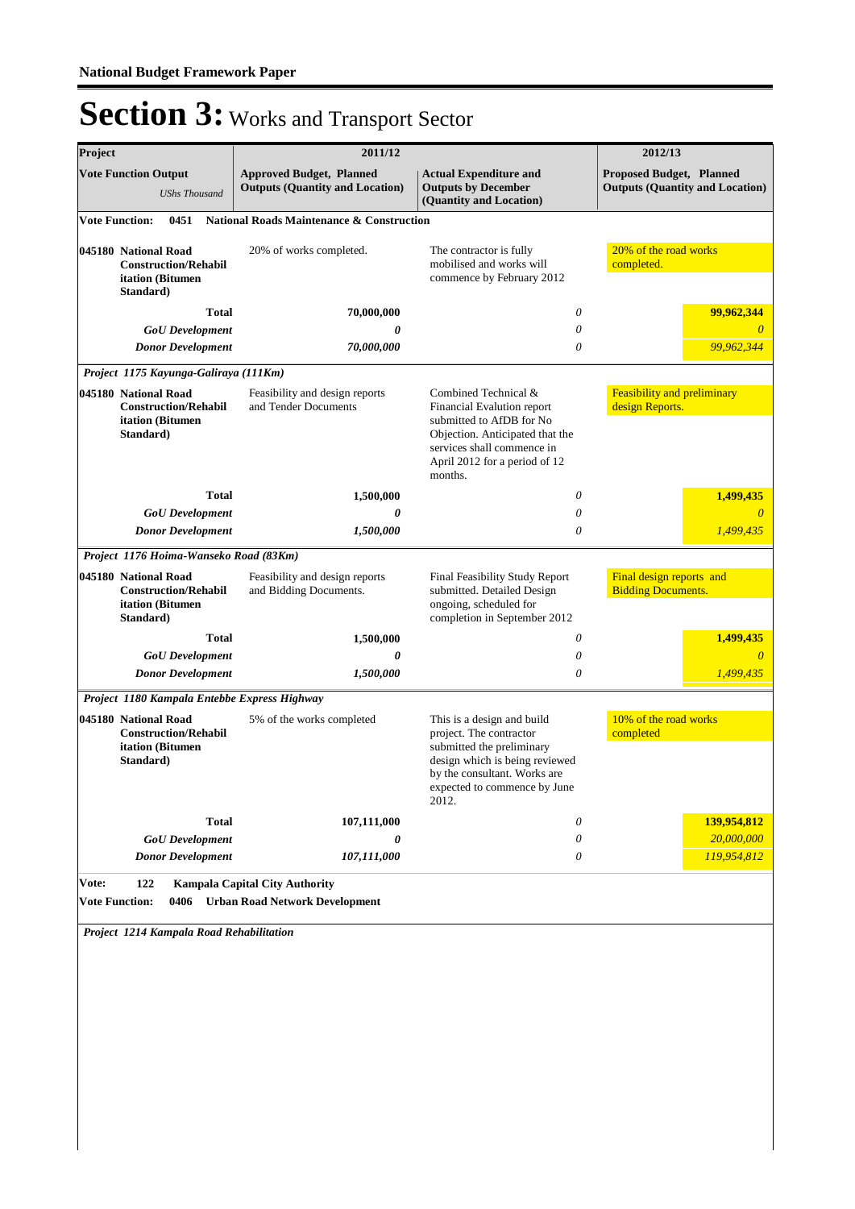**National Budget Framework Paper**

# Section 3: Works and Transport Sector

| Project | 2011/12 | | 2012/13 | |
|---|---|---|---|---|
| **Vote Function Output** *UShs Thousand* | **Approved Budget, Planned Outputs (Quantity and Location)** | **Actual Expenditure and Outputs by December (Quantity and Location)** | **Proposed Budget, Planned Outputs (Quantity and Location)** | |
| **Vote Function: 0451 National Roads Maintenance & Construction** | | | | |
| **045180 National Road Construction/Rehabilitation (Bitumen Standard)** | 20% of works completed. | The contractor is fully mobilised and works will commence by February 2012 | 20% of the road works completed. | |
| **Total** | **70,000,000** | *0* | | **99,962,344** |
| ***GoU Development*** | ***0*** | *0* | | *0* |
| ***Donor Development*** | ***70,000,000*** | *0* | | *99,962,344* |
| ***Project 1175 Kayunga-Galiraya (111Km)*** | | | | |
| **045180 National Road Construction/Rehabilitation (Bitumen Standard)** | Feasibility and design reports and Tender Documents | Combined Technical & Financial Evalution report submitted to AfDB for No Objection. Anticipated that the services shall commence in April 2012 for a period of 12 months. | Feasibility and preliminary design Reports. | |
| **Total** | **1,500,000** | *0* | | **1,499,435** |
| ***GoU Development*** | ***0*** | *0* | | *0* |
| ***Donor Development*** | ***1,500,000*** | *0* | | *1,499,435* |
| ***Project 1176 Hoima-Wanseko Road (83Km)*** | | | | |
| **045180 National Road Construction/Rehabilitation (Bitumen Standard)** | Feasibility and design reports and Bidding Documents. | Final Feasibility Study Report submitted. Detailed Design ongoing, scheduled for completion in September 2012 | Final design reports and Bidding Documents. | |
| **Total** | **1,500,000** | *0* | | **1,499,435** |
| ***GoU Development*** | ***0*** | *0* | | *0* |
| ***Donor Development*** | ***1,500,000*** | *0* | | *1,499,435* |
| ***Project 1180 Kampala Entebbe Express Highway*** | | | | |
| **045180 National Road Construction/Rehabilitation (Bitumen Standard)** | 5% of the works completed | This is a design and build project. The contractor submitted the preliminary design which is being reviewed by the consultant. Works are expected to commence by June 2012. | 10% of the road works completed | |
| **Total** | **107,111,000** | *0* | | **139,954,812** |
| ***GoU Development*** | ***0*** | *0* | | *20,000,000* |
| ***Donor Development*** | ***107,111,000*** | *0* | | *119,954,812* |
| **Vote: 122 Kampala Capital City Authority** | | | | |
| **Vote Function: 0406 Urban Road Network Development** | | | | |
| ***Project 1214 Kampala Road Rehabilitation*** | | | | |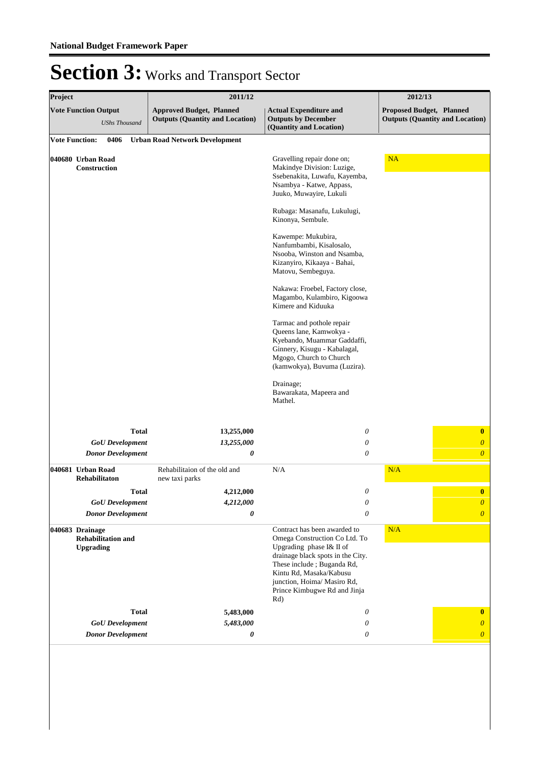**National Budget Framework Paper**

# Section 3: Works and Transport Sector

| Project | 2011/12 | | 2012/13 |
|---|---|---|---|
| Vote Function Output *UShs Thousand* | Approved Budget, Planned Outputs (Quantity and Location) | Actual Expenditure and Outputs by December (Quantity and Location) | Proposed Budget, Planned Outputs (Quantity and Location) |
| **Vote Function: 0406 Urban Road Network Development** | | | |
| **040680 Urban Road Construction** | | Gravelling repair done on; Makindye Division: Luzige, Ssebenakita, Luwafu, Kayemba, Nsambya - Katwe, Appass, Juuko, Muwayire, Lukuli<br><br>Rubaga: Masanafu, Lukulugi, Kinonya, Sembule.<br><br>Kawempe: Mukubira, Nanfumbambi, Kisalosalo, Nsooba, Winston and Nsamba, Kizanyiro, Kikaaya - Bahai, Matovu, Sembeguya.<br><br>Nakawa: Froebel, Factory close, Magambo, Kulambiro, Kigoowa Kimere and Kiduuka<br><br>Tarmac and pothole repair Queens lane, Kamwokya - Kyebando, Muammar Gaddaffi, Ginnery, Kisugu - Kabalagal, Mgogo, Church to Church (kamwokya), Buvuma (Luzira).<br><br>Drainage;<br>Bawarakata, Mapeera and Mathel. | NA |
| **Total** | **13,255,000** | *0* | **0** |
| ***GoU Development*** | ***13,255,000*** | *0* | *0* |
| ***Donor Development*** | ***0*** | *0* | *0* |
| **040681 Urban Road Rehabilitaton** | Rehabilitaion of the old and new taxi parks | N/A | N/A |
| **Total** | **4,212,000** | *0* | **0** |
| ***GoU Development*** | ***4,212,000*** | *0* | *0* |
| ***Donor Development*** | ***0*** | *0* | *0* |
| **040683 Drainage Rehabilitation and Upgrading** | | Contract has been awarded to Omega Construction Co Ltd. To Upgrading phase I& II of drainage black spots in the City. These include ; Buganda Rd, Kintu Rd, Masaka/Kabusu junction, Hoima/ Masiro Rd, Prince Kimbugwe Rd and Jinja Rd) | N/A |
| **Total** | **5,483,000** | *0* | **0** |
| ***GoU Development*** | ***5,483,000*** | *0* | *0* |
| ***Donor Development*** | ***0*** | *0* | *0* |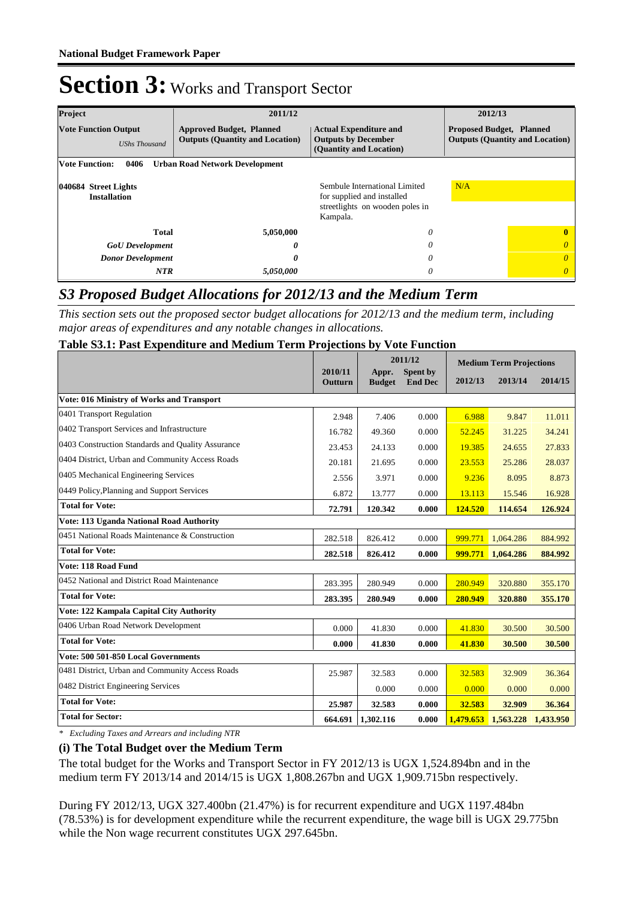**National Budget Framework Paper**

# Section 3: Works and Transport Sector

| Project | 2011/12 | | 2012/13 |
|---|---|---|---|
| **Vote Function Output** *UShs Thousand* | **Approved Budget, Planned Outputs (Quantity and Location)** | **Actual Expenditure and Outputs by December (Quantity and Location)** | **Proposed Budget, Planned Outputs (Quantity and Location)** |
| **Vote Function: 0406 Urban Road Network Development** | | | |
| **040684 Street Lights Installation** | | Sembule International Limited for supplied and installed streetlights on wooden poles in Kampala. | N/A |
| **Total** | 5,050,000 | 0 | **0** |
| ***GoU Development*** | ***0*** | *0* | *0* |
| ***Donor Development*** | ***0*** | *0* | *0* |
| ***NTR*** | *5,050,000* | *0* | *0* |

## S3 Proposed Budget Allocations for 2012/13 and the Medium Term

*This section sets out the proposed sector budget allocations for 2012/13 and the medium term, including major areas of expenditures and any notable changes in allocations.*

**Table S3.1: Past Expenditure and Medium Term Projections by Vote Function**

| | 2010/11 Outturn | 2011/12 Appr. Budget | 2011/12 Spent by End Dec | 2012/13 | 2013/14 | 2014/15 |
|---|---|---|---|---|---|---|
| **Vote: 016 Ministry of Works and Transport** | | | | | | |
| 0401 Transport Regulation | 2.948 | 7.406 | 0.000 | 6.988 | 9.847 | 11.011 |
| 0402 Transport Services and Infrastructure | 16.782 | 49.360 | 0.000 | 52.245 | 31.225 | 34.241 |
| 0403 Construction Standards and Quality Assurance | 23.453 | 24.133 | 0.000 | 19.385 | 24.655 | 27.833 |
| 0404 District, Urban and Community Access Roads | 20.181 | 21.695 | 0.000 | 23.553 | 25.286 | 28.037 |
| 0405 Mechanical Engineering Services | 2.556 | 3.971 | 0.000 | 9.236 | 8.095 | 8.873 |
| 0449 Policy,Planning and Support Services | 6.872 | 13.777 | 0.000 | 13.113 | 15.546 | 16.928 |
| **Total for Vote:** | **72.791** | **120.342** | **0.000** | **124.520** | **114.654** | **126.924** |
| **Vote: 113 Uganda National Road Authority** | | | | | | |
| 0451 National Roads Maintenance & Construction | 282.518 | 826.412 | 0.000 | 999.771 | 1,064.286 | 884.992 |
| **Total for Vote:** | **282.518** | **826.412** | **0.000** | **999.771** | **1,064.286** | **884.992** |
| **Vote: 118 Road Fund** | | | | | | |
| 0452 National and District Road Maintenance | 283.395 | 280.949 | 0.000 | 280.949 | 320.880 | 355.170 |
| **Total for Vote:** | **283.395** | **280.949** | **0.000** | **280.949** | **320.880** | **355.170** |
| **Vote: 122 Kampala Capital City Authority** | | | | | | |
| 0406 Urban Road Network Development | 0.000 | 41.830 | 0.000 | 41.830 | 30.500 | 30.500 |
| **Total for Vote:** | **0.000** | **41.830** | **0.000** | **41.830** | **30.500** | **30.500** |
| **Vote: 500 501-850 Local Governments** | | | | | | |
| 0481 District, Urban and Community Access Roads | 25.987 | 32.583 | 0.000 | 32.583 | 32.909 | 36.364 |
| 0482 District Engineering Services | | 0.000 | 0.000 | 0.000 | 0.000 | 0.000 |
| **Total for Vote:** | **25.987** | **32.583** | **0.000** | **32.583** | **32.909** | **36.364** |
| **Total for Sector:** | **664.691** | **1,302.116** | **0.000** | **1,479.653** | **1,563.228** | **1,433.950** |

\* *Excluding Taxes and Arrears and including NTR*

### (i) The Total Budget over the Medium Term

The total budget for the Works and Transport Sector in FY 2012/13 is UGX 1,524.894bn and in the medium term FY 2013/14 and 2014/15 is UGX 1,808.267bn and UGX 1,909.715bn respectively.

During FY 2012/13, UGX 327.400bn (21.47%) is for recurrent expenditure and UGX 1197.484bn (78.53%) is for development expenditure while the recurrent expenditure, the wage bill is UGX 29.775bn while the Non wage recurrent constitutes UGX 297.645bn.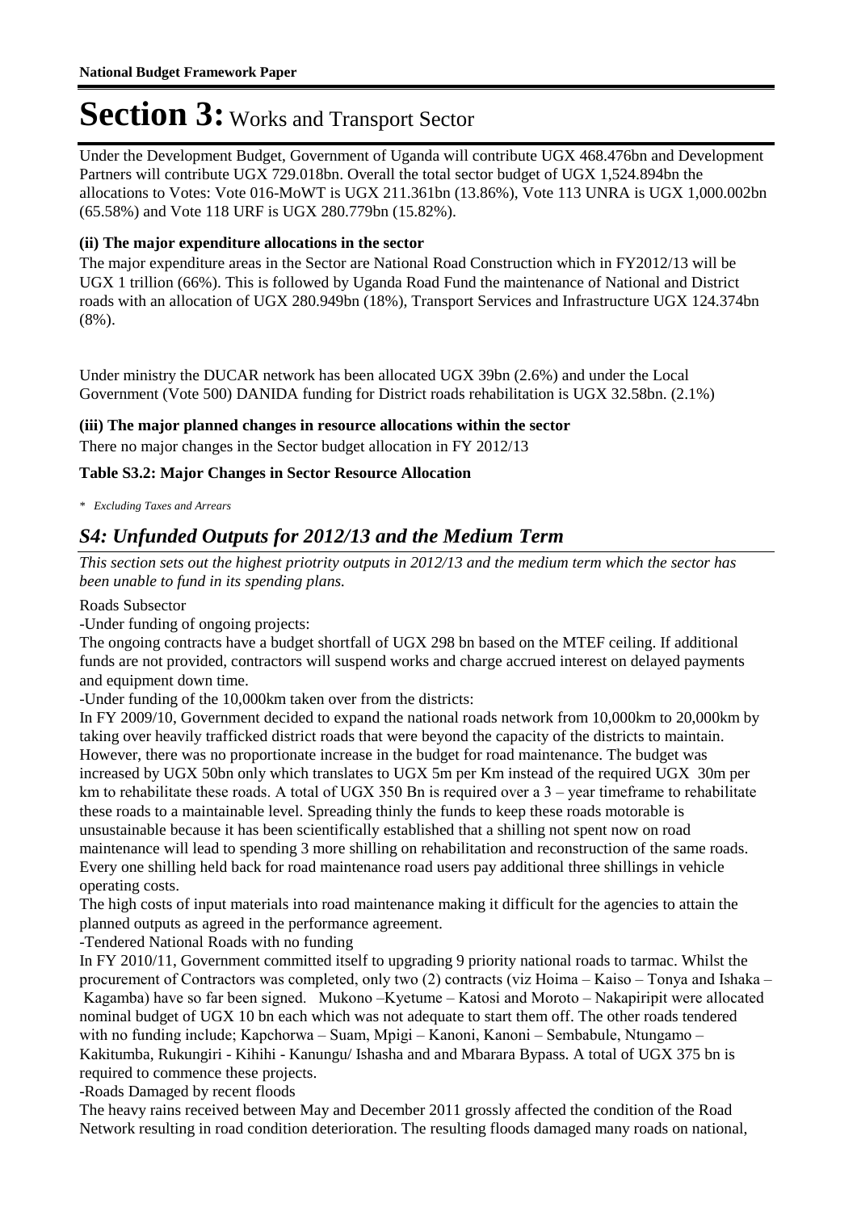# Section 3: Works and Transport Sector

Under the Development Budget, Government of Uganda will contribute UGX 468.476bn and Development Partners will contribute UGX 729.018bn. Overall the total sector budget of UGX 1,524.894bn the allocations to Votes: Vote 016-MoWT is UGX 211.361bn (13.86%), Vote 113 UNRA is UGX 1,000.002bn (65.58%) and Vote 118 URF is UGX 280.779bn (15.82%).

**(ii) The major expenditure allocations in the sector**

The major expenditure areas in the Sector are National Road Construction which in FY2012/13 will be UGX 1 trillion (66%). This is followed by Uganda Road Fund the maintenance of National and District roads with an allocation of UGX 280.949bn (18%), Transport Services and Infrastructure UGX 124.374bn (8%).

Under ministry the DUCAR network has been allocated UGX 39bn (2.6%) and under the Local Government (Vote 500) DANIDA funding for District roads rehabilitation is UGX 32.58bn. (2.1%)

**(iii) The major planned changes in resource allocations within the sector**

There no major changes in the Sector budget allocation in FY 2012/13

**Table S3.2: Major Changes in Sector Resource Allocation**

*\* Excluding Taxes and Arrears*

## *S4: Unfunded Outputs for 2012/13 and the Medium Term*

*This section sets out the highest priotrity outputs in 2012/13 and the medium term which the sector has been unable to fund in its spending plans.*

Roads Subsector

-Under funding of ongoing projects:

The ongoing contracts have a budget shortfall of UGX 298 bn based on the MTEF ceiling. If additional funds are not provided, contractors will suspend works and charge accrued interest on delayed payments and equipment down time.

-Under funding of the 10,000km taken over from the districts:

In FY 2009/10, Government decided to expand the national roads network from 10,000km to 20,000km by taking over heavily trafficked district roads that were beyond the capacity of the districts to maintain. However, there was no proportionate increase in the budget for road maintenance. The budget was increased by UGX 50bn only which translates to UGX 5m per Km instead of the required UGX 30m per km to rehabilitate these roads. A total of UGX 350 Bn is required over a 3 – year timeframe to rehabilitate these roads to a maintainable level. Spreading thinly the funds to keep these roads motorable is unsustainable because it has been scientifically established that a shilling not spent now on road maintenance will lead to spending 3 more shilling on rehabilitation and reconstruction of the same roads. Every one shilling held back for road maintenance road users pay additional three shillings in vehicle operating costs.

The high costs of input materials into road maintenance making it difficult for the agencies to attain the planned outputs as agreed in the performance agreement.

-Tendered National Roads with no funding

In FY 2010/11, Government committed itself to upgrading 9 priority national roads to tarmac. Whilst the procurement of Contractors was completed, only two (2) contracts (viz Hoima – Kaiso – Tonya and Ishaka – Kagamba) have so far been signed. Mukono –Kyetume – Katosi and Moroto – Nakapiripit were allocated nominal budget of UGX 10 bn each which was not adequate to start them off. The other roads tendered with no funding include; Kapchorwa – Suam, Mpigi – Kanoni, Kanoni – Sembabule, Ntungamo – Kakitumba, Rukungiri - Kihihi - Kanungu/ Ishasha and and Mbarara Bypass. A total of UGX 375 bn is required to commence these projects.

-Roads Damaged by recent floods

The heavy rains received between May and December 2011 grossly affected the condition of the Road Network resulting in road condition deterioration. The resulting floods damaged many roads on national,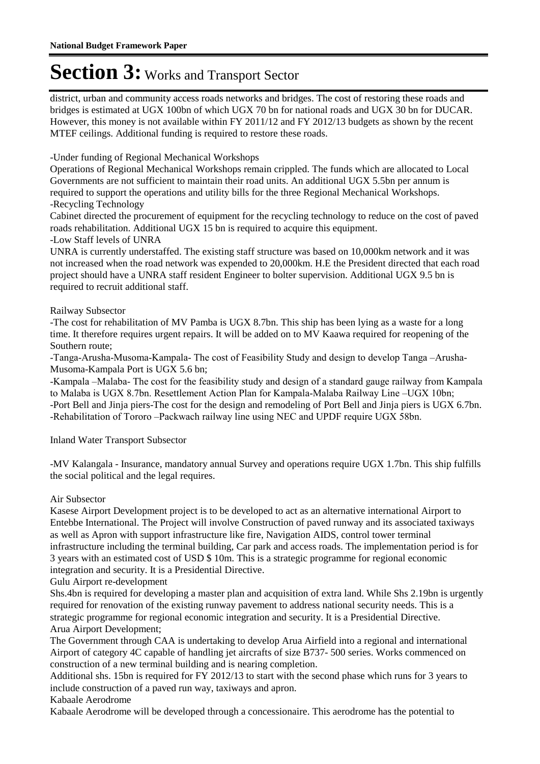district, urban and community access roads networks and bridges. The cost of restoring these roads and bridges is estimated at UGX 100bn of which UGX 70 bn for national roads and UGX 30 bn for DUCAR. However, this money is not available within FY 2011/12 and FY 2012/13 budgets as shown by the recent MTEF ceilings. Additional funding is required to restore these roads.

-Under funding of Regional Mechanical Workshops

Operations of Regional Mechanical Workshops remain crippled. The funds which are allocated to Local Governments are not sufficient to maintain their road units. An additional UGX 5.5bn per annum is required to support the operations and utility bills for the three Regional Mechanical Workshops.

-Recycling Technology

Cabinet directed the procurement of equipment for the recycling technology to reduce on the cost of paved roads rehabilitation. Additional UGX 15 bn is required to acquire this equipment.

-Low Staff levels of UNRA

UNRA is currently understaffed. The existing staff structure was based on 10,000km network and it was not increased when the road network was expended to 20,000km. H.E the President directed that each road project should have a UNRA staff resident Engineer to bolter supervision. Additional UGX 9.5 bn is required to recruit additional staff.

Railway Subsector

-The cost for rehabilitation of MV Pamba is UGX 8.7bn. This ship has been lying as a waste for a long time. It therefore requires urgent repairs. It will be added on to MV Kaawa required for reopening of the Southern route;

-Tanga-Arusha-Musoma-Kampala- The cost of Feasibility Study and design to develop Tanga –Arusha-Musoma-Kampala Port is UGX 5.6 bn;

-Kampala –Malaba- The cost for the feasibility study and design of a standard gauge railway from Kampala to Malaba is UGX 8.7bn. Resettlement Action Plan for Kampala-Malaba Railway Line –UGX 10bn;

-Port Bell and Jinja piers-The cost for the design and remodeling of Port Bell and Jinja piers is UGX 6.7bn.

-Rehabilitation of Tororo –Packwach railway line using NEC and UPDF require UGX 58bn.

Inland Water Transport Subsector

-MV Kalangala - Insurance, mandatory annual Survey and operations require UGX 1.7bn. This ship fulfills the social political and the legal requires.

Air Subsector

Kasese Airport Development project is to be developed to act as an alternative international Airport to Entebbe International. The Project will involve Construction of paved runway and its associated taxiways as well as Apron with support infrastructure like fire, Navigation AIDS, control tower terminal infrastructure including the terminal building, Car park and access roads. The implementation period is for 3 years with an estimated cost of USD $ 10m. This is a strategic programme for regional economic integration and security. It is a Presidential Directive.

Gulu Airport re-development

Shs.4bn is required for developing a master plan and acquisition of extra land. While Shs 2.19bn is urgently required for renovation of the existing runway pavement to address national security needs. This is a strategic programme for regional economic integration and security. It is a Presidential Directive.

Arua Airport Development;

The Government through CAA is undertaking to develop Arua Airfield into a regional and international Airport of category 4C capable of handling jet aircrafts of size B737- 500 series. Works commenced on construction of a new terminal building and is nearing completion.

Additional shs. 15bn is required for FY 2012/13 to start with the second phase which runs for 3 years to include construction of a paved run way, taxiways and apron.

Kabaale Aerodrome

Kabaale Aerodrome will be developed through a concessionaire. This aerodrome has the potential to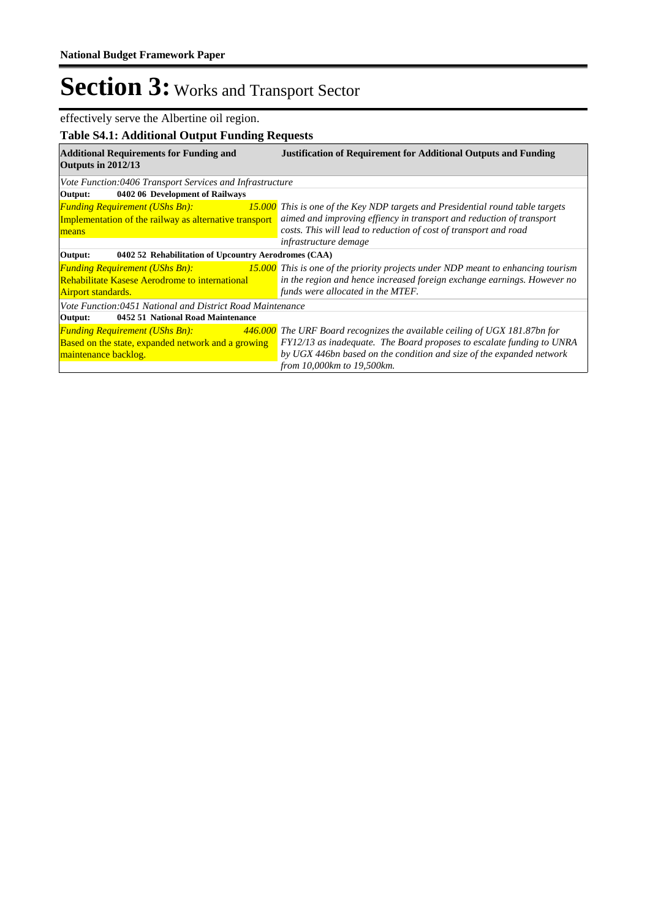# Section 3: Works and Transport Sector

effectively serve the Albertine oil region.

**Table S4.1: Additional Output Funding Requests**

| **Additional Requirements for Funding and Outputs in 2012/13** | | **Justification of Requirement for Additional Outputs and Funding** |
|---|---|---|
| *Vote Function:0406 Transport Services and Infrastructure* | | |
| **Output: 0402 06 Development of Railways** | | |
| *Funding Requirement (UShs Bn):* Implementation of the railway as alternative transport means | *15.000* | *This is one of the Key NDP targets and Presidential round table targets aimed and improving effiency in transport and reduction of transport costs. This will lead to reduction of cost of transport and road infrastructure demage* |
| **Output: 0402 52 Rehabilitation of Upcountry Aerodromes (CAA)** | | |
| *Funding Requirement (UShs Bn):* Rehabilitate Kasese Aerodrome to international Airport standards. | *15.000* | *This is one of the priority projects under NDP meant to enhancing tourism in the region and hence increased foreign exchange earnings. However no funds were allocated in the MTEF.* |
| *Vote Function:0451 National and District Road Maintenance* | | |
| **Output: 0452 51 National Road Maintenance** | | |
| *Funding Requirement (UShs Bn):* Based on the state, expanded network and a growing maintenance backlog. | *446.000* | *The URF Board recognizes the available ceiling of UGX 181.87bn for FY12/13 as inadequate. The Board proposes to escalate funding to UNRA by UGX 446bn based on the condition and size of the expanded network from 10,000km to 19,500km.* |